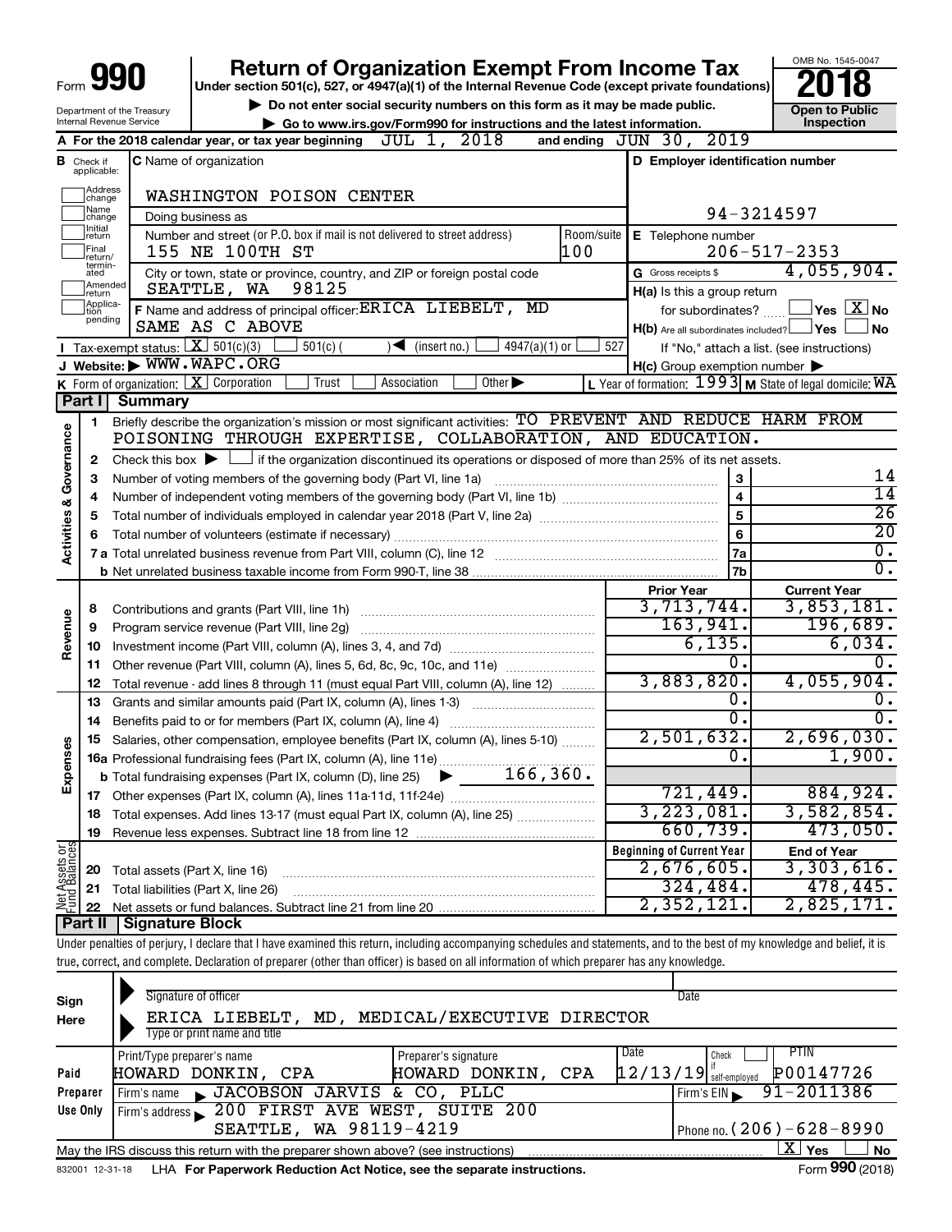# Form 990

## Return of Organization Exempt From Income Tax

**Under section 501(c), 527, or 4947(a)(1) of the Internal Revenue Code (except private foundations)**

▶ Do not enter social security numbers on this form as it may be made public.

▶ Go to www.irs.gov/Form990 for instructions and the latest information.

OMB No. 1545-0047

**2018**

**Open to Public Inspection**

Department of the Treasury
Internal Revenue Service

**A** For the 2018 calendar year, or tax year beginning JUL 1, 2018 and ending JUN 30, 2019

**B** Check if applicable: Address change, Name change, Initial return, Final return/terminated, Amended return, Application pending

**C** Name of organization: WASHINGTON POISON CENTER

Doing business as

Number and street (or P.O. box if mail is not delivered to street address): 155 NE 100TH ST — Room/suite: 100

City or town, state or province, country, and ZIP or foreign postal code: SEATTLE, WA 98125

**D** Employer identification number: 94-3214597

**E** Telephone number: 206-517-2353

**G** Gross receipts $ 4,055,904.

**F** Name and address of principal officer: ERICA LIEBELT, MD — SAME AS C ABOVE

**H(a)** Is this a group return for subordinates? Yes [ ] No [X]

**H(b)** Are all subordinates included? Yes [ ] No [ ] — If "No," attach a list. (see instructions)

**H(c)** Group exemption number ▶

**I** Tax-exempt status: [X] 501(c)(3) [ ] 501(c) ( ) ◀ (insert no.) [ ] 4947(a)(1) or [ ] 527

**J** Website: ▶ WWW.WAPC.ORG

**K** Form of organization: [X] Corporation [ ] Trust [ ] Association [ ] Other ▶

**L** Year of formation: 1993 **M** State of legal domicile: WA

## Part I Summary

### Activities & Governance

1. Briefly describe the organization's mission or most significant activities: TO PREVENT AND REDUCE HARM FROM POISONING THROUGH EXPERTISE, COLLABORATION, AND EDUCATION.
2. Check this box ▶ [ ] if the organization discontinued its operations or disposed of more than 25% of its net assets.

| Line | Description | No. | Value |
|---|---|---|---|
| 3 | Number of voting members of the governing body (Part VI, line 1a) | 3 | 14 |
| 4 | Number of independent voting members of the governing body (Part VI, line 1b) | 4 | 14 |
| 5 | Total number of individuals employed in calendar year 2018 (Part V, line 2a) | 5 | 26 |
| 6 | Total number of volunteers (estimate if necessary) | 6 | 20 |
| 7a | Total unrelated business revenue from Part VIII, column (C), line 12 | 7a | 0. |
| 7b | Net unrelated business taxable income from Form 990-T, line 38 | 7b | 0. |

### Revenue / Expenses

| Line | Description | Prior Year | Current Year |
|---|---|---|---|
| 8 | Contributions and grants (Part VIII, line 1h) | 3,713,744. | 3,853,181. |
| 9 | Program service revenue (Part VIII, line 2g) | 163,941. | 196,689. |
| 10 | Investment income (Part VIII, column (A), lines 3, 4, and 7d) | 6,135. | 6,034. |
| 11 | Other revenue (Part VIII, column (A), lines 5, 6d, 8c, 9c, 10c, and 11e) | 0. | 0. |
| 12 | Total revenue - add lines 8 through 11 (must equal Part VIII, column (A), line 12) | 3,883,820. | 4,055,904. |
| 13 | Grants and similar amounts paid (Part IX, column (A), lines 1-3) | 0. | 0. |
| 14 | Benefits paid to or for members (Part IX, column (A), line 4) | 0. | 0. |
| 15 | Salaries, other compensation, employee benefits (Part IX, column (A), lines 5-10) | 2,501,632. | 2,696,030. |
| 16a | Professional fundraising fees (Part IX, column (A), line 11e) | 0. | 1,900. |
| b | Total fundraising expenses (Part IX, column (D), line 25) ▶ 166,360. | | |
| 17 | Other expenses (Part IX, column (A), lines 11a-11d, 11f-24e) | 721,449. | 884,924. |
| 18 | Total expenses. Add lines 13-17 (must equal Part IX, column (A), line 25) | 3,223,081. | 3,582,854. |
| 19 | Revenue less expenses. Subtract line 18 from line 12 | 660,739. | 473,050. |

### Net Assets or Fund Balances

| Line | Description | Beginning of Current Year | End of Year |
|---|---|---|---|
| 20 | Total assets (Part X, line 16) | 2,676,605. | 3,303,616. |
| 21 | Total liabilities (Part X, line 26) | 324,484. | 478,445. |
| 22 | Net assets or fund balances. Subtract line 21 from line 20 | 2,352,121. | 2,825,171. |

## Part II Signature Block

Under penalties of perjury, I declare that I have examined this return, including accompanying schedules and statements, and to the best of my knowledge and belief, it is true, correct, and complete. Declaration of preparer (other than officer) is based on all information of which preparer has any knowledge.

**Sign Here**

Signature of officer — Date

ERICA LIEBELT, MD, MEDICAL/EXECUTIVE DIRECTOR
Type or print name and title

**Paid Preparer Use Only**

| Print/Type preparer's name | Preparer's signature | Date | Check if self-employed | PTIN |
|---|---|---|---|---|
| HOWARD DONKIN, CPA | HOWARD DONKIN, CPA | 12/13/19 | | P00147726 |

Firm's name ▶ JACOBSON JARVIS & CO, PLLC — Firm's EIN ▶ 91-2011386

Firm's address ▶ 200 FIRST AVE WEST, SUITE 200, SEATTLE, WA 98119-4219 — Phone no. (206)-628-8990

May the IRS discuss this return with the preparer shown above? (see instructions) [X] Yes [ ] No

832001 12-31-18 LHA For Paperwork Reduction Act Notice, see the separate instructions. Form **990** (2018)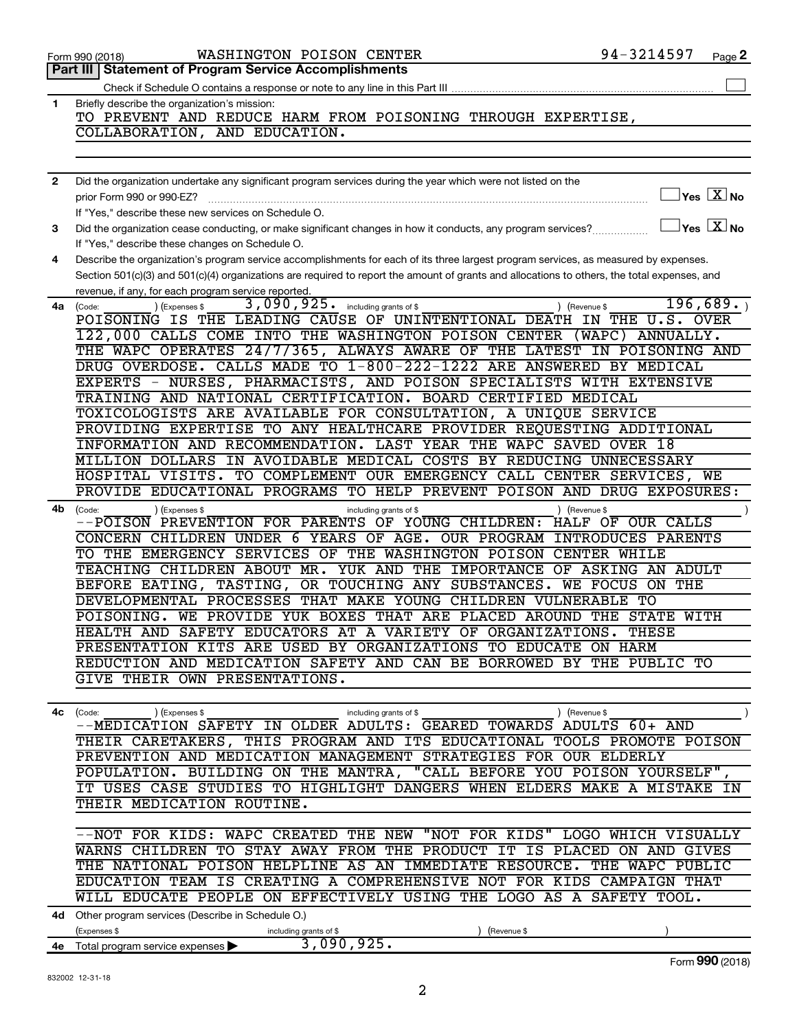Form 990 (2018) WASHINGTON POISON CENTER 94-3214597 Page 2

## Part III | Statement of Program Service Accomplishments

Check if Schedule O contains a response or note to any line in this Part III ☐

**1** Briefly describe the organization's mission:

TO PREVENT AND REDUCE HARM FROM POISONING THROUGH EXPERTISE, COLLABORATION, AND EDUCATION.

**2** Did the organization undertake any significant program services during the year which were not listed on the prior Form 990 or 990-EZ? ☐ Yes ☒ No

If "Yes," describe these new services on Schedule O.

**3** Did the organization cease conducting, or make significant changes in how it conducts, any program services? ☐ Yes ☒ No

If "Yes," describe these changes on Schedule O.

**4** Describe the organization's program service accomplishments for each of its three largest program services, as measured by expenses. Section 501(c)(3) and 501(c)(4) organizations are required to report the amount of grants and allocations to others, the total expenses, and revenue, if any, for each program service reported.

**4a** (Code: ) (Expenses $ 3,090,925. including grants of $ ) (Revenue $ 196,689. )

POISONING IS THE LEADING CAUSE OF UNINTENTIONAL DEATH IN THE U.S. OVER 122,000 CALLS COME INTO THE WASHINGTON POISON CENTER (WAPC) ANNUALLY. THE WAPC OPERATES 24/7/365, ALWAYS AWARE OF THE LATEST IN POISONING AND DRUG OVERDOSE. CALLS MADE TO 1-800-222-1222 ARE ANSWERED BY MEDICAL EXPERTS - NURSES, PHARMACISTS, AND POISON SPECIALISTS WITH EXTENSIVE TRAINING AND NATIONAL CERTIFICATION. BOARD CERTIFIED MEDICAL TOXICOLOGISTS ARE AVAILABLE FOR CONSULTATION, A UNIQUE SERVICE PROVIDING EXPERTISE TO ANY HEALTHCARE PROVIDER REQUESTING ADDITIONAL INFORMATION AND RECOMMENDATION. LAST YEAR THE WAPC SAVED OVER 18 MILLION DOLLARS IN AVOIDABLE MEDICAL COSTS BY REDUCING UNNECESSARY HOSPITAL VISITS. TO COMPLEMENT OUR EMERGENCY CALL CENTER SERVICES, WE PROVIDE EDUCATIONAL PROGRAMS TO HELP PREVENT POISON AND DRUG EXPOSURES:

**4b** (Code: ) (Expenses $ including grants of $ ) (Revenue $ )

--POISON PREVENTION FOR PARENTS OF YOUNG CHILDREN: HALF OF OUR CALLS CONCERN CHILDREN UNDER 6 YEARS OF AGE. OUR PROGRAM INTRODUCES PARENTS TO THE EMERGENCY SERVICES OF THE WASHINGTON POISON CENTER WHILE TEACHING CHILDREN ABOUT MR. YUK AND THE IMPORTANCE OF ASKING AN ADULT BEFORE EATING, TASTING, OR TOUCHING ANY SUBSTANCES. WE FOCUS ON THE DEVELOPMENTAL PROCESSES THAT MAKE YOUNG CHILDREN VULNERABLE TO POISONING. WE PROVIDE YUK BOXES THAT ARE PLACED AROUND THE STATE WITH HEALTH AND SAFETY EDUCATORS AT A VARIETY OF ORGANIZATIONS. THESE PRESENTATION KITS ARE USED BY ORGANIZATIONS TO EDUCATE ON HARM REDUCTION AND MEDICATION SAFETY AND CAN BE BORROWED BY THE PUBLIC TO GIVE THEIR OWN PRESENTATIONS.

**4c** (Code: ) (Expenses $ including grants of $ ) (Revenue $ )

--MEDICATION SAFETY IN OLDER ADULTS: GEARED TOWARDS ADULTS 60+ AND THEIR CARETAKERS, THIS PROGRAM AND ITS EDUCATIONAL TOOLS PROMOTE POISON PREVENTION AND MEDICATION MANAGEMENT STRATEGIES FOR OUR ELDERLY POPULATION. BUILDING ON THE MANTRA, "CALL BEFORE YOU POISON YOURSELF", IT USES CASE STUDIES TO HIGHLIGHT DANGERS WHEN ELDERS MAKE A MISTAKE IN THEIR MEDICATION ROUTINE.

--NOT FOR KIDS: WAPC CREATED THE NEW "NOT FOR KIDS" LOGO WHICH VISUALLY WARNS CHILDREN TO STAY AWAY FROM THE PRODUCT IT IS PLACED ON AND GIVES THE NATIONAL POISON HELPLINE AS AN IMMEDIATE RESOURCE. THE WAPC PUBLIC EDUCATION TEAM IS CREATING A COMPREHENSIVE NOT FOR KIDS CAMPAIGN THAT WILL EDUCATE PEOPLE ON EFFECTIVELY USING THE LOGO AS A SAFETY TOOL.

**4d** Other program services (Describe in Schedule O.)

(Expenses $ including grants of $ ) (Revenue $ )

**4e** Total program service expenses ▶ 3,090,925.

Form **990** (2018)

832002 12-31-18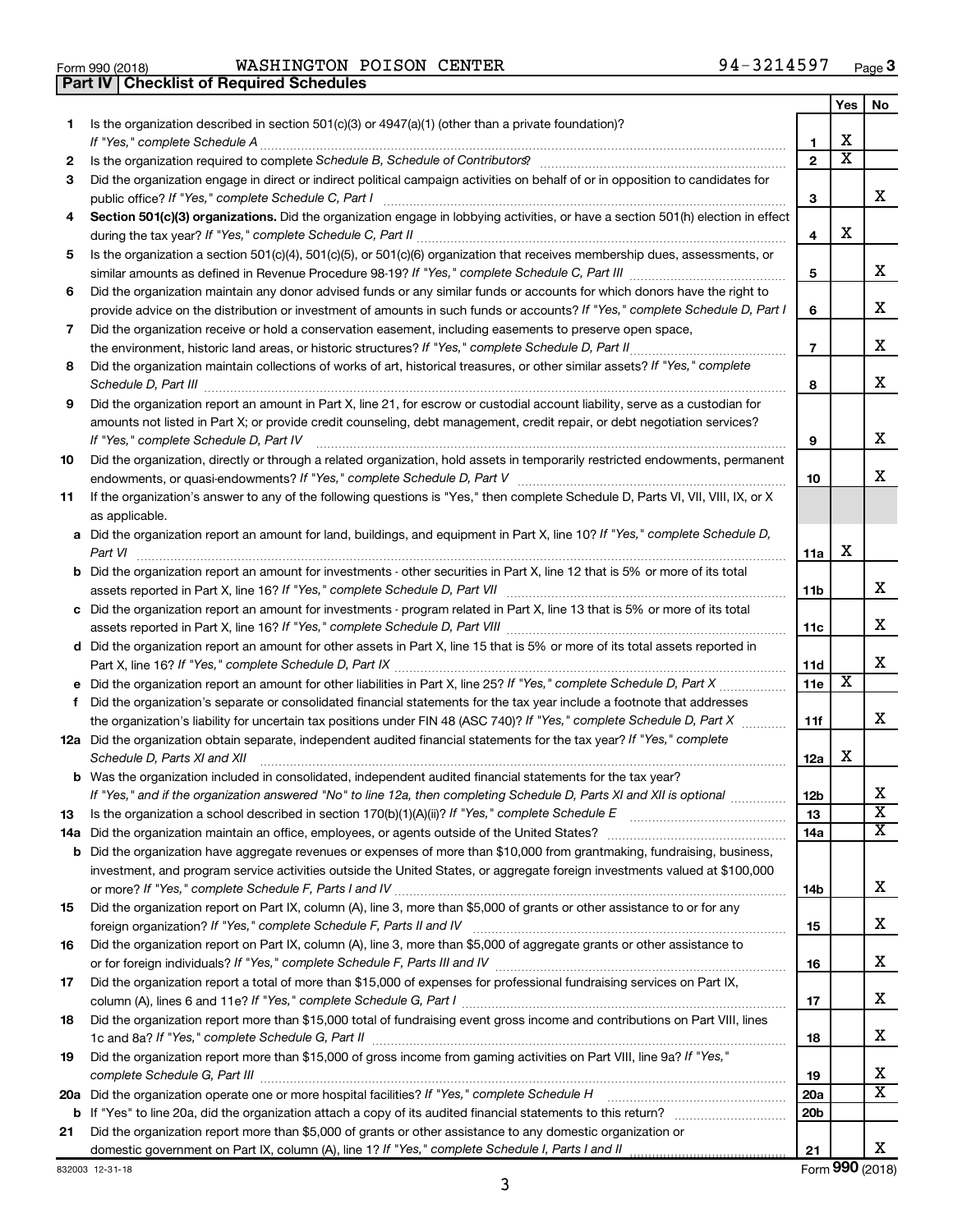Form 990 (2018) WASHINGTON POISON CENTER 94-3214597

## Part IV Checklist of Required Schedules

| | | | Yes | No |
|---|---|---|---|---|
| 1 | Is the organization described in section 501(c)(3) or 4947(a)(1) (other than a private foundation)? *If "Yes," complete Schedule A* | 1 | X | |
| 2 | Is the organization required to complete *Schedule B, Schedule of Contributors*? | 2 | X | |
| 3 | Did the organization engage in direct or indirect political campaign activities on behalf of or in opposition to candidates for public office? *If "Yes," complete Schedule C, Part I* | 3 | | X |
| 4 | **Section 501(c)(3) organizations.** Did the organization engage in lobbying activities, or have a section 501(h) election in effect during the tax year? *If "Yes," complete Schedule C, Part II* | 4 | X | |
| 5 | Is the organization a section 501(c)(4), 501(c)(5), or 501(c)(6) organization that receives membership dues, assessments, or similar amounts as defined in Revenue Procedure 98-19? *If "Yes," complete Schedule C, Part III* | 5 | | X |
| 6 | Did the organization maintain any donor advised funds or any similar funds or accounts for which donors have the right to provide advice on the distribution or investment of amounts in such funds or accounts? *If "Yes," complete Schedule D, Part I* | 6 | | X |
| 7 | Did the organization receive or hold a conservation easement, including easements to preserve open space, the environment, historic land areas, or historic structures? *If "Yes," complete Schedule D, Part II* | 7 | | X |
| 8 | Did the organization maintain collections of works of art, historical treasures, or other similar assets? *If "Yes," complete Schedule D, Part III* | 8 | | X |
| 9 | Did the organization report an amount in Part X, line 21, for escrow or custodial account liability, serve as a custodian for amounts not listed in Part X; or provide credit counseling, debt management, credit repair, or debt negotiation services? *If "Yes," complete Schedule D, Part IV* | 9 | | X |
| 10 | Did the organization, directly or through a related organization, hold assets in temporarily restricted endowments, permanent endowments, or quasi-endowments? *If "Yes," complete Schedule D, Part V* | 10 | | X |
| 11 | If the organization's answer to any of the following questions is "Yes," then complete Schedule D, Parts VI, VII, VIII, IX, or X as applicable. | | | |
| a | Did the organization report an amount for land, buildings, and equipment in Part X, line 10? *If "Yes," complete Schedule D, Part VI* | 11a | X | |
| b | Did the organization report an amount for investments - other securities in Part X, line 12 that is 5% or more of its total assets reported in Part X, line 16? *If "Yes," complete Schedule D, Part VII* | 11b | | X |
| c | Did the organization report an amount for investments - program related in Part X, line 13 that is 5% or more of its total assets reported in Part X, line 16? *If "Yes," complete Schedule D, Part VIII* | 11c | | X |
| d | Did the organization report an amount for other assets in Part X, line 15 that is 5% or more of its total assets reported in Part X, line 16? *If "Yes," complete Schedule D, Part IX* | 11d | | X |
| e | Did the organization report an amount for other liabilities in Part X, line 25? *If "Yes," complete Schedule D, Part X* | 11e | X | |
| f | Did the organization's separate or consolidated financial statements for the tax year include a footnote that addresses the organization's liability for uncertain tax positions under FIN 48 (ASC 740)? *If "Yes," complete Schedule D, Part X* | 11f | | X |
| 12a | Did the organization obtain separate, independent audited financial statements for the tax year? *If "Yes," complete Schedule D, Parts XI and XII* | 12a | X | |
| b | Was the organization included in consolidated, independent audited financial statements for the tax year? *If "Yes," and if the organization answered "No" to line 12a, then completing Schedule D, Parts XI and XII is optional* | 12b | | X |
| 13 | Is the organization a school described in section 170(b)(1)(A)(ii)? *If "Yes," complete Schedule E* | 13 | | X |
| 14a | Did the organization maintain an office, employees, or agents outside of the United States? | 14a | | X |
| b | Did the organization have aggregate revenues or expenses of more than $10,000 from grantmaking, fundraising, business, investment, and program service activities outside the United States, or aggregate foreign investments valued at $100,000 or more? *If "Yes," complete Schedule F, Parts I and IV* | 14b | | X |
| 15 | Did the organization report on Part IX, column (A), line 3, more than $5,000 of grants or other assistance to or for any foreign organization? *If "Yes," complete Schedule F, Parts II and IV* | 15 | | X |
| 16 | Did the organization report on Part IX, column (A), line 3, more than $5,000 of aggregate grants or other assistance to or for foreign individuals? *If "Yes," complete Schedule F, Parts III and IV* | 16 | | X |
| 17 | Did the organization report a total of more than $15,000 of expenses for professional fundraising services on Part IX, column (A), lines 6 and 11e? *If "Yes," complete Schedule G, Part I* | 17 | | X |
| 18 | Did the organization report more than $15,000 total of fundraising event gross income and contributions on Part VIII, lines 1c and 8a? *If "Yes," complete Schedule G, Part II* | 18 | | X |
| 19 | Did the organization report more than $15,000 of gross income from gaming activities on Part VIII, line 9a? *If "Yes," complete Schedule G, Part III* | 19 | | X |
| 20a | Did the organization operate one or more hospital facilities? *If "Yes," complete Schedule H* | 20a | | X |
| b | If "Yes" to line 20a, did the organization attach a copy of its audited financial statements to this return? | 20b | | |
| 21 | Did the organization report more than $5,000 of grants or other assistance to any domestic organization or domestic government on Part IX, column (A), line 1? *If "Yes," complete Schedule I, Parts I and II* | 21 | | X |

832003 12-31-18 Form **990** (2018)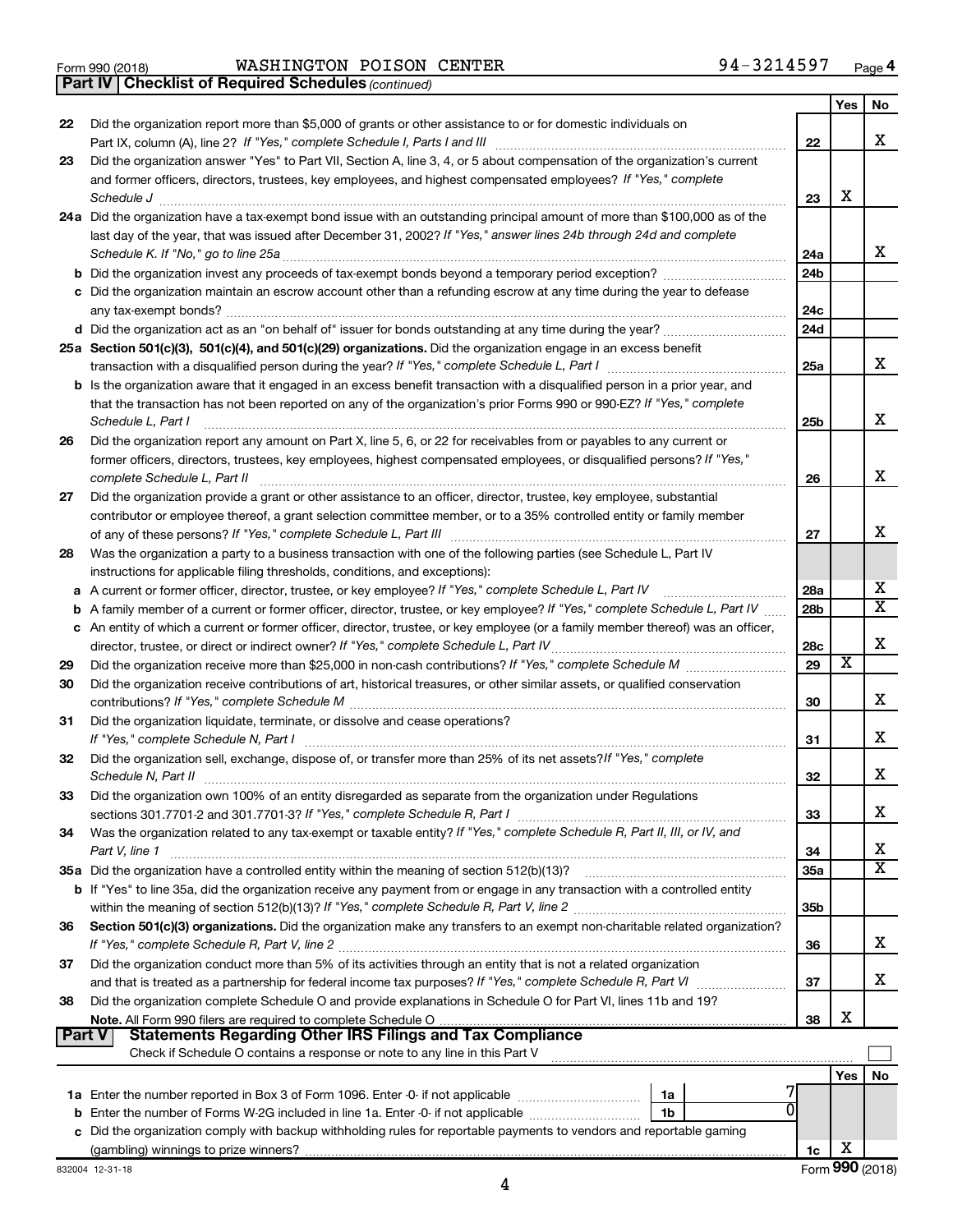Form 990 (2018) WASHINGTON POISON CENTER 94-3214597

## Part IV | Checklist of Required Schedules *(continued)*

| | | | Yes | No |
|---|---|---|---|---|
| 22 | Did the organization report more than $5,000 of grants or other assistance to or for domestic individuals on Part IX, column (A), line 2? *If "Yes," complete Schedule I, Parts I and III* | 22 | | X |
| 23 | Did the organization answer "Yes" to Part VII, Section A, line 3, 4, or 5 about compensation of the organization's current and former officers, directors, trustees, key employees, and highest compensated employees? *If "Yes," complete Schedule J* | 23 | X | |
| 24a | Did the organization have a tax-exempt bond issue with an outstanding principal amount of more than $100,000 as of the last day of the year, that was issued after December 31, 2002? *If "Yes," answer lines 24b through 24d and complete Schedule K. If "No," go to line 25a* | 24a | | X |
| b | Did the organization invest any proceeds of tax-exempt bonds beyond a temporary period exception? | 24b | | |
| c | Did the organization maintain an escrow account other than a refunding escrow at any time during the year to defease any tax-exempt bonds? | 24c | | |
| d | Did the organization act as an "on behalf of" issuer for bonds outstanding at any time during the year? | 24d | | |
| 25a | **Section 501(c)(3), 501(c)(4), and 501(c)(29) organizations.** Did the organization engage in an excess benefit transaction with a disqualified person during the year? *If "Yes," complete Schedule L, Part I* | 25a | | X |
| b | Is the organization aware that it engaged in an excess benefit transaction with a disqualified person in a prior year, and that the transaction has not been reported on any of the organization's prior Forms 990 or 990-EZ? *If "Yes," complete Schedule L, Part I* | 25b | | X |
| 26 | Did the organization report any amount on Part X, line 5, 6, or 22 for receivables from or payables to any current or former officers, directors, trustees, key employees, highest compensated employees, or disqualified persons? *If "Yes," complete Schedule L, Part II* | 26 | | X |
| 27 | Did the organization provide a grant or other assistance to an officer, director, trustee, key employee, substantial contributor or employee thereof, a grant selection committee member, or to a 35% controlled entity or family member of any of these persons? *If "Yes," complete Schedule L, Part III* | 27 | | X |
| 28 | Was the organization a party to a business transaction with one of the following parties (see Schedule L, Part IV instructions for applicable filing thresholds, conditions, and exceptions): | | | |
| a | A current or former officer, director, trustee, or key employee? *If "Yes," complete Schedule L, Part IV* | 28a | | X |
| b | A family member of a current or former officer, director, trustee, or key employee? *If "Yes," complete Schedule L, Part IV* | 28b | | X |
| c | An entity of which a current or former officer, director, trustee, or key employee (or a family member thereof) was an officer, director, trustee, or direct or indirect owner? *If "Yes," complete Schedule L, Part IV* | 28c | | X |
| 29 | Did the organization receive more than $25,000 in non-cash contributions? *If "Yes," complete Schedule M* | 29 | X | |
| 30 | Did the organization receive contributions of art, historical treasures, or other similar assets, or qualified conservation contributions? *If "Yes," complete Schedule M* | 30 | | X |
| 31 | Did the organization liquidate, terminate, or dissolve and cease operations? *If "Yes," complete Schedule N, Part I* | 31 | | X |
| 32 | Did the organization sell, exchange, dispose of, or transfer more than 25% of its net assets? *If "Yes," complete Schedule N, Part II* | 32 | | X |
| 33 | Did the organization own 100% of an entity disregarded as separate from the organization under Regulations sections 301.7701-2 and 301.7701-3? *If "Yes," complete Schedule R, Part I* | 33 | | X |
| 34 | Was the organization related to any tax-exempt or taxable entity? *If "Yes," complete Schedule R, Part II, III, or IV, and Part V, line 1* | 34 | | X |
| 35a | Did the organization have a controlled entity within the meaning of section 512(b)(13)? | 35a | | X |
| b | If "Yes" to line 35a, did the organization receive any payment from or engage in any transaction with a controlled entity within the meaning of section 512(b)(13)? *If "Yes," complete Schedule R, Part V, line 2* | 35b | | |
| 36 | **Section 501(c)(3) organizations.** Did the organization make any transfers to an exempt non-charitable related organization? *If "Yes," complete Schedule R, Part V, line 2* | 36 | | X |
| 37 | Did the organization conduct more than 5% of its activities through an entity that is not a related organization and that is treated as a partnership for federal income tax purposes? *If "Yes," complete Schedule R, Part VI* | 37 | | X |
| 38 | Did the organization complete Schedule O and provide explanations in Schedule O for Part VI, lines 11b and 19? **Note.** All Form 990 filers are required to complete Schedule O | 38 | X | |

## Part V | Statements Regarding Other IRS Filings and Tax Compliance

Check if Schedule O contains a response or note to any line in this Part V

| | | | | | Yes | No |
|---|---|---|---|---|---|---|
| 1a | Enter the number reported in Box 3 of Form 1096. Enter -0- if not applicable | 1a | 7 | | | |
| b | Enter the number of Forms W-2G included in line 1a. Enter -0- if not applicable | 1b | 0 | | | |
| c | Did the organization comply with backup withholding rules for reportable payments to vendors and reportable gaming (gambling) winnings to prize winners? | | | 1c | X | |

832004 12-31-18 Form **990** (2018)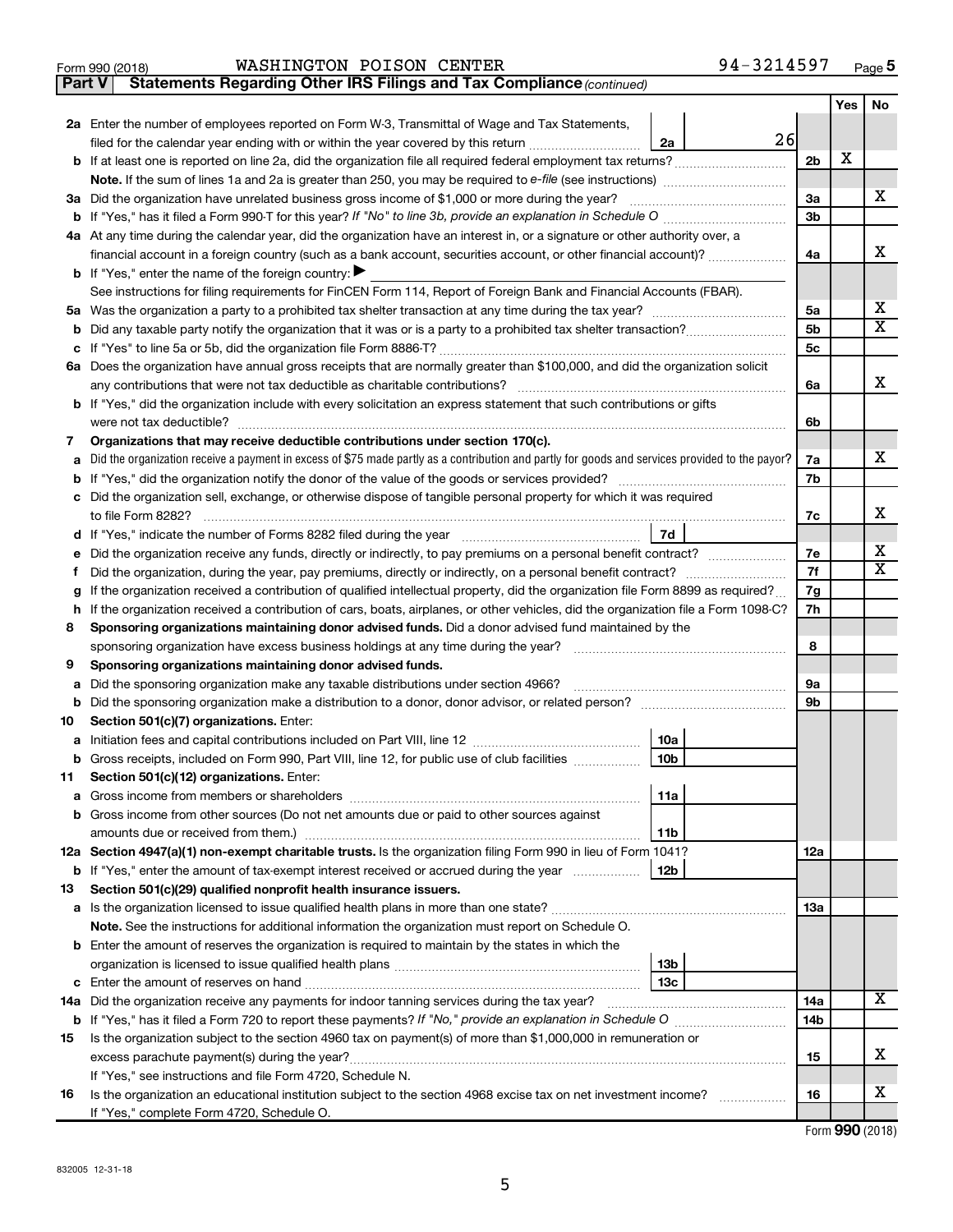Form 990 (2018) WASHINGTON POISON CENTER 94-3214597 Page 5

**Part V Statements Regarding Other IRS Filings and Tax Compliance** *(continued)*

| | | | | | Yes | No |
|---|---|---|---|---|---|---|
| **2a** | Enter the number of employees reported on Form W-3, Transmittal of Wage and Tax Statements, filed for the calendar year ending with or within the year covered by this return | 2a | 26 | | | |
| **b** | If at least one is reported on line 2a, did the organization file all required federal employment tax returns? | | | 2b | X | |
| | **Note.** If the sum of lines 1a and 2a is greater than 250, you may be required to *e-file* (see instructions) | | | | | |
| **3a** | Did the organization have unrelated business gross income of $1,000 or more during the year? | | | 3a | | X |
| **b** | If "Yes," has it filed a Form 990-T for this year? *If "No" to line 3b, provide an explanation in Schedule O* | | | 3b | | |
| **4a** | At any time during the calendar year, did the organization have an interest in, or a signature or other authority over, a financial account in a foreign country (such as a bank account, securities account, or other financial account)? | | | 4a | | X |
| **b** | If "Yes," enter the name of the foreign country: ▶ | | | | | |
| | See instructions for filing requirements for FinCEN Form 114, Report of Foreign Bank and Financial Accounts (FBAR). | | | | | |
| **5a** | Was the organization a party to a prohibited tax shelter transaction at any time during the tax year? | | | 5a | | X |
| **b** | Did any taxable party notify the organization that it was or is a party to a prohibited tax shelter transaction? | | | 5b | | X |
| **c** | If "Yes" to line 5a or 5b, did the organization file Form 8886-T? | | | 5c | | |
| **6a** | Does the organization have annual gross receipts that are normally greater than $100,000, and did the organization solicit any contributions that were not tax deductible as charitable contributions? | | | 6a | | X |
| **b** | If "Yes," did the organization include with every solicitation an express statement that such contributions or gifts were not tax deductible? | | | 6b | | |
| **7** | **Organizations that may receive deductible contributions under section 170(c).** | | | | | |
| **a** | Did the organization receive a payment in excess of $75 made partly as a contribution and partly for goods and services provided to the payor? | | | 7a | | X |
| **b** | If "Yes," did the organization notify the donor of the value of the goods or services provided? | | | 7b | | |
| **c** | Did the organization sell, exchange, or otherwise dispose of tangible personal property for which it was required to file Form 8282? | | | 7c | | X |
| **d** | If "Yes," indicate the number of Forms 8282 filed during the year | 7d | | | | |
| **e** | Did the organization receive any funds, directly or indirectly, to pay premiums on a personal benefit contract? | | | 7e | | X |
| **f** | Did the organization, during the year, pay premiums, directly or indirectly, on a personal benefit contract? | | | 7f | | X |
| **g** | If the organization received a contribution of qualified intellectual property, did the organization file Form 8899 as required? | | | 7g | | |
| **h** | If the organization received a contribution of cars, boats, airplanes, or other vehicles, did the organization file a Form 1098-C? | | | 7h | | |
| **8** | **Sponsoring organizations maintaining donor advised funds.** Did a donor advised fund maintained by the sponsoring organization have excess business holdings at any time during the year? | | | 8 | | |
| **9** | **Sponsoring organizations maintaining donor advised funds.** | | | | | |
| **a** | Did the sponsoring organization make any taxable distributions under section 4966? | | | 9a | | |
| **b** | Did the sponsoring organization make a distribution to a donor, donor advisor, or related person? | | | 9b | | |
| **10** | **Section 501(c)(7) organizations.** Enter: | | | | | |
| **a** | Initiation fees and capital contributions included on Part VIII, line 12 | 10a | | | | |
| **b** | Gross receipts, included on Form 990, Part VIII, line 12, for public use of club facilities | 10b | | | | |
| **11** | **Section 501(c)(12) organizations.** Enter: | | | | | |
| **a** | Gross income from members or shareholders | 11a | | | | |
| **b** | Gross income from other sources (Do not net amounts due or paid to other sources against amounts due or received from them.) | 11b | | | | |
| **12a** | **Section 4947(a)(1) non-exempt charitable trusts.** Is the organization filing Form 990 in lieu of Form 1041? | | | 12a | | |
| **b** | If "Yes," enter the amount of tax-exempt interest received or accrued during the year | 12b | | | | |
| **13** | **Section 501(c)(29) qualified nonprofit health insurance issuers.** | | | | | |
| **a** | Is the organization licensed to issue qualified health plans in more than one state? | | | 13a | | |
| | **Note.** See the instructions for additional information the organization must report on Schedule O. | | | | | |
| **b** | Enter the amount of reserves the organization is required to maintain by the states in which the organization is licensed to issue qualified health plans | 13b | | | | |
| **c** | Enter the amount of reserves on hand | 13c | | | | |
| **14a** | Did the organization receive any payments for indoor tanning services during the tax year? | | | 14a | | X |
| **b** | If "Yes," has it filed a Form 720 to report these payments? *If "No," provide an explanation in Schedule O* | | | 14b | | |
| **15** | Is the organization subject to the section 4960 tax on payment(s) of more than $1,000,000 in remuneration or excess parachute payment(s) during the year? | | | 15 | | X |
| | If "Yes," see instructions and file Form 4720, Schedule N. | | | | | |
| **16** | Is the organization an educational institution subject to the section 4968 excise tax on net investment income? | | | 16 | | X |
| | If "Yes," complete Form 4720, Schedule O. | | | | | |

Form **990** (2018)

832005 12-31-18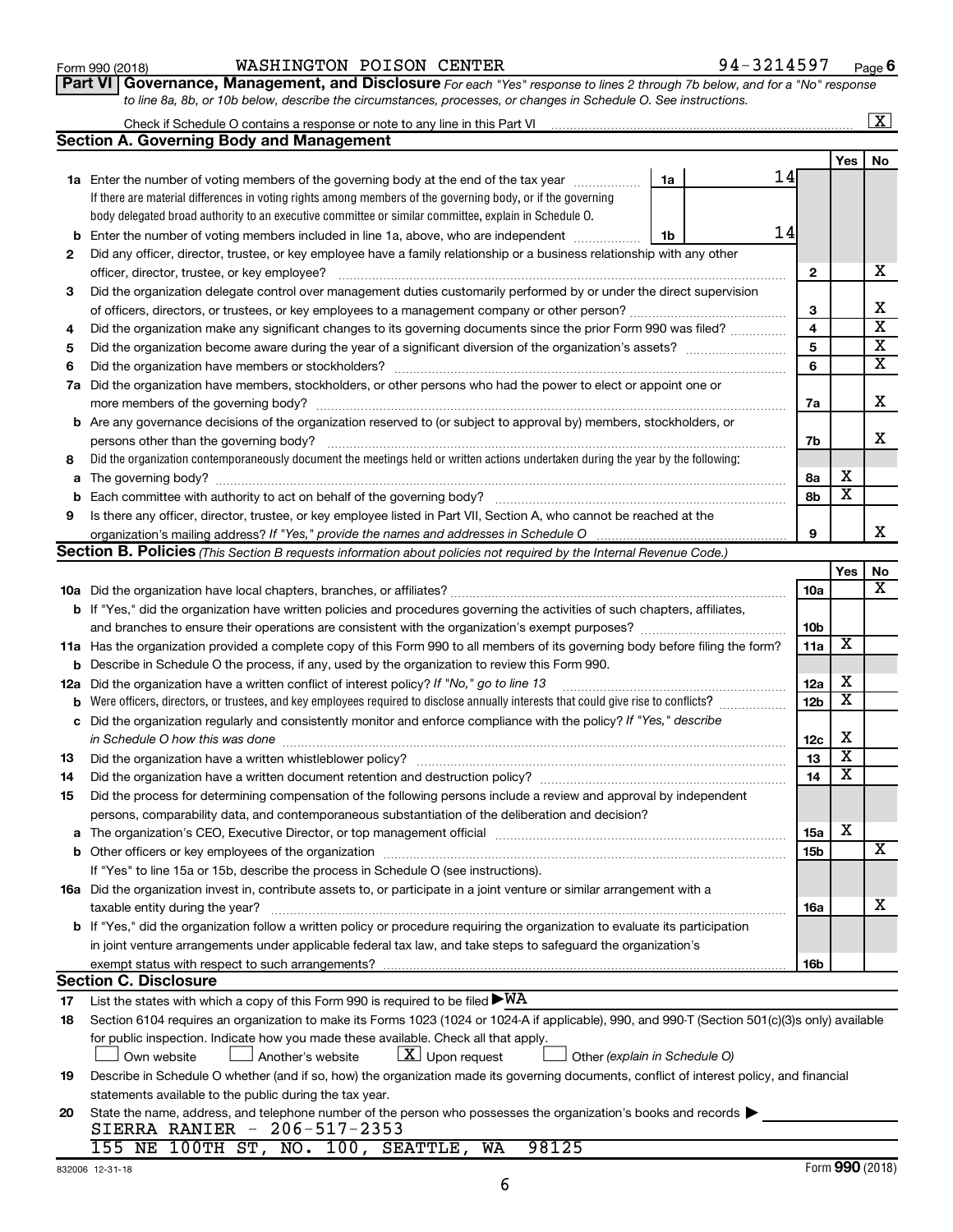Form 990 (2018) WASHINGTON POISON CENTER 94-3214597 Page 6

**Part VI Governance, Management, and Disclosure** *For each "Yes" response to lines 2 through 7b below, and for a "No" response to line 8a, 8b, or 10b below, describe the circumstances, processes, or changes in Schedule O. See instructions.*

Check if Schedule O contains a response or note to any line in this Part VI ..... [X]

## Section A. Governing Body and Management

| | | | Yes | No |
|---|---|---|---|---|
| **1a** | Enter the number of voting members of the governing body at the end of the tax year ..... **1a** 14<br>If there are material differences in voting rights among members of the governing body, or if the governing body delegated broad authority to an executive committee or similar committee, explain in Schedule O. | | | |
| **b** | Enter the number of voting members included in line 1a, above, who are independent ..... **1b** 14 | | | |
| **2** | Did any officer, director, trustee, or key employee have a family relationship or a business relationship with any other officer, director, trustee, or key employee? | 2 | | X |
| **3** | Did the organization delegate control over management duties customarily performed by or under the direct supervision of officers, directors, or trustees, or key employees to a management company or other person? | 3 | | X |
| **4** | Did the organization make any significant changes to its governing documents since the prior Form 990 was filed? | 4 | | X |
| **5** | Did the organization become aware during the year of a significant diversion of the organization's assets? | 5 | | X |
| **6** | Did the organization have members or stockholders? | 6 | | X |
| **7a** | Did the organization have members, stockholders, or other persons who had the power to elect or appoint one or more members of the governing body? | 7a | | X |
| **b** | Are any governance decisions of the organization reserved to (or subject to approval by) members, stockholders, or persons other than the governing body? | 7b | | X |
| **8** | Did the organization contemporaneously document the meetings held or written actions undertaken during the year by the following: | | | |
| **a** | The governing body? | 8a | X | |
| **b** | Each committee with authority to act on behalf of the governing body? | 8b | X | |
| **9** | Is there any officer, director, trustee, or key employee listed in Part VII, Section A, who cannot be reached at the organization's mailing address? *If "Yes," provide the names and addresses in Schedule O* | 9 | | X |

## Section B. Policies *(This Section B requests information about policies not required by the Internal Revenue Code.)*

| | | | Yes | No |
|---|---|---|---|---|
| **10a** | Did the organization have local chapters, branches, or affiliates? | 10a | | X |
| **b** | If "Yes," did the organization have written policies and procedures governing the activities of such chapters, affiliates, and branches to ensure their operations are consistent with the organization's exempt purposes? | 10b | | |
| **11a** | Has the organization provided a complete copy of this Form 990 to all members of its governing body before filing the form? | 11a | X | |
| **b** | Describe in Schedule O the process, if any, used by the organization to review this Form 990. | | | |
| **12a** | Did the organization have a written conflict of interest policy? *If "No," go to line 13* | 12a | X | |
| **b** | Were officers, directors, or trustees, and key employees required to disclose annually interests that could give rise to conflicts? | 12b | X | |
| **c** | Did the organization regularly and consistently monitor and enforce compliance with the policy? *If "Yes," describe in Schedule O how this was done* | 12c | X | |
| **13** | Did the organization have a written whistleblower policy? | 13 | X | |
| **14** | Did the organization have a written document retention and destruction policy? | 14 | X | |
| **15** | Did the process for determining compensation of the following persons include a review and approval by independent persons, comparability data, and contemporaneous substantiation of the deliberation and decision? | | | |
| **a** | The organization's CEO, Executive Director, or top management official | 15a | X | |
| **b** | Other officers or key employees of the organization | 15b | | X |
| | If "Yes" to line 15a or 15b, describe the process in Schedule O (see instructions). | | | |
| **16a** | Did the organization invest in, contribute assets to, or participate in a joint venture or similar arrangement with a taxable entity during the year? | 16a | | X |
| **b** | If "Yes," did the organization follow a written policy or procedure requiring the organization to evaluate its participation in joint venture arrangements under applicable federal tax law, and take steps to safeguard the organization's exempt status with respect to such arrangements? | 16b | | |

## Section C. Disclosure

**17** List the states with which a copy of this Form 990 is required to be filed ▶ WA

**18** Section 6104 requires an organization to make its Forms 1023 (1024 or 1024-A if applicable), 990, and 990-T (Section 501(c)(3)s only) available for public inspection. Indicate how you made these available. Check all that apply.

[ ] Own website [ ] Another's website [X] Upon request [ ] Other *(explain in Schedule O)*

**19** Describe in Schedule O whether (and if so, how) the organization made its governing documents, conflict of interest policy, and financial statements available to the public during the tax year.

**20** State the name, address, and telephone number of the person who possesses the organization's books and records ▶

SIERRA RANIER - 206-517-2353
155 NE 100TH ST, NO. 100, SEATTLE, WA 98125

832006 12-31-18 Form **990** (2018)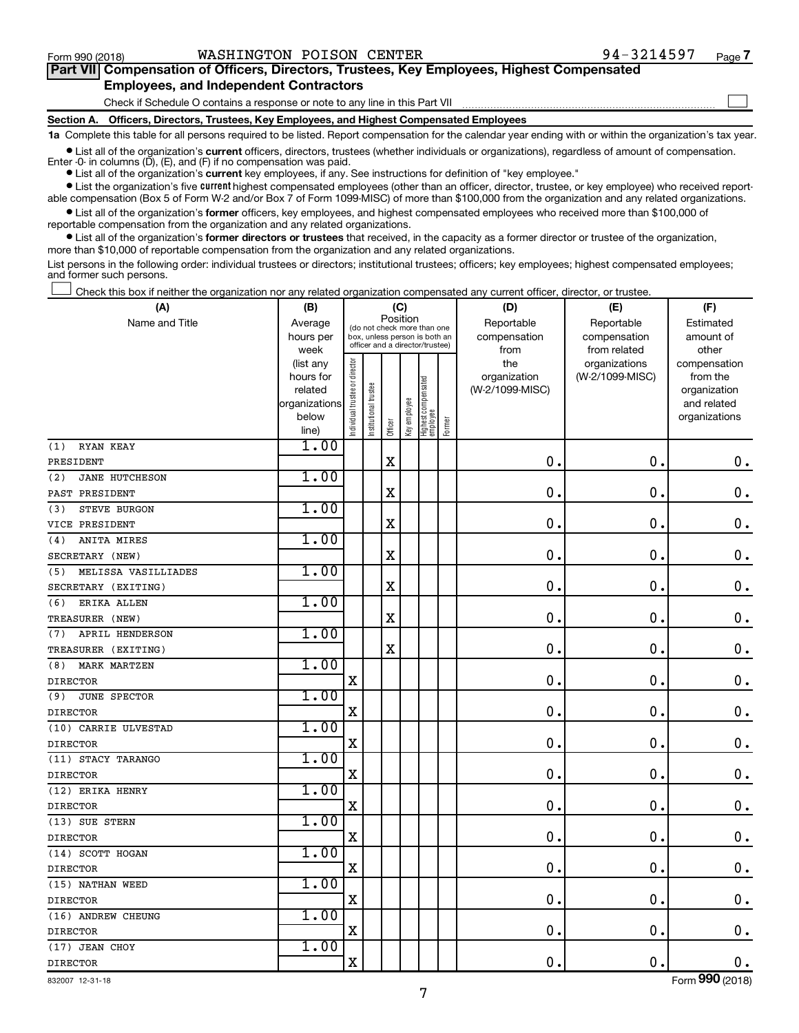Form 990 (2018) WASHINGTON POISON CENTER 94-3214597 Page 7

## Part VII Compensation of Officers, Directors, Trustees, Key Employees, Highest Compensated Employees, and Independent Contractors

Check if Schedule O contains a response or note to any line in this Part VII

### Section A. Officers, Directors, Trustees, Key Employees, and Highest Compensated Employees

**1a** Complete this table for all persons required to be listed. Report compensation for the calendar year ending with or within the organization's tax year.

- List all of the organization's **current** officers, directors, trustees (whether individuals or organizations), regardless of amount of compensation. Enter -0- in columns (D), (E), and (F) if no compensation was paid.
- List all of the organization's **current** key employees, if any. See instructions for definition of "key employee."
- List the organization's five **current** highest compensated employees (other than an officer, director, trustee, or key employee) who received reportable compensation (Box 5 of Form W-2 and/or Box 7 of Form 1099-MISC) of more than $100,000 from the organization and any related organizations.
- List all of the organization's **former** officers, key employees, and highest compensated employees who received more than $100,000 of reportable compensation from the organization and any related organizations.
- List all of the organization's **former directors or trustees** that received, in the capacity as a former director or trustee of the organization, more than $10,000 of reportable compensation from the organization and any related organizations.

List persons in the following order: individual trustees or directors; institutional trustees; officers; key employees; highest compensated employees; and former such persons.

Check this box if neither the organization nor any related organization compensated any current officer, director, or trustee.

| (A) Name and Title | (B) Average hours per week (list any hours for related organizations below line) | (C) Position: Individual trustee or director | Institutional trustee | Officer | Key employee | Highest compensated employee | Former | (D) Reportable compensation from the organization (W-2/1099-MISC) | (E) Reportable compensation from related organizations (W-2/1099-MISC) | (F) Estimated amount of other compensation from the organization and related organizations |
|---|---|---|---|---|---|---|---|---|---|---|
| (1) RYAN KEAY<br>PRESIDENT | 1.00 | | | X | | | | 0. | 0. | 0. |
| (2) JANE HUTCHESON<br>PAST PRESIDENT | 1.00 | | | X | | | | 0. | 0. | 0. |
| (3) STEVE BURGON<br>VICE PRESIDENT | 1.00 | | | X | | | | 0. | 0. | 0. |
| (4) ANITA MIRES<br>SECRETARY (NEW) | 1.00 | | | X | | | | 0. | 0. | 0. |
| (5) MELISSA VASILLIADES<br>SECRETARY (EXITING) | 1.00 | | | X | | | | 0. | 0. | 0. |
| (6) ERIKA ALLEN<br>TREASURER (NEW) | 1.00 | | | X | | | | 0. | 0. | 0. |
| (7) APRIL HENDERSON<br>TREASURER (EXITING) | 1.00 | | | X | | | | 0. | 0. | 0. |
| (8) MARK MARTZEN<br>DIRECTOR | 1.00 | X | | | | | | 0. | 0. | 0. |
| (9) JUNE SPECTOR<br>DIRECTOR | 1.00 | X | | | | | | 0. | 0. | 0. |
| (10) CARRIE ULVESTAD<br>DIRECTOR | 1.00 | X | | | | | | 0. | 0. | 0. |
| (11) STACY TARANGO<br>DIRECTOR | 1.00 | X | | | | | | 0. | 0. | 0. |
| (12) ERIKA HENRY<br>DIRECTOR | 1.00 | X | | | | | | 0. | 0. | 0. |
| (13) SUE STERN<br>DIRECTOR | 1.00 | X | | | | | | 0. | 0. | 0. |
| (14) SCOTT HOGAN<br>DIRECTOR | 1.00 | X | | | | | | 0. | 0. | 0. |
| (15) NATHAN WEED<br>DIRECTOR | 1.00 | X | | | | | | 0. | 0. | 0. |
| (16) ANDREW CHEUNG<br>DIRECTOR | 1.00 | X | | | | | | 0. | 0. | 0. |
| (17) JEAN CHOY<br>DIRECTOR | 1.00 | X | | | | | | 0. | 0. | 0. |

832007 12-31-18 Form 990 (2018)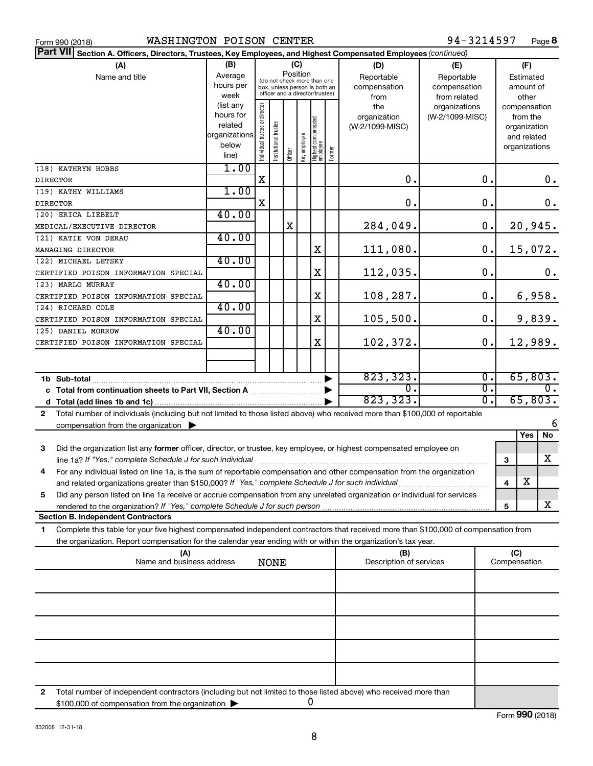Form 990 (2018) WASHINGTON POISON CENTER 94-3214597 Page **8**

**Part VII** **Section A. Officers, Directors, Trustees, Key Employees, and Highest Compensated Employees** *(continued)*

| (A) Name and title | (B) Average hours per week (list any hours for related organizations below line) | (C) Position: Individual trustee or director | Institutional trustee | Officer | Key employee | Highest compensated employee | Former | (D) Reportable compensation from the organization (W-2/1099-MISC) | (E) Reportable compensation from related organizations (W-2/1099-MISC) | (F) Estimated amount of other compensation from the organization and related organizations |
|---|---|---|---|---|---|---|---|---|---|---|
| (18) KATHRYN HOBBS<br>DIRECTOR | 1.00 | X | | | | | | 0. | 0. | 0. |
| (19) KATHY WILLIAMS<br>DIRECTOR | 1.00 | X | | | | | | 0. | 0. | 0. |
| (20) ERICA LIEBELT<br>MEDICAL/EXECUTIVE DIRECTOR | 40.00 | | | X | | | | 284,049. | 0. | 20,945. |
| (21) KATIE VON DERAU<br>MANAGING DIRECTOR | 40.00 | | | | | X | | 111,080. | 0. | 15,072. |
| (22) MICHAEL LETSKY<br>CERTIFIED POISON INFORMATION SPECIAL | 40.00 | | | | | X | | 112,035. | 0. | 0. |
| (23) MARLO MURRAY<br>CERTIFIED POISON INFORMATION SPECIAL | 40.00 | | | | | X | | 108,287. | 0. | 6,958. |
| (24) RICHARD COLE<br>CERTIFIED POISON INFORMATION SPECIAL | 40.00 | | | | | X | | 105,500. | 0. | 9,839. |
| (25) DANIEL MORROW<br>CERTIFIED POISON INFORMATION SPECIAL | 40.00 | | | | | X | | 102,372. | 0. | 12,989. |
| | | | | | | | | | | |
| **1b Sub-total** | | | | | | | | 823,323. | 0. | 65,803. |
| **c Total from continuation sheets to Part VII, Section A** | | | | | | | | 0. | 0. | 0. |
| **d Total (add lines 1b and 1c)** | | | | | | | | 823,323. | 0. | 65,803. |

**2** Total number of individuals (including but not limited to those listed above) who received more than $100,000 of reportable compensation from the organization ▶ 6

| | | | Yes | No |
|---|---|---|---|---|
| **3** | Did the organization list any **former** officer, director, or trustee, key employee, or highest compensated employee on line 1a? *If "Yes," complete Schedule J for such individual* | 3 | | X |
| **4** | For any individual listed on line 1a, is the sum of reportable compensation and other compensation from the organization and related organizations greater than $150,000? *If "Yes," complete Schedule J for such individual* | 4 | X | |
| **5** | Did any person listed on line 1a receive or accrue compensation from any unrelated organization or individual for services rendered to the organization? *If "Yes," complete Schedule J for such person* | 5 | | X |

**Section B. Independent Contractors**

**1** Complete this table for your five highest compensated independent contractors that received more than $100,000 of compensation from the organization. Report compensation for the calendar year ending with or within the organization's tax year.

| (A) Name and business address | (B) Description of services | (C) Compensation |
|---|---|---|
| NONE | | |
| | | |
| | | |
| | | |
| | | |

**2** Total number of independent contractors (including but not limited to those listed above) who received more than $100,000 of compensation from the organization ▶ 0

Form **990** (2018)

832008 12-31-18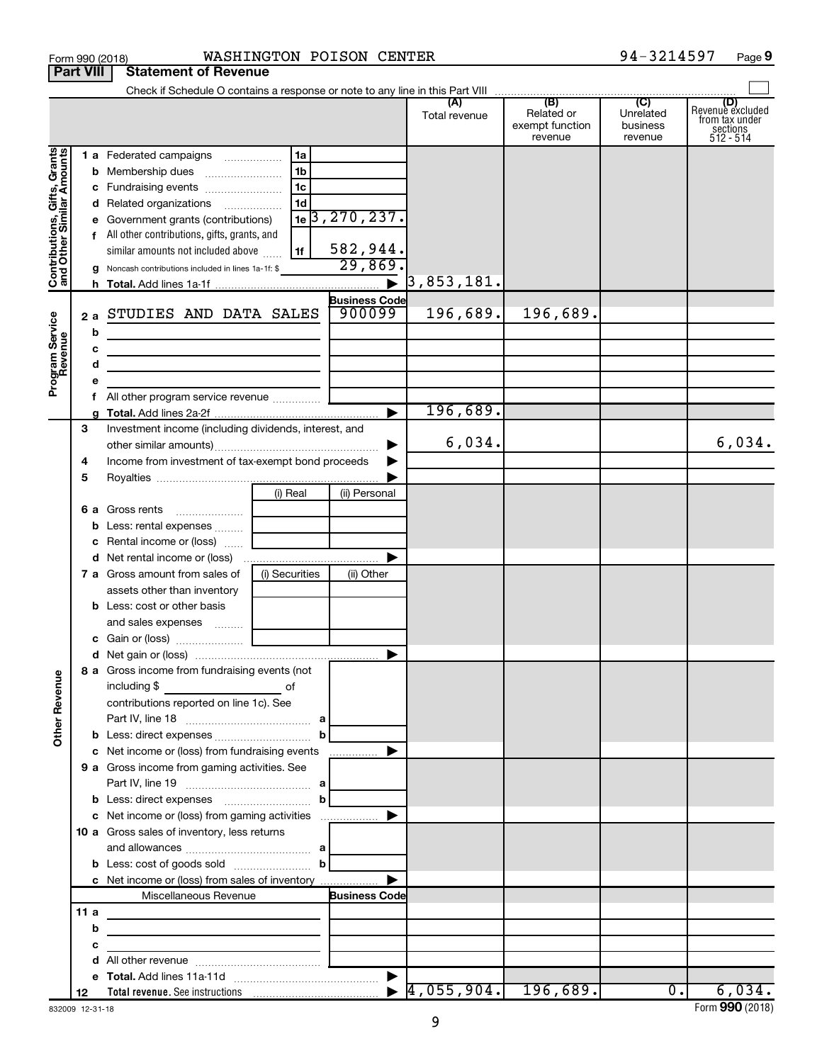Form 990 (2018) WASHINGTON POISON CENTER 94-3214597

**Part VIII — Statement of Revenue**

Check if Schedule O contains a response or note to any line in this Part VIII ☐

| | | | | (A) Total revenue | (B) Related or exempt function revenue | (C) Unrelated business revenue | (D) Revenue excluded from tax under sections 512 - 514 |
|---|---|---|---|---|---|---|---|
| **Contributions, Gifts, Grants and Other Similar Amounts** | 1 a | Federated campaigns | 1a | | | | |
| | b | Membership dues | 1b | | | | |
| | c | Fundraising events | 1c | | | | |
| | d | Related organizations | 1d | | | | |
| | e | Government grants (contributions) | 1e 3,270,237. | | | | |
| | f | All other contributions, gifts, grants, and similar amounts not included above | 1f 582,944. | | | | |
| | g | Noncash contributions included in lines 1a-1f: $ | 29,869. | | | | |
| | h | **Total.** Add lines 1a-1f | ▶ | 3,853,181. | | | |
| **Program Service Revenue** | | | **Business Code** | | | | |
| | 2 a | STUDIES AND DATA SALES | 900099 | 196,689. | 196,689. | | |
| | b | | | | | | |
| | c | | | | | | |
| | d | | | | | | |
| | e | | | | | | |
| | f | All other program service revenue | | | | | |
| | g | **Total.** Add lines 2a-2f | ▶ | 196,689. | | | |
| | 3 | Investment income (including dividends, interest, and other similar amounts) | ▶ | 6,034. | | | 6,034. |
| | 4 | Income from investment of tax-exempt bond proceeds | ▶ | | | | |
| | 5 | Royalties | ▶ | | | | |
| | | | (i) Real / (ii) Personal | | | | |
| | 6 a | Gross rents | | | | | |
| | b | Less: rental expenses | | | | | |
| | c | Rental income or (loss) | | | | | |
| | d | Net rental income or (loss) | ▶ | | | | |
| | 7 a | Gross amount from sales of assets other than inventory | (i) Securities / (ii) Other | | | | |
| | b | Less: cost or other basis and sales expenses | | | | | |
| | c | Gain or (loss) | | | | | |
| | d | Net gain or (loss) | ▶ | | | | |
| **Other Revenue** | 8 a | Gross income from fundraising events (not including $ of contributions reported on line 1c). See Part IV, line 18 | a | | | | |
| | b | Less: direct expenses | b | | | | |
| | c | Net income or (loss) from fundraising events | ▶ | | | | |
| | 9 a | Gross income from gaming activities. See Part IV, line 19 | a | | | | |
| | b | Less: direct expenses | b | | | | |
| | c | Net income or (loss) from gaming activities | ▶ | | | | |
| | 10 a | Gross sales of inventory, less returns and allowances | a | | | | |
| | b | Less: cost of goods sold | b | | | | |
| | c | Net income or (loss) from sales of inventory | ▶ | | | | |
| | | Miscellaneous Revenue | **Business Code** | | | | |
| | 11 a | | | | | | |
| | b | | | | | | |
| | c | | | | | | |
| | d | All other revenue | | | | | |
| | e | **Total.** Add lines 11a-11d | ▶ | | | | |
| | 12 | **Total revenue.** See instructions | ▶ | 4,055,904. | 196,689. | 0. | 6,034. |

832009 12-31-18 Form **990** (2018)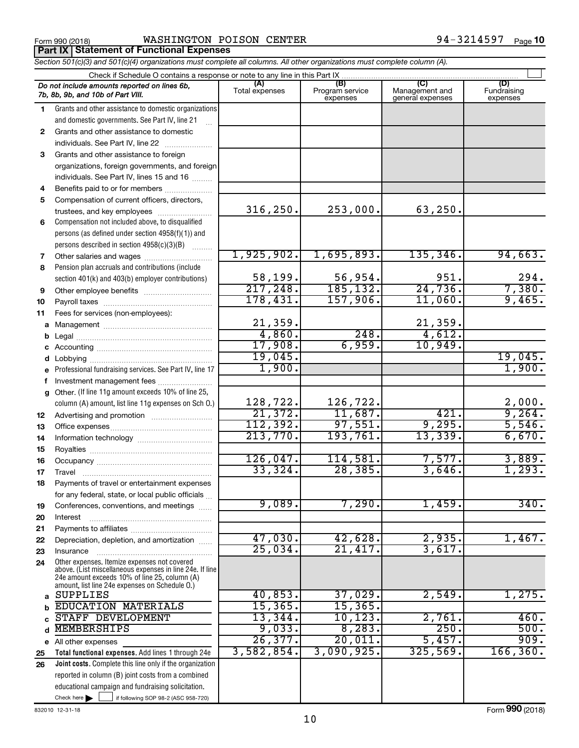Form 990 (2018) WASHINGTON POISON CENTER 94-3214597 Page **10**

**Part IX Statement of Functional Expenses**

*Section 501(c)(3) and 501(c)(4) organizations must complete all columns. All other organizations must complete column (A).*

Check if Schedule O contains a response or note to any line in this Part IX

| | *Do not include amounts reported on lines 6b, 7b, 8b, 9b, and 10b of Part VIII.* | (A) Total expenses | (B) Program service expenses | (C) Management and general expenses | (D) Fundraising expenses |
|---|---|---|---|---|---|
| 1 | Grants and other assistance to domestic organizations and domestic governments. See Part IV, line 21 | | | | |
| 2 | Grants and other assistance to domestic individuals. See Part IV, line 22 | | | | |
| 3 | Grants and other assistance to foreign organizations, foreign governments, and foreign individuals. See Part IV, lines 15 and 16 | | | | |
| 4 | Benefits paid to or for members | | | | |
| 5 | Compensation of current officers, directors, trustees, and key employees | 316,250. | 253,000. | 63,250. | |
| 6 | Compensation not included above, to disqualified persons (as defined under section 4958(f)(1)) and persons described in section 4958(c)(3)(B) | | | | |
| 7 | Other salaries and wages | 1,925,902. | 1,695,893. | 135,346. | 94,663. |
| 8 | Pension plan accruals and contributions (include section 401(k) and 403(b) employer contributions) | 58,199. | 56,954. | 951. | 294. |
| 9 | Other employee benefits | 217,248. | 185,132. | 24,736. | 7,380. |
| 10 | Payroll taxes | 178,431. | 157,906. | 11,060. | 9,465. |
| 11 | Fees for services (non-employees): | | | | |
| a | Management | 21,359. | | 21,359. | |
| b | Legal | 4,860. | 248. | 4,612. | |
| c | Accounting | 17,908. | 6,959. | 10,949. | |
| d | Lobbying | 19,045. | | | 19,045. |
| e | Professional fundraising services. See Part IV, line 17 | 1,900. | | | 1,900. |
| f | Investment management fees | | | | |
| g | Other. (If line 11g amount exceeds 10% of line 25, column (A) amount, list line 11g expenses on Sch O.) | 128,722. | 126,722. | | 2,000. |
| 12 | Advertising and promotion | 21,372. | 11,687. | 421. | 9,264. |
| 13 | Office expenses | 112,392. | 97,551. | 9,295. | 5,546. |
| 14 | Information technology | 213,770. | 193,761. | 13,339. | 6,670. |
| 15 | Royalties | | | | |
| 16 | Occupancy | 126,047. | 114,581. | 7,577. | 3,889. |
| 17 | Travel | 33,324. | 28,385. | 3,646. | 1,293. |
| 18 | Payments of travel or entertainment expenses for any federal, state, or local public officials | | | | |
| 19 | Conferences, conventions, and meetings | 9,089. | 7,290. | 1,459. | 340. |
| 20 | Interest | | | | |
| 21 | Payments to affiliates | | | | |
| 22 | Depreciation, depletion, and amortization | 47,030. | 42,628. | 2,935. | 1,467. |
| 23 | Insurance | 25,034. | 21,417. | 3,617. | |
| 24 | Other expenses. Itemize expenses not covered above. (List miscellaneous expenses in line 24e. If line 24e amount exceeds 10% of line 25, column (A) amount, list line 24e expenses on Schedule O.) | | | | |
| a | SUPPLIES | 40,853. | 37,029. | 2,549. | 1,275. |
| b | EDUCATION MATERIALS | 15,365. | 15,365. | | |
| c | STAFF DEVELOPMENT | 13,344. | 10,123. | 2,761. | 460. |
| d | MEMBERSHIPS | 9,033. | 8,283. | 250. | 500. |
| e | All other expenses | 26,377. | 20,011. | 5,457. | 909. |
| 25 | **Total functional expenses.** Add lines 1 through 24e | 3,582,854. | 3,090,925. | 325,569. | 166,360. |
| 26 | **Joint costs.** Complete this line only if the organization reported in column (B) joint costs from a combined educational campaign and fundraising solicitation. Check here ☐ if following SOP 98-2 (ASC 958-720) | | | | |

832010 12-31-18 Form **990** (2018)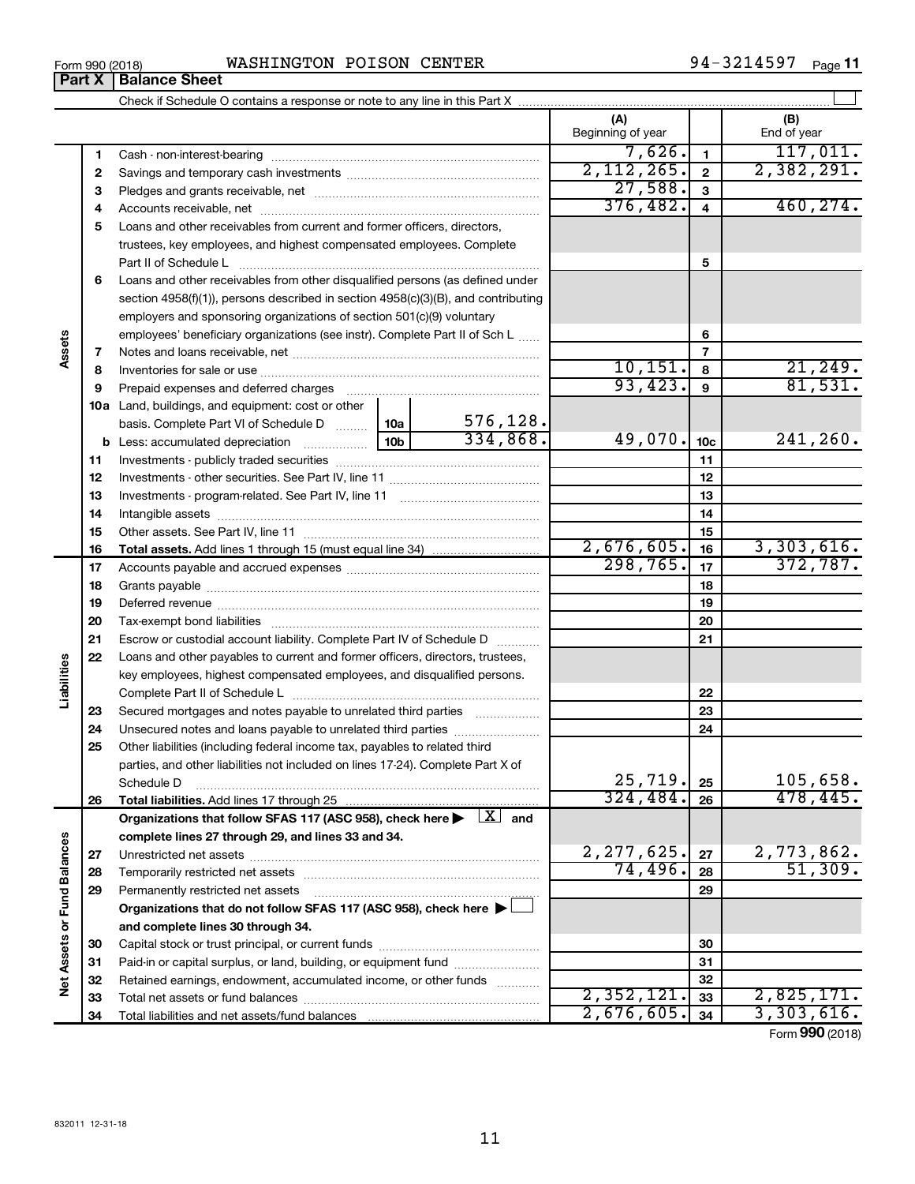Form 990 (2018) WASHINGTON POISON CENTER 94-3214597

## Part X | Balance Sheet

Check if Schedule O contains a response or note to any line in this Part X

| Section | Line | Description | | | (A) Beginning of year | | (B) End of year |
|---|---|---|---|---|---|---|---|
| Assets | 1 | Cash - non-interest-bearing | | | 7,626. | 1 | 117,011. |
| | 2 | Savings and temporary cash investments | | | 2,112,265. | 2 | 2,382,291. |
| | 3 | Pledges and grants receivable, net | | | 27,588. | 3 | |
| | 4 | Accounts receivable, net | | | 376,482. | 4 | 460,274. |
| | 5 | Loans and other receivables from current and former officers, directors, trustees, key employees, and highest compensated employees. Complete Part II of Schedule L | | | | 5 | |
| | 6 | Loans and other receivables from other disqualified persons (as defined under section 4958(f)(1)), persons described in section 4958(c)(3)(B), and contributing employers and sponsoring organizations of section 501(c)(9) voluntary employees' beneficiary organizations (see instr). Complete Part II of Sch L | | | | 6 | |
| | 7 | Notes and loans receivable, net | | | | 7 | |
| | 8 | Inventories for sale or use | | | 10,151. | 8 | 21,249. |
| | 9 | Prepaid expenses and deferred charges | | | 93,423. | 9 | 81,531. |
| | 10a | Land, buildings, and equipment: cost or other basis. Complete Part VI of Schedule D | 10a | 576,128. | | | |
| | b | Less: accumulated depreciation | 10b | 334,868. | 49,070. | 10c | 241,260. |
| | 11 | Investments - publicly traded securities | | | | 11 | |
| | 12 | Investments - other securities. See Part IV, line 11 | | | | 12 | |
| | 13 | Investments - program-related. See Part IV, line 11 | | | | 13 | |
| | 14 | Intangible assets | | | | 14 | |
| | 15 | Other assets. See Part IV, line 11 | | | | 15 | |
| | 16 | **Total assets.** Add lines 1 through 15 (must equal line 34) | | | 2,676,605. | 16 | 3,303,616. |
| Liabilities | 17 | Accounts payable and accrued expenses | | | 298,765. | 17 | 372,787. |
| | 18 | Grants payable | | | | 18 | |
| | 19 | Deferred revenue | | | | 19 | |
| | 20 | Tax-exempt bond liabilities | | | | 20 | |
| | 21 | Escrow or custodial account liability. Complete Part IV of Schedule D | | | | 21 | |
| | 22 | Loans and other payables to current and former officers, directors, trustees, key employees, highest compensated employees, and disqualified persons. Complete Part II of Schedule L | | | | 22 | |
| | 23 | Secured mortgages and notes payable to unrelated third parties | | | | 23 | |
| | 24 | Unsecured notes and loans payable to unrelated third parties | | | | 24 | |
| | 25 | Other liabilities (including federal income tax, payables to related third parties, and other liabilities not included on lines 17-24). Complete Part X of Schedule D | | | 25,719. | 25 | 105,658. |
| | 26 | **Total liabilities.** Add lines 17 through 25 | | | 324,484. | 26 | 478,445. |
| Net Assets or Fund Balances | | **Organizations that follow SFAS 117 (ASC 958), check here ▶ [X] and complete lines 27 through 29, and lines 33 and 34.** | | | | | |
| | 27 | Unrestricted net assets | | | 2,277,625. | 27 | 2,773,862. |
| | 28 | Temporarily restricted net assets | | | 74,496. | 28 | 51,309. |
| | 29 | Permanently restricted net assets | | | | 29 | |
| | | **Organizations that do not follow SFAS 117 (ASC 958), check here ▶ [ ] and complete lines 30 through 34.** | | | | | |
| | 30 | Capital stock or trust principal, or current funds | | | | 30 | |
| | 31 | Paid-in or capital surplus, or land, building, or equipment fund | | | | 31 | |
| | 32 | Retained earnings, endowment, accumulated income, or other funds | | | | 32 | |
| | 33 | Total net assets or fund balances | | | 2,352,121. | 33 | 2,825,171. |
| | 34 | Total liabilities and net assets/fund balances | | | 2,676,605. | 34 | 3,303,616. |

Form **990** (2018)

832011 12-31-18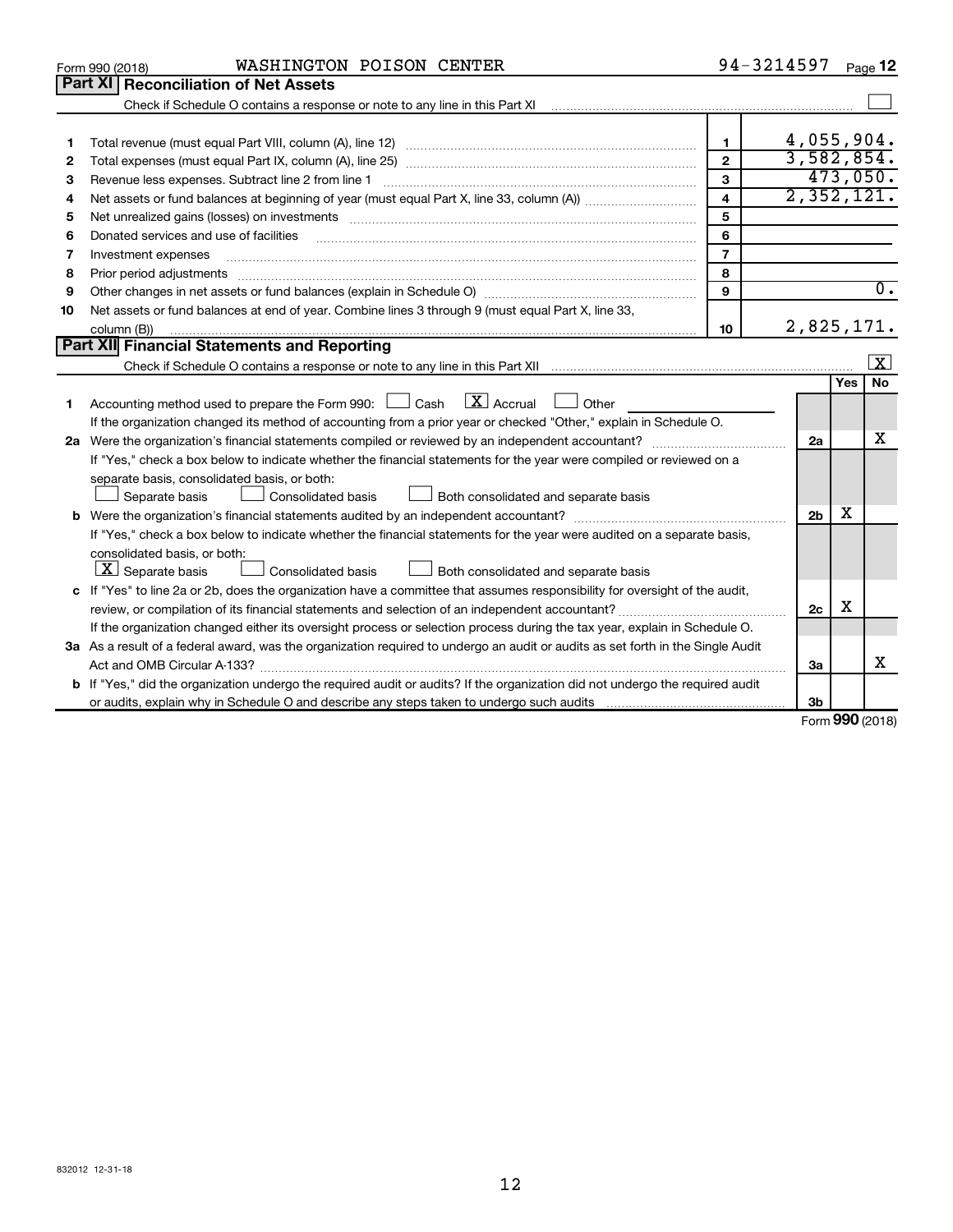Form 990 (2018) WASHINGTON POISON CENTER 94-3214597 Page 12

## Part XI Reconciliation of Net Assets

Check if Schedule O contains a response or note to any line in this Part XI ☐

| | | | |
|---|---|---|---|
| 1 | Total revenue (must equal Part VIII, column (A), line 12) | 1 | 4,055,904. |
| 2 | Total expenses (must equal Part IX, column (A), line 25) | 2 | 3,582,854. |
| 3 | Revenue less expenses. Subtract line 2 from line 1 | 3 | 473,050. |
| 4 | Net assets or fund balances at beginning of year (must equal Part X, line 33, column (A)) | 4 | 2,352,121. |
| 5 | Net unrealized gains (losses) on investments | 5 | |
| 6 | Donated services and use of facilities | 6 | |
| 7 | Investment expenses | 7 | |
| 8 | Prior period adjustments | 8 | |
| 9 | Other changes in net assets or fund balances (explain in Schedule O) | 9 | 0. |
| 10 | Net assets or fund balances at end of year. Combine lines 3 through 9 (must equal Part X, line 33, column (B)) | 10 | 2,825,171. |

## Part XII Financial Statements and Reporting

Check if Schedule O contains a response or note to any line in this Part XII ☒

| | | | Yes | No |
|---|---|---|---|---|
| 1 | Accounting method used to prepare the Form 990: ☐ Cash ☒ Accrual ☐ Other<br>If the organization changed its method of accounting from a prior year or checked "Other," explain in Schedule O. | | | |
| 2a | Were the organization's financial statements compiled or reviewed by an independent accountant?<br>If "Yes," check a box below to indicate whether the financial statements for the year were compiled or reviewed on a separate basis, consolidated basis, or both:<br>☐ Separate basis ☐ Consolidated basis ☐ Both consolidated and separate basis | 2a | | X |
| b | Were the organization's financial statements audited by an independent accountant?<br>If "Yes," check a box below to indicate whether the financial statements for the year were audited on a separate basis, consolidated basis, or both:<br>☒ Separate basis ☐ Consolidated basis ☐ Both consolidated and separate basis | 2b | X | |
| c | If "Yes" to line 2a or 2b, does the organization have a committee that assumes responsibility for oversight of the audit, review, or compilation of its financial statements and selection of an independent accountant?<br>If the organization changed either its oversight process or selection process during the tax year, explain in Schedule O. | 2c | X | |
| 3a | As a result of a federal award, was the organization required to undergo an audit or audits as set forth in the Single Audit Act and OMB Circular A-133? | 3a | | X |
| b | If "Yes," did the organization undergo the required audit or audits? If the organization did not undergo the required audit or audits, explain why in Schedule O and describe any steps taken to undergo such audits | 3b | | |

Form 990 (2018)

832012 12-31-18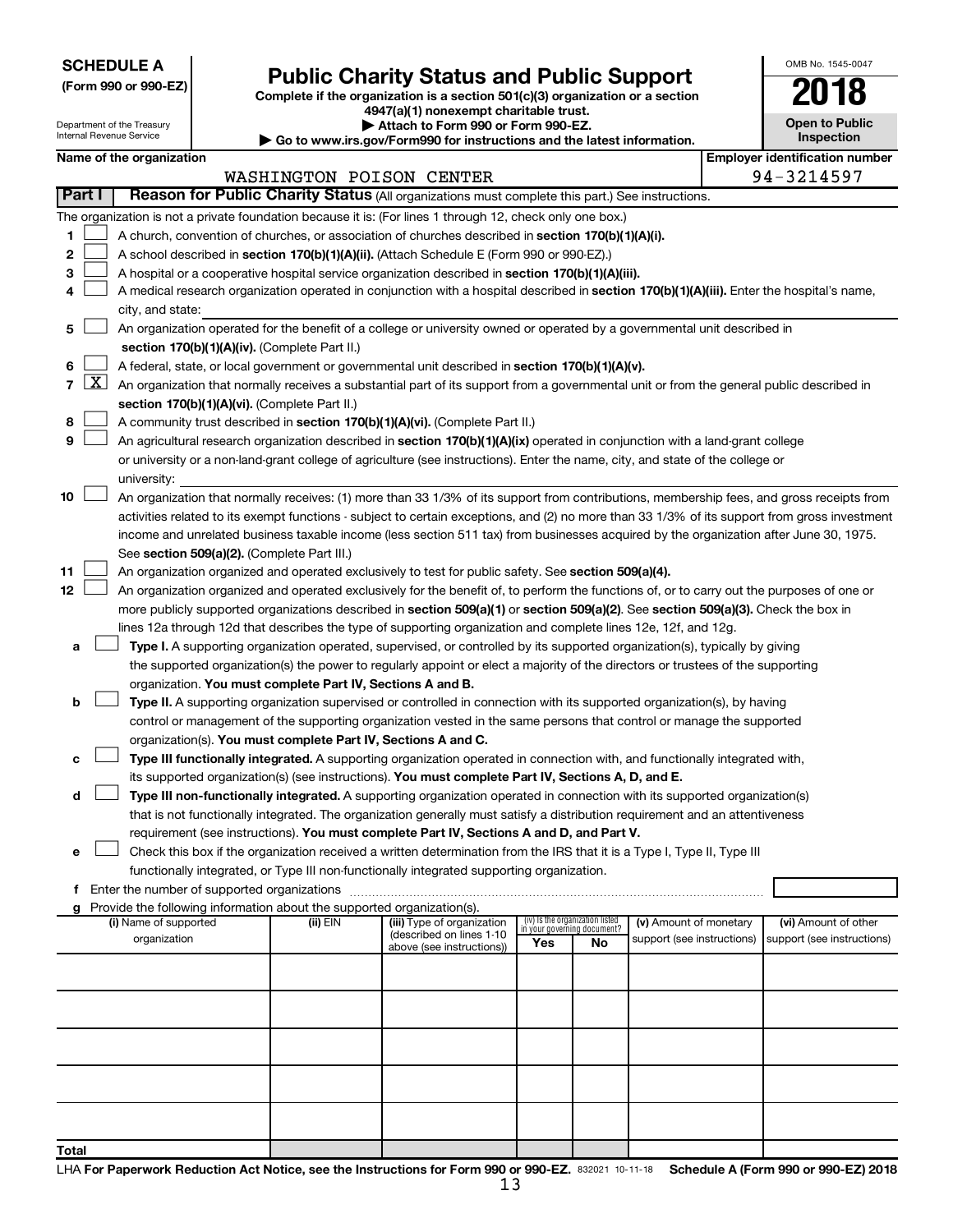**SCHEDULE A**
**(Form 990 or 990-EZ)**

Department of the Treasury
Internal Revenue Service

# Public Charity Status and Public Support

**Complete if the organization is a section 501(c)(3) organization or a section 4947(a)(1) nonexempt charitable trust.**
**▶ Attach to Form 990 or Form 990-EZ.**
**▶ Go to www.irs.gov/Form990 for instructions and the latest information.**

OMB No. 1545-0047
**2018**
**Open to Public Inspection**

**Name of the organization:** WASHINGTON POISON CENTER
**Employer identification number:** 94-3214597

**Part I** **Reason for Public Charity Status** (All organizations must complete this part.) See instructions.

The organization is not a private foundation because it is: (For lines 1 through 12, check only one box.)

1 [ ] A church, convention of churches, or association of churches described in **section 170(b)(1)(A)(i).**

2 [ ] A school described in **section 170(b)(1)(A)(ii).** (Attach Schedule E (Form 990 or 990-EZ).)

3 [ ] A hospital or a cooperative hospital service organization described in **section 170(b)(1)(A)(iii).**

4 [ ] A medical research organization operated in conjunction with a hospital described in **section 170(b)(1)(A)(iii).** Enter the hospital's name, city, and state:

5 [ ] An organization operated for the benefit of a college or university owned or operated by a governmental unit described in **section 170(b)(1)(A)(iv).** (Complete Part II.)

6 [ ] A federal, state, or local government or governmental unit described in **section 170(b)(1)(A)(v).**

7 [X] An organization that normally receives a substantial part of its support from a governmental unit or from the general public described in **section 170(b)(1)(A)(vi).** (Complete Part II.)

8 [ ] A community trust described in **section 170(b)(1)(A)(vi).** (Complete Part II.)

9 [ ] An agricultural research organization described in **section 170(b)(1)(A)(ix)** operated in conjunction with a land-grant college or university or a non-land-grant college of agriculture (see instructions). Enter the name, city, and state of the college or university:

10 [ ] An organization that normally receives: (1) more than 33 1/3% of its support from contributions, membership fees, and gross receipts from activities related to its exempt functions - subject to certain exceptions, and (2) no more than 33 1/3% of its support from gross investment income and unrelated business taxable income (less section 511 tax) from businesses acquired by the organization after June 30, 1975. See **section 509(a)(2).** (Complete Part III.)

11 [ ] An organization organized and operated exclusively to test for public safety. See **section 509(a)(4).**

12 [ ] An organization organized and operated exclusively for the benefit of, to perform the functions of, or to carry out the purposes of one or more publicly supported organizations described in **section 509(a)(1)** or **section 509(a)(2).** See **section 509(a)(3).** Check the box in lines 12a through 12d that describes the type of supporting organization and complete lines 12e, 12f, and 12g.

a [ ] **Type I.** A supporting organization operated, supervised, or controlled by its supported organization(s), typically by giving the supported organization(s) the power to regularly appoint or elect a majority of the directors or trustees of the supporting organization. **You must complete Part IV, Sections A and B.**

b [ ] **Type II.** A supporting organization supervised or controlled in connection with its supported organization(s), by having control or management of the supporting organization vested in the same persons that control or manage the supported organization(s). **You must complete Part IV, Sections A and C.**

c [ ] **Type III functionally integrated.** A supporting organization operated in connection with, and functionally integrated with, its supported organization(s) (see instructions). **You must complete Part IV, Sections A, D, and E.**

d [ ] **Type III non-functionally integrated.** A supporting organization operated in connection with its supported organization(s) that is not functionally integrated. The organization generally must satisfy a distribution requirement and an attentiveness requirement (see instructions). **You must complete Part IV, Sections A and D, and Part V.**

e [ ] Check this box if the organization received a written determination from the IRS that it is a Type I, Type II, Type III functionally integrated, or Type III non-functionally integrated supporting organization.

f Enter the number of supported organizations

g Provide the following information about the supported organization(s).

| (i) Name of supported organization | (ii) EIN | (iii) Type of organization (described on lines 1-10 above (see instructions)) | (iv) Is the organization listed in your governing document? Yes | No | (v) Amount of monetary support (see instructions) | (vi) Amount of other support (see instructions) |
|---|---|---|---|---|---|---|
| | | | | | | |
| | | | | | | |
| | | | | | | |
| | | | | | | |
| | | | | | | |
| **Total** | | | | | | |

LHA **For Paperwork Reduction Act Notice, see the Instructions for Form 990 or 990-EZ.** 832021 10-11-18 **Schedule A (Form 990 or 990-EZ) 2018**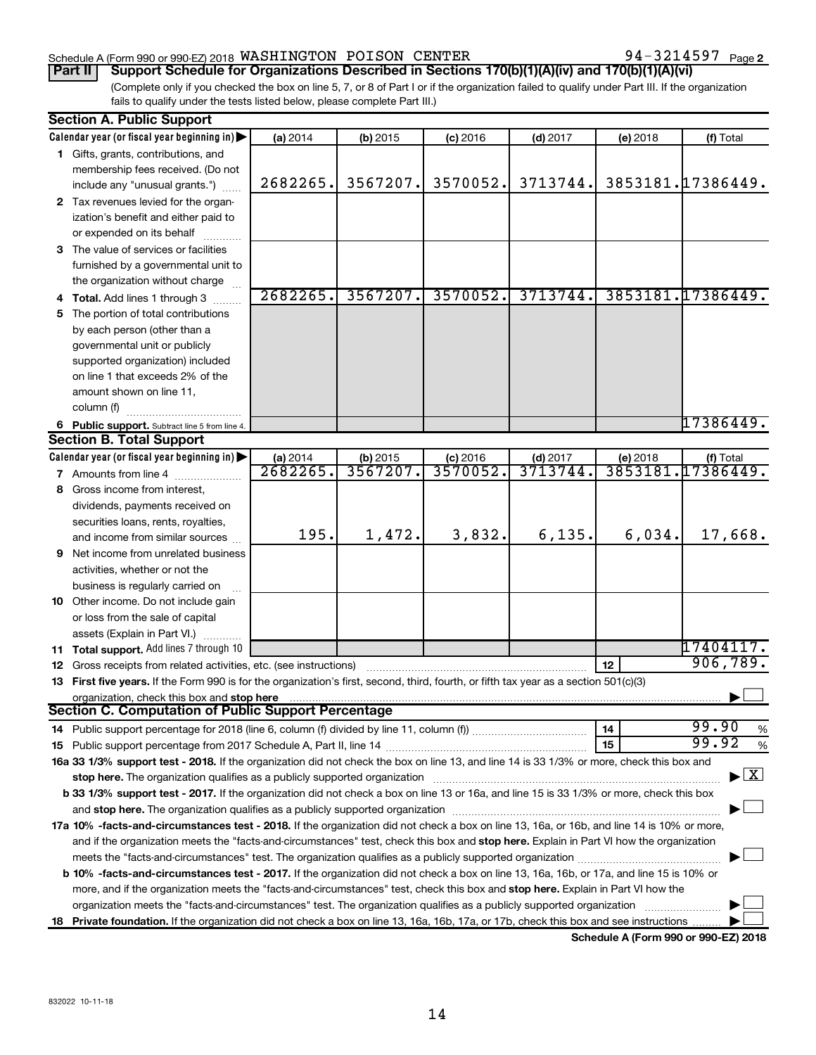Schedule A (Form 990 or 990-EZ) 2018 WASHINGTON POISON CENTER 94-3214597 Page 2

**Part II Support Schedule for Organizations Described in Sections 170(b)(1)(A)(iv) and 170(b)(1)(A)(vi)**

(Complete only if you checked the box on line 5, 7, or 8 of Part I or if the organization failed to qualify under Part III. If the organization fails to qualify under the tests listed below, please complete Part III.)

**Section A. Public Support**

| Calendar year (or fiscal year beginning in) ▶ | (a) 2014 | (b) 2015 | (c) 2016 | (d) 2017 | (e) 2018 | (f) Total |
|---|---|---|---|---|---|---|
| **1** Gifts, grants, contributions, and membership fees received. (Do not include any "unusual grants.") | 2682265. | 3567207. | 3570052. | 3713744. | 3853181. | 17386449. |
| **2** Tax revenues levied for the organization's benefit and either paid to or expended on its behalf | | | | | | |
| **3** The value of services or facilities furnished by a governmental unit to the organization without charge | | | | | | |
| **4 Total.** Add lines 1 through 3 | 2682265. | 3567207. | 3570052. | 3713744. | 3853181. | 17386449. |
| **5** The portion of total contributions by each person (other than a governmental unit or publicly supported organization) included on line 1 that exceeds 2% of the amount shown on line 11, column (f) | | | | | | |
| **6 Public support.** Subtract line 5 from line 4. | | | | | | 17386449. |

**Section B. Total Support**

| Calendar year (or fiscal year beginning in) ▶ | (a) 2014 | (b) 2015 | (c) 2016 | (d) 2017 | (e) 2018 | (f) Total |
|---|---|---|---|---|---|---|
| **7** Amounts from line 4 | 2682265. | 3567207. | 3570052. | 3713744. | 3853181. | 17386449. |
| **8** Gross income from interest, dividends, payments received on securities loans, rents, royalties, and income from similar sources | 195. | 1,472. | 3,832. | 6,135. | 6,034. | 17,668. |
| **9** Net income from unrelated business activities, whether or not the business is regularly carried on | | | | | | |
| **10** Other income. Do not include gain or loss from the sale of capital assets (Explain in Part VI.) | | | | | | |
| **11 Total support.** Add lines 7 through 10 | | | | | | 17404117. |
| **12** Gross receipts from related activities, etc. (see instructions) | | | | | **12** | 906,789. |

**13 First five years.** If the Form 990 is for the organization's first, second, third, fourth, or fifth tax year as a section 501(c)(3) organization, check this box and **stop here** ▶ ☐

**Section C. Computation of Public Support Percentage**

| | | |
|---|---|---|
| **14** Public support percentage for 2018 (line 6, column (f) divided by line 11, column (f)) | **14** | 99.90 % |
| **15** Public support percentage from 2017 Schedule A, Part II, line 14 | **15** | 99.92 % |

**16a 33 1/3% support test - 2018.** If the organization did not check the box on line 13, and line 14 is 33 1/3% or more, check this box and **stop here.** The organization qualifies as a publicly supported organization ▶ ☒

**b 33 1/3% support test - 2017.** If the organization did not check a box on line 13 or 16a, and line 15 is 33 1/3% or more, check this box and **stop here.** The organization qualifies as a publicly supported organization ▶ ☐

**17a 10% -facts-and-circumstances test - 2018.** If the organization did not check a box on line 13, 16a, or 16b, and line 14 is 10% or more, and if the organization meets the "facts-and-circumstances" test, check this box and **stop here.** Explain in Part VI how the organization meets the "facts-and-circumstances" test. The organization qualifies as a publicly supported organization ▶ ☐

**b 10% -facts-and-circumstances test - 2017.** If the organization did not check a box on line 13, 16a, 16b, or 17a, and line 15 is 10% or more, and if the organization meets the "facts-and-circumstances" test, check this box and **stop here.** Explain in Part VI how the organization meets the "facts-and-circumstances" test. The organization qualifies as a publicly supported organization ▶ ☐

**18 Private foundation.** If the organization did not check a box on line 13, 16a, 16b, 17a, or 17b, check this box and see instructions ▶ ☐

**Schedule A (Form 990 or 990-EZ) 2018**

832022 10-11-18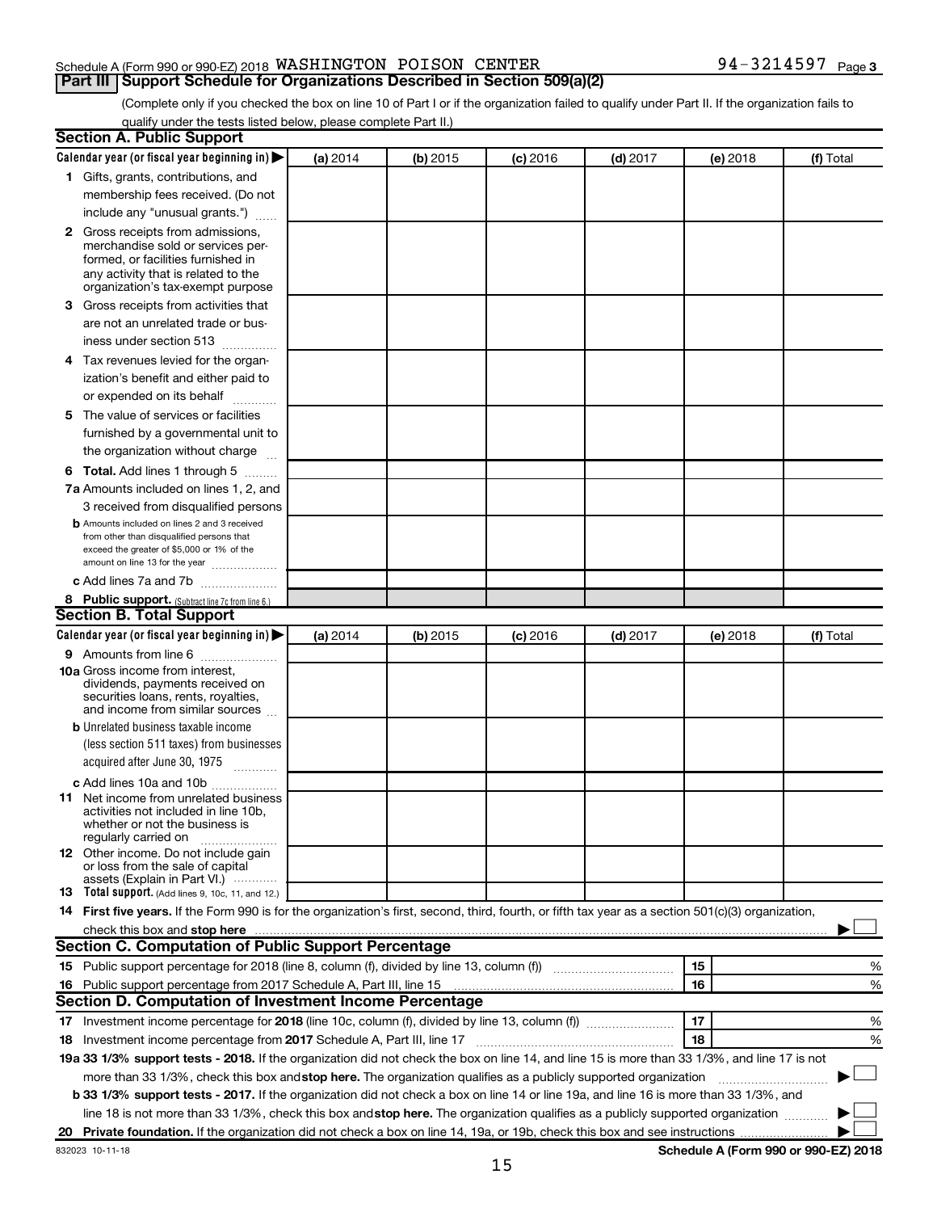Schedule A (Form 990 or 990-EZ) 2018 WASHINGTON POISON CENTER 94-3214597 Page 3

## Part III Support Schedule for Organizations Described in Section 509(a)(2)

(Complete only if you checked the box on line 10 of Part I or if the organization failed to qualify under Part II. If the organization fails to qualify under the tests listed below, please complete Part II.)

### Section A. Public Support

| Calendar year (or fiscal year beginning in) ▶ | (a) 2014 | (b) 2015 | (c) 2016 | (d) 2017 | (e) 2018 | (f) Total |
|---|---|---|---|---|---|---|
| **1** Gifts, grants, contributions, and membership fees received. (Do not include any "unusual grants.") | | | | | | |
| **2** Gross receipts from admissions, merchandise sold or services performed, or facilities furnished in any activity that is related to the organization's tax-exempt purpose | | | | | | |
| **3** Gross receipts from activities that are not an unrelated trade or business under section 513 | | | | | | |
| **4** Tax revenues levied for the organization's benefit and either paid to or expended on its behalf | | | | | | |
| **5** The value of services or facilities furnished by a governmental unit to the organization without charge | | | | | | |
| **6 Total.** Add lines 1 through 5 | | | | | | |
| **7a** Amounts included on lines 1, 2, and 3 received from disqualified persons | | | | | | |
| **b** Amounts included on lines 2 and 3 received from other than disqualified persons that exceed the greater of $5,000 or 1% of the amount on line 13 for the year | | | | | | |
| **c** Add lines 7a and 7b | | | | | | |
| **8 Public support.** (Subtract line 7c from line 6.) | | | | | | |

### Section B. Total Support

| Calendar year (or fiscal year beginning in) ▶ | (a) 2014 | (b) 2015 | (c) 2016 | (d) 2017 | (e) 2018 | (f) Total |
|---|---|---|---|---|---|---|
| **9** Amounts from line 6 | | | | | | |
| **10a** Gross income from interest, dividends, payments received on securities loans, rents, royalties, and income from similar sources | | | | | | |
| **b** Unrelated business taxable income (less section 511 taxes) from businesses acquired after June 30, 1975 | | | | | | |
| **c** Add lines 10a and 10b | | | | | | |
| **11** Net income from unrelated business activities not included in line 10b, whether or not the business is regularly carried on | | | | | | |
| **12** Other income. Do not include gain or loss from the sale of capital assets (Explain in Part VI.) | | | | | | |
| **13 Total support.** (Add lines 9, 10c, 11, and 12.) | | | | | | |

**14 First five years.** If the Form 990 is for the organization's first, second, third, fourth, or fifth tax year as a section 501(c)(3) organization, check this box and **stop here** ▶ ☐

### Section C. Computation of Public Support Percentage

| | | | |
|---|---|---|---|
| **15** | Public support percentage for 2018 (line 8, column (f), divided by line 13, column (f)) | 15 | % |
| **16** | Public support percentage from 2017 Schedule A, Part III, line 15 | 16 | % |

### Section D. Computation of Investment Income Percentage

| | | | |
|---|---|---|---|
| **17** | Investment income percentage for **2018** (line 10c, column (f), divided by line 13, column (f)) | 17 | % |
| **18** | Investment income percentage from **2017** Schedule A, Part III, line 17 | 18 | % |

**19a 33 1/3% support tests - 2018.** If the organization did not check the box on line 14, and line 15 is more than 33 1/3%, and line 17 is not more than 33 1/3%, check this box and **stop here.** The organization qualifies as a publicly supported organization ▶ ☐

**b 33 1/3% support tests - 2017.** If the organization did not check a box on line 14 or line 19a, and line 16 is more than 33 1/3%, and line 18 is not more than 33 1/3%, check this box and **stop here.** The organization qualifies as a publicly supported organization ▶ ☐

**20 Private foundation.** If the organization did not check a box on line 14, 19a, or 19b, check this box and see instructions ▶ ☐

832023 10-11-18 **Schedule A (Form 990 or 990-EZ) 2018**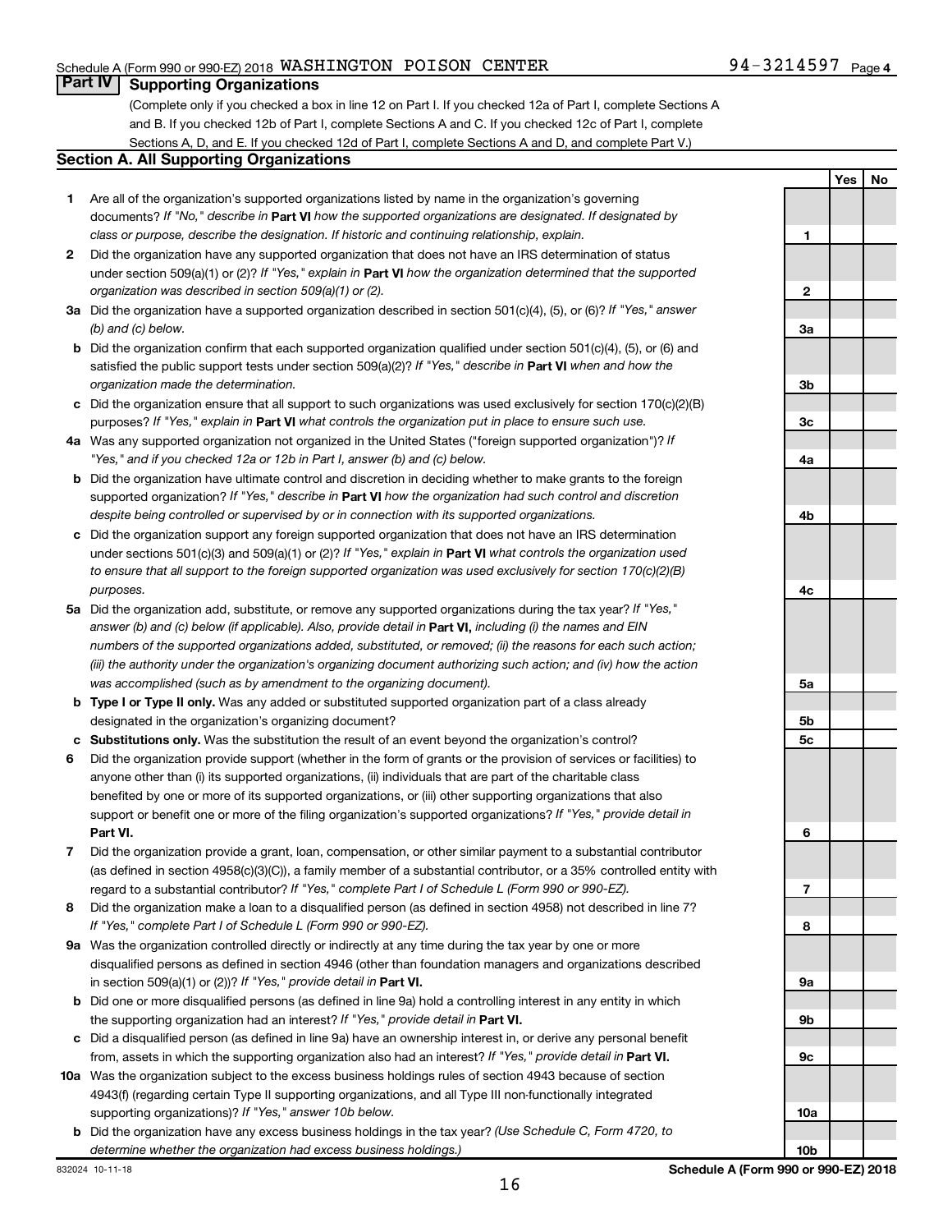Schedule A (Form 990 or 990-EZ) 2018 WASHINGTON POISON CENTER 94-3214597 Page 4

## Part IV Supporting Organizations

(Complete only if you checked a box in line 12 on Part I. If you checked 12a of Part I, complete Sections A and B. If you checked 12b of Part I, complete Sections A and C. If you checked 12c of Part I, complete Sections A, D, and E. If you checked 12d of Part I, complete Sections A and D, and complete Part V.)

### Section A. All Supporting Organizations

| | | | Yes | No |
|---|---|---|---|---|
| **1** | Are all of the organization's supported organizations listed by name in the organization's governing documents? *If "No," describe in* **Part VI** *how the supported organizations are designated. If designated by class or purpose, describe the designation. If historic and continuing relationship, explain.* | 1 | | |
| **2** | Did the organization have any supported organization that does not have an IRS determination of status under section 509(a)(1) or (2)? *If "Yes," explain in* **Part VI** *how the organization determined that the supported organization was described in section 509(a)(1) or (2).* | 2 | | |
| **3a** | Did the organization have a supported organization described in section 501(c)(4), (5), or (6)? *If "Yes," answer (b) and (c) below.* | 3a | | |
| **b** | Did the organization confirm that each supported organization qualified under section 501(c)(4), (5), or (6) and satisfied the public support tests under section 509(a)(2)? *If "Yes," describe in* **Part VI** *when and how the organization made the determination.* | 3b | | |
| **c** | Did the organization ensure that all support to such organizations was used exclusively for section 170(c)(2)(B) purposes? *If "Yes," explain in* **Part VI** *what controls the organization put in place to ensure such use.* | 3c | | |
| **4a** | Was any supported organization not organized in the United States ("foreign supported organization")? *If "Yes," and if you checked 12a or 12b in Part I, answer (b) and (c) below.* | 4a | | |
| **b** | Did the organization have ultimate control and discretion in deciding whether to make grants to the foreign supported organization? *If "Yes," describe in* **Part VI** *how the organization had such control and discretion despite being controlled or supervised by or in connection with its supported organizations.* | 4b | | |
| **c** | Did the organization support any foreign supported organization that does not have an IRS determination under sections 501(c)(3) and 509(a)(1) or (2)? *If "Yes," explain in* **Part VI** *what controls the organization used to ensure that all support to the foreign supported organization was used exclusively for section 170(c)(2)(B) purposes.* | 4c | | |
| **5a** | Did the organization add, substitute, or remove any supported organizations during the tax year? *If "Yes," answer (b) and (c) below (if applicable). Also, provide detail in* **Part VI,** *including (i) the names and EIN numbers of the supported organizations added, substituted, or removed; (ii) the reasons for each such action; (iii) the authority under the organization's organizing document authorizing such action; and (iv) how the action was accomplished (such as by amendment to the organizing document).* | 5a | | |
| **b** | **Type I or Type II only.** Was any added or substituted supported organization part of a class already designated in the organization's organizing document? | 5b | | |
| **c** | **Substitutions only.** Was the substitution the result of an event beyond the organization's control? | 5c | | |
| **6** | Did the organization provide support (whether in the form of grants or the provision of services or facilities) to anyone other than (i) its supported organizations, (ii) individuals that are part of the charitable class benefited by one or more of its supported organizations, or (iii) other supporting organizations that also support or benefit one or more of the filing organization's supported organizations? *If "Yes," provide detail in* **Part VI.** | 6 | | |
| **7** | Did the organization provide a grant, loan, compensation, or other similar payment to a substantial contributor (as defined in section 4958(c)(3)(C)), a family member of a substantial contributor, or a 35% controlled entity with regard to a substantial contributor? *If "Yes," complete Part I of Schedule L (Form 990 or 990-EZ).* | 7 | | |
| **8** | Did the organization make a loan to a disqualified person (as defined in section 4958) not described in line 7? *If "Yes," complete Part I of Schedule L (Form 990 or 990-EZ).* | 8 | | |
| **9a** | Was the organization controlled directly or indirectly at any time during the tax year by one or more disqualified persons as defined in section 4946 (other than foundation managers and organizations described in section 509(a)(1) or (2))? *If "Yes," provide detail in* **Part VI.** | 9a | | |
| **b** | Did one or more disqualified persons (as defined in line 9a) hold a controlling interest in any entity in which the supporting organization had an interest? *If "Yes," provide detail in* **Part VI.** | 9b | | |
| **c** | Did a disqualified person (as defined in line 9a) have an ownership interest in, or derive any personal benefit from, assets in which the supporting organization also had an interest? *If "Yes," provide detail in* **Part VI.** | 9c | | |
| **10a** | Was the organization subject to the excess business holdings rules of section 4943 because of section 4943(f) (regarding certain Type II supporting organizations, and all Type III non-functionally integrated supporting organizations)? *If "Yes," answer 10b below.* | 10a | | |
| **b** | Did the organization have any excess business holdings in the tax year? *(Use Schedule C, Form 4720, to determine whether the organization had excess business holdings.)* | 10b | | |

832024 10-11-18 **Schedule A (Form 990 or 990-EZ) 2018**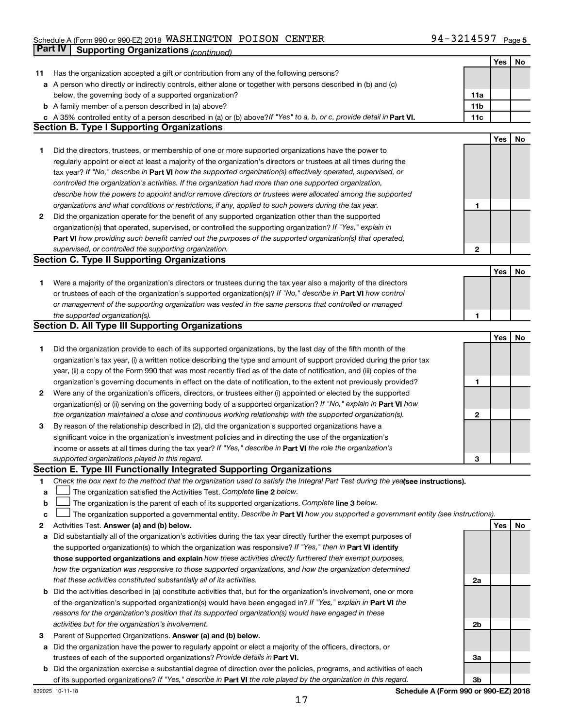Schedule A (Form 990 or 990-EZ) 2018 WASHINGTON POISON CENTER 94-3214597 Page 5

## Part IV Supporting Organizations *(continued)*

| | | | Yes | No |
|---|---|---|---|---|
| **11** | Has the organization accepted a gift or contribution from any of the following persons? | | | |
| **a** | A person who directly or indirectly controls, either alone or together with persons described in (b) and (c) below, the governing body of a supported organization? | **11a** | | |
| **b** | A family member of a person described in (a) above? | **11b** | | |
| **c** | A 35% controlled entity of a person described in (a) or (b) above? *If "Yes" to a, b, or c, provide detail in* **Part VI.** | **11c** | | |

### Section B. Type I Supporting Organizations

| | | | Yes | No |
|---|---|---|---|---|
| **1** | Did the directors, trustees, or membership of one or more supported organizations have the power to regularly appoint or elect at least a majority of the organization's directors or trustees at all times during the tax year? *If "No," describe in* **Part VI** *how the supported organization(s) effectively operated, supervised, or controlled the organization's activities. If the organization had more than one supported organization, describe how the powers to appoint and/or remove directors or trustees were allocated among the supported organizations and what conditions or restrictions, if any, applied to such powers during the tax year.* | **1** | | |
| **2** | Did the organization operate for the benefit of any supported organization other than the supported organization(s) that operated, supervised, or controlled the supporting organization? *If "Yes," explain in* **Part VI** *how providing such benefit carried out the purposes of the supported organization(s) that operated, supervised, or controlled the supporting organization.* | **2** | | |

### Section C. Type II Supporting Organizations

| | | | Yes | No |
|---|---|---|---|---|
| **1** | Were a majority of the organization's directors or trustees during the tax year also a majority of the directors or trustees of each of the organization's supported organization(s)? *If "No," describe in* **Part VI** *how control or management of the supporting organization was vested in the same persons that controlled or managed the supported organization(s).* | **1** | | |

### Section D. All Type III Supporting Organizations

| | | | Yes | No |
|---|---|---|---|---|
| **1** | Did the organization provide to each of its supported organizations, by the last day of the fifth month of the organization's tax year, (i) a written notice describing the type and amount of support provided during the prior tax year, (ii) a copy of the Form 990 that was most recently filed as of the date of notification, and (iii) copies of the organization's governing documents in effect on the date of notification, to the extent not previously provided? | **1** | | |
| **2** | Were any of the organization's officers, directors, or trustees either (i) appointed or elected by the supported organization(s) or (ii) serving on the governing body of a supported organization? *If "No," explain in* **Part VI** *how the organization maintained a close and continuous working relationship with the supported organization(s).* | **2** | | |
| **3** | By reason of the relationship described in (2), did the organization's supported organizations have a significant voice in the organization's investment policies and in directing the use of the organization's income or assets at all times during the tax year? *If "Yes," describe in* **Part VI** *the role the organization's supported organizations played in this regard.* | **3** | | |

### Section E. Type III Functionally Integrated Supporting Organizations

**1** *Check the box next to the method that the organization used to satisfy the Integral Part Test during the year* **(see instructions).**

**a** ☐ The organization satisfied the Activities Test. *Complete* **line 2** *below.*

**b** ☐ The organization is the parent of each of its supported organizations. *Complete* **line 3** *below.*

**c** ☐ The organization supported a governmental entity. *Describe in* **Part VI** *how you supported a government entity (see instructions).*

| | | | Yes | No |
|---|---|---|---|---|
| **2** | Activities Test. **Answer (a) and (b) below.** | | | |
| **a** | Did substantially all of the organization's activities during the tax year directly further the exempt purposes of the supported organization(s) to which the organization was responsive? *If "Yes," then in* **Part VI identify those supported organizations and explain** *how these activities directly furthered their exempt purposes, how the organization was responsive to those supported organizations, and how the organization determined that these activities constituted substantially all of its activities.* | **2a** | | |
| **b** | Did the activities described in (a) constitute activities that, but for the organization's involvement, one or more of the organization's supported organization(s) would have been engaged in? *If "Yes," explain in* **Part VI** *the reasons for the organization's position that its supported organization(s) would have engaged in these activities but for the organization's involvement.* | **2b** | | |
| **3** | Parent of Supported Organizations. **Answer (a) and (b) below.** | | | |
| **a** | Did the organization have the power to regularly appoint or elect a majority of the officers, directors, or trustees of each of the supported organizations? *Provide details in* **Part VI.** | **3a** | | |
| **b** | Did the organization exercise a substantial degree of direction over the policies, programs, and activities of each of its supported organizations? *If "Yes," describe in* **Part VI** *the role played by the organization in this regard.* | **3b** | | |

832025 10-11-18 **Schedule A (Form 990 or 990-EZ) 2018**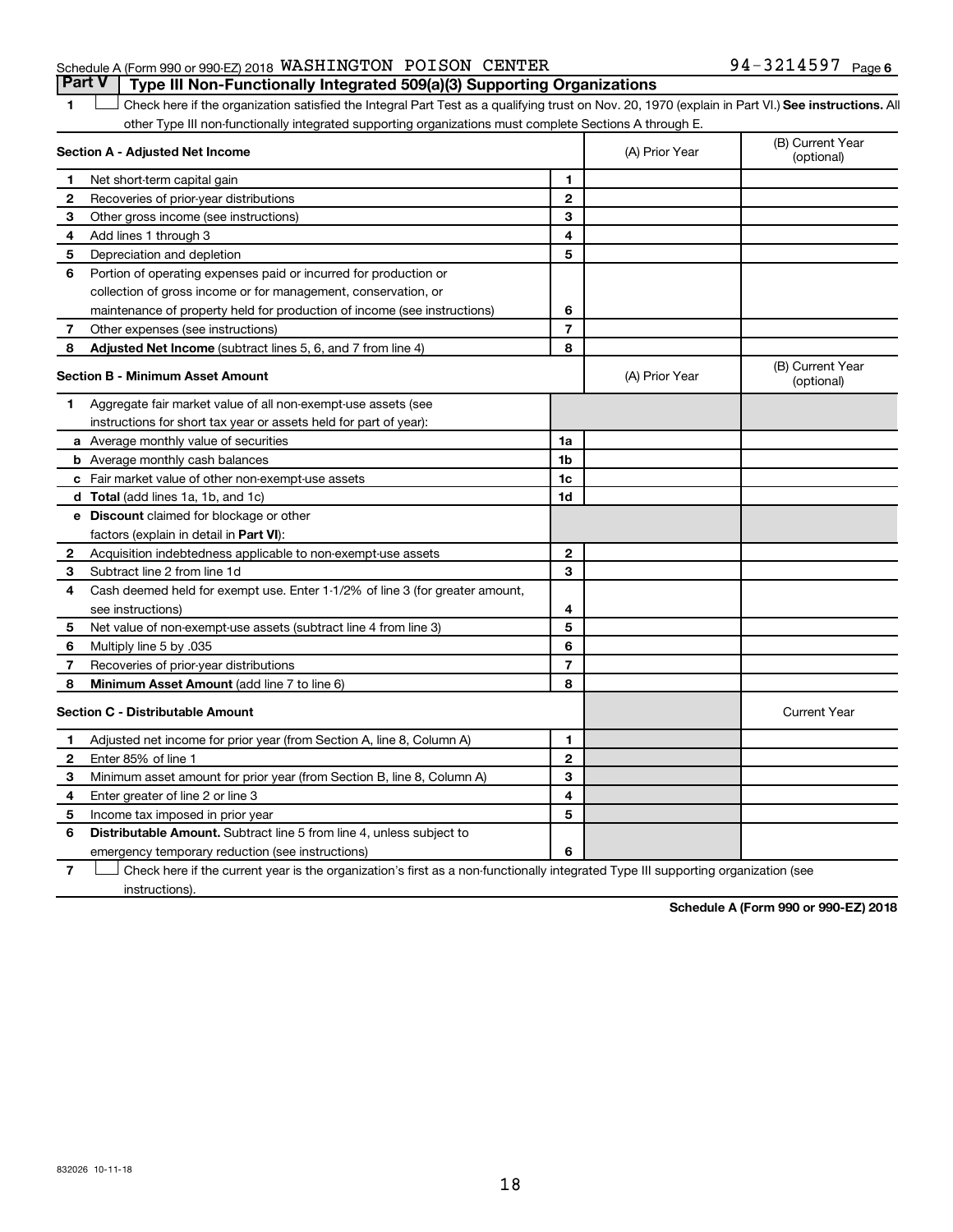Schedule A (Form 990 or 990-EZ) 2018 WASHINGTON POISON CENTER 94-3214597 Page 6

**Part V | Type III Non-Functionally Integrated 509(a)(3) Supporting Organizations**

1 ☐ Check here if the organization satisfied the Integral Part Test as a qualifying trust on Nov. 20, 1970 (explain in Part VI.) **See instructions.** All other Type III non-functionally integrated supporting organizations must complete Sections A through E.

| | **Section A - Adjusted Net Income** | | (A) Prior Year | (B) Current Year (optional) |
|---|---|---|---|---|
| 1 | Net short-term capital gain | 1 | | |
| 2 | Recoveries of prior-year distributions | 2 | | |
| 3 | Other gross income (see instructions) | 3 | | |
| 4 | Add lines 1 through 3 | 4 | | |
| 5 | Depreciation and depletion | 5 | | |
| 6 | Portion of operating expenses paid or incurred for production or collection of gross income or for management, conservation, or maintenance of property held for production of income (see instructions) | 6 | | |
| 7 | Other expenses (see instructions) | 7 | | |
| 8 | **Adjusted Net Income** (subtract lines 5, 6, and 7 from line 4) | 8 | | |

| | **Section B - Minimum Asset Amount** | | (A) Prior Year | (B) Current Year (optional) |
|---|---|---|---|---|
| 1 | Aggregate fair market value of all non-exempt-use assets (see instructions for short tax year or assets held for part of year): | | | |
| a | Average monthly value of securities | 1a | | |
| b | Average monthly cash balances | 1b | | |
| c | Fair market value of other non-exempt-use assets | 1c | | |
| d | **Total** (add lines 1a, 1b, and 1c) | 1d | | |
| e | **Discount** claimed for blockage or other factors (explain in detail in **Part VI**): | | | |
| 2 | Acquisition indebtedness applicable to non-exempt-use assets | 2 | | |
| 3 | Subtract line 2 from line 1d | 3 | | |
| 4 | Cash deemed held for exempt use. Enter 1-1/2% of line 3 (for greater amount, see instructions) | 4 | | |
| 5 | Net value of non-exempt-use assets (subtract line 4 from line 3) | 5 | | |
| 6 | Multiply line 5 by .035 | 6 | | |
| 7 | Recoveries of prior-year distributions | 7 | | |
| 8 | **Minimum Asset Amount** (add line 7 to line 6) | 8 | | |

| | **Section C - Distributable Amount** | | | Current Year |
|---|---|---|---|---|
| 1 | Adjusted net income for prior year (from Section A, line 8, Column A) | 1 | | |
| 2 | Enter 85% of line 1 | 2 | | |
| 3 | Minimum asset amount for prior year (from Section B, line 8, Column A) | 3 | | |
| 4 | Enter greater of line 2 or line 3 | 4 | | |
| 5 | Income tax imposed in prior year | 5 | | |
| 6 | **Distributable Amount.** Subtract line 5 from line 4, unless subject to emergency temporary reduction (see instructions) | 6 | | |

7 ☐ Check here if the current year is the organization's first as a non-functionally integrated Type III supporting organization (see instructions).

**Schedule A (Form 990 or 990-EZ) 2018**

832026 10-11-18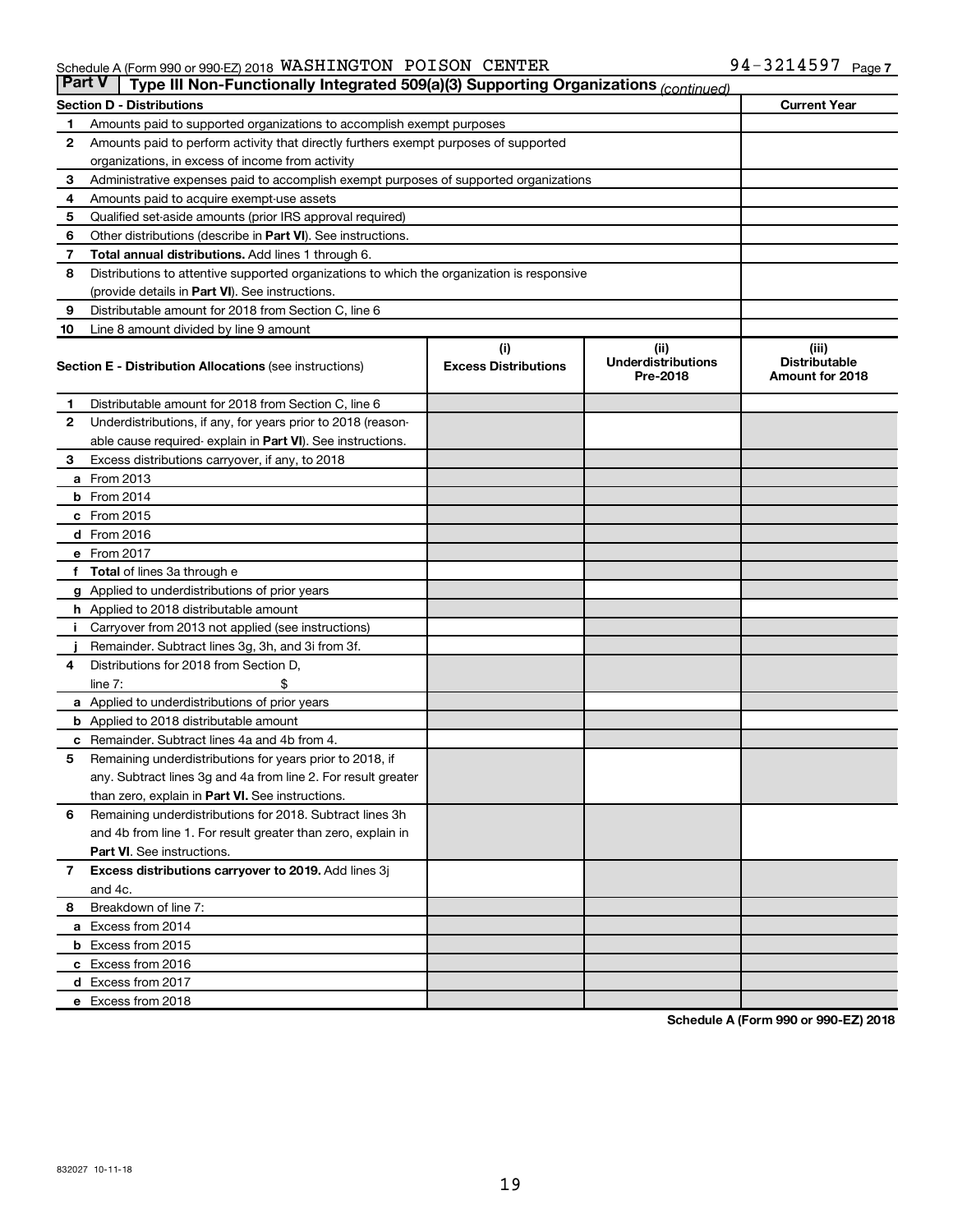Schedule A (Form 990 or 990-EZ) 2018 WASHINGTON POISON CENTER 94-3214597 Page 7

**Part V | Type III Non-Functionally Integrated 509(a)(3) Supporting Organizations** *(continued)*

| Section D - Distributions | | Current Year |
|---|---|---|
| 1 | Amounts paid to supported organizations to accomplish exempt purposes | |
| 2 | Amounts paid to perform activity that directly furthers exempt purposes of supported organizations, in excess of income from activity | |
| 3 | Administrative expenses paid to accomplish exempt purposes of supported organizations | |
| 4 | Amounts paid to acquire exempt-use assets | |
| 5 | Qualified set-aside amounts (prior IRS approval required) | |
| 6 | Other distributions (describe in **Part VI**). See instructions. | |
| 7 | **Total annual distributions.** Add lines 1 through 6. | |
| 8 | Distributions to attentive supported organizations to which the organization is responsive (provide details in **Part VI**). See instructions. | |
| 9 | Distributable amount for 2018 from Section C, line 6 | |
| 10 | Line 8 amount divided by line 9 amount | |

| **Section E - Distribution Allocations** (see instructions) | | (i) Excess Distributions | (ii) Underdistributions Pre-2018 | (iii) Distributable Amount for 2018 |
|---|---|---|---|---|
| 1 | Distributable amount for 2018 from Section C, line 6 | | | |
| 2 | Underdistributions, if any, for years prior to 2018 (reasonable cause required- explain in **Part VI**). See instructions. | | | |
| 3 | Excess distributions carryover, if any, to 2018 | | | |
| a | From 2013 | | | |
| b | From 2014 | | | |
| c | From 2015 | | | |
| d | From 2016 | | | |
| e | From 2017 | | | |
| f | **Total** of lines 3a through e | | | |
| g | Applied to underdistributions of prior years | | | |
| h | Applied to 2018 distributable amount | | | |
| i | Carryover from 2013 not applied (see instructions) | | | |
| j | Remainder. Subtract lines 3g, 3h, and 3i from 3f. | | | |
| 4 | Distributions for 2018 from Section D, line 7: $ | | | |
| a | Applied to underdistributions of prior years | | | |
| b | Applied to 2018 distributable amount | | | |
| c | Remainder. Subtract lines 4a and 4b from 4. | | | |
| 5 | Remaining underdistributions for years prior to 2018, if any. Subtract lines 3g and 4a from line 2. For result greater than zero, explain in **Part VI.** See instructions. | | | |
| 6 | Remaining underdistributions for 2018. Subtract lines 3h and 4b from line 1. For result greater than zero, explain in **Part VI**. See instructions. | | | |
| 7 | **Excess distributions carryover to 2019.** Add lines 3j and 4c. | | | |
| 8 | Breakdown of line 7: | | | |
| a | Excess from 2014 | | | |
| b | Excess from 2015 | | | |
| c | Excess from 2016 | | | |
| d | Excess from 2017 | | | |
| e | Excess from 2018 | | | |

**Schedule A (Form 990 or 990-EZ) 2018**

832027 10-11-18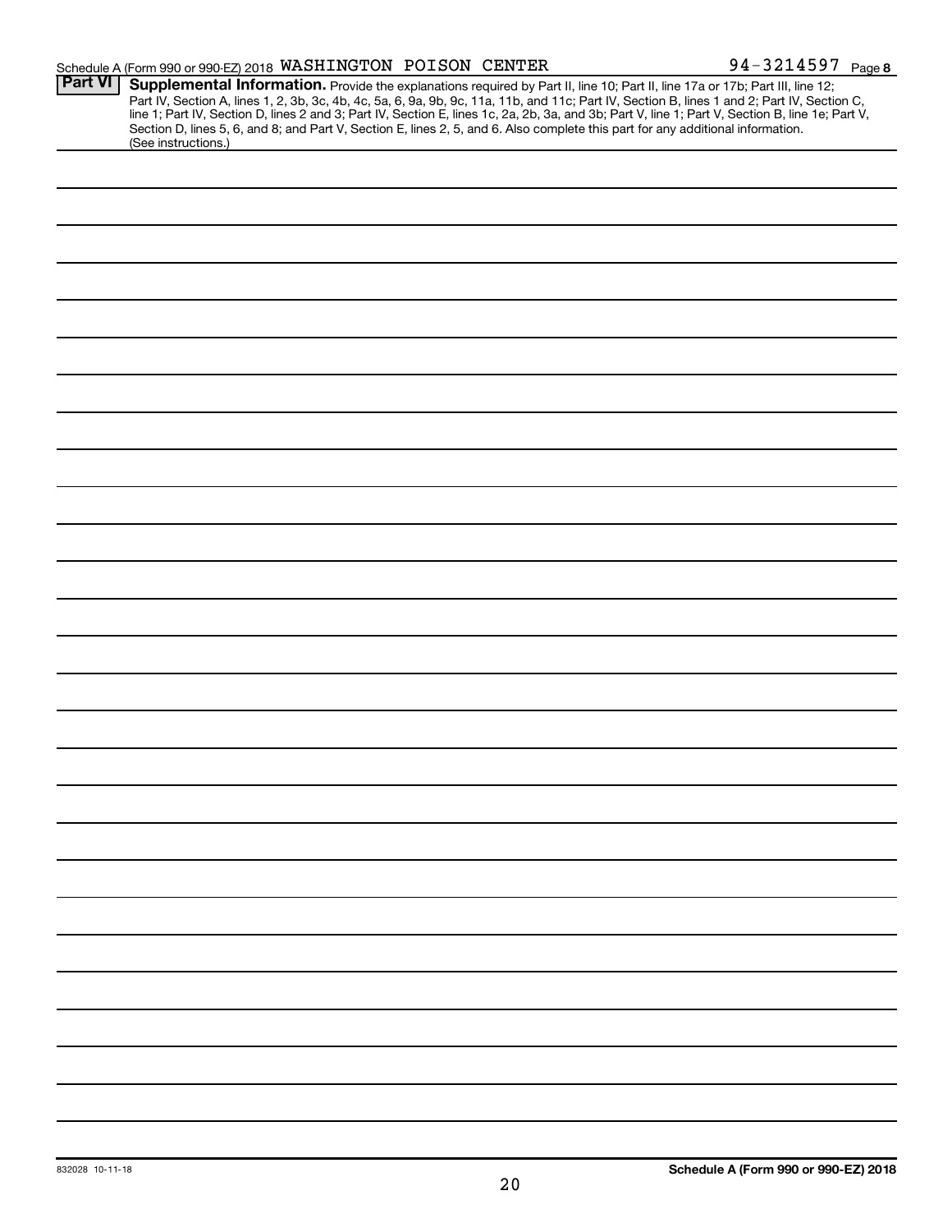Schedule A (Form 990 or 990-EZ) 2018 WASHINGTON POISON CENTER 94-3214597 Page 8

**Part VI** **Supplemental Information.** Provide the explanations required by Part II, line 10; Part II, line 17a or 17b; Part III, line 12; Part IV, Section A, lines 1, 2, 3b, 3c, 4b, 4c, 5a, 6, 9a, 9b, 9c, 11a, 11b, and 11c; Part IV, Section B, lines 1 and 2; Part IV, Section C, line 1; Part IV, Section D, lines 2 and 3; Part IV, Section E, lines 1c, 2a, 2b, 3a, and 3b; Part V, line 1; Part V, Section B, line 1e; Part V, Section D, lines 5, 6, and 8; and Part V, Section E, lines 2, 5, and 6. Also complete this part for any additional information. (See instructions.)

832028 10-11-18

**Schedule A (Form 990 or 990-EZ) 2018**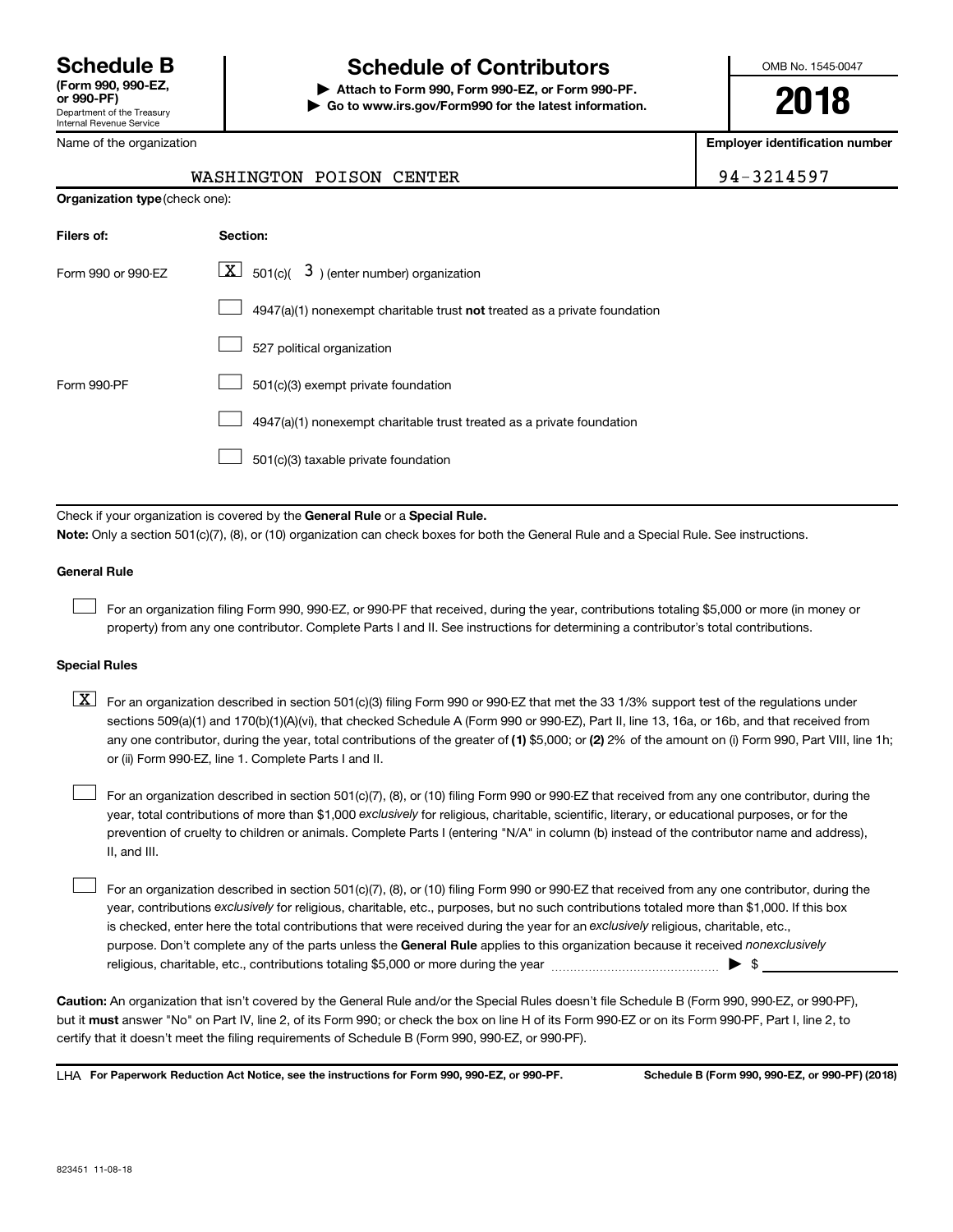# Schedule B

**(Form 990, 990-EZ, or 990-PF)**
Department of the Treasury
Internal Revenue Service

# Schedule of Contributors

▶ **Attach to Form 990, Form 990-EZ, or Form 990-PF.**
▶ **Go to www.irs.gov/Form990 for the latest information.**

OMB No. 1545-0047

**2018**

| Name of the organization | Employer identification number |
|---|---|
| WASHINGTON POISON CENTER | 94-3214597 |

**Organization type** (check one):

| Filers of: | Section: |
|---|---|
| Form 990 or 990-EZ | [X] 501(c)( 3 ) (enter number) organization |
| | [ ] 4947(a)(1) nonexempt charitable trust **not** treated as a private foundation |
| | [ ] 527 political organization |
| Form 990-PF | [ ] 501(c)(3) exempt private foundation |
| | [ ] 4947(a)(1) nonexempt charitable trust treated as a private foundation |
| | [ ] 501(c)(3) taxable private foundation |

Check if your organization is covered by the **General Rule** or a **Special Rule.**

**Note:** Only a section 501(c)(7), (8), or (10) organization can check boxes for both the General Rule and a Special Rule. See instructions.

**General Rule**

[ ] For an organization filing Form 990, 990-EZ, or 990-PF that received, during the year, contributions totaling $5,000 or more (in money or property) from any one contributor. Complete Parts I and II. See instructions for determining a contributor's total contributions.

**Special Rules**

[X] For an organization described in section 501(c)(3) filing Form 990 or 990-EZ that met the 33 1/3% support test of the regulations under sections 509(a)(1) and 170(b)(1)(A)(vi), that checked Schedule A (Form 990 or 990-EZ), Part II, line 13, 16a, or 16b, and that received from any one contributor, during the year, total contributions of the greater of **(1)** $5,000; or **(2)** 2% of the amount on (i) Form 990, Part VIII, line 1h; or (ii) Form 990-EZ, line 1. Complete Parts I and II.

[ ] For an organization described in section 501(c)(7), (8), or (10) filing Form 990 or 990-EZ that received from any one contributor, during the year, total contributions of more than $1,000 *exclusively* for religious, charitable, scientific, literary, or educational purposes, or for the prevention of cruelty to children or animals. Complete Parts I (entering "N/A" in column (b) instead of the contributor name and address), II, and III.

[ ] For an organization described in section 501(c)(7), (8), or (10) filing Form 990 or 990-EZ that received from any one contributor, during the year, contributions *exclusively* for religious, charitable, etc., purposes, but no such contributions totaled more than $1,000. If this box is checked, enter here the total contributions that were received during the year for an *exclusively* religious, charitable, etc., purpose. Don't complete any of the parts unless the **General Rule** applies to this organization because it received *nonexclusively* religious, charitable, etc., contributions totaling $5,000 or more during the year ▶ $ ______

**Caution:** An organization that isn't covered by the General Rule and/or the Special Rules doesn't file Schedule B (Form 990, 990-EZ, or 990-PF), but it **must** answer "No" on Part IV, line 2, of its Form 990; or check the box on line H of its Form 990-EZ or on its Form 990-PF, Part I, line 2, to certify that it doesn't meet the filing requirements of Schedule B (Form 990, 990-EZ, or 990-PF).

LHA **For Paperwork Reduction Act Notice, see the instructions for Form 990, 990-EZ, or 990-PF.** **Schedule B (Form 990, 990-EZ, or 990-PF) (2018)**

823451 11-08-18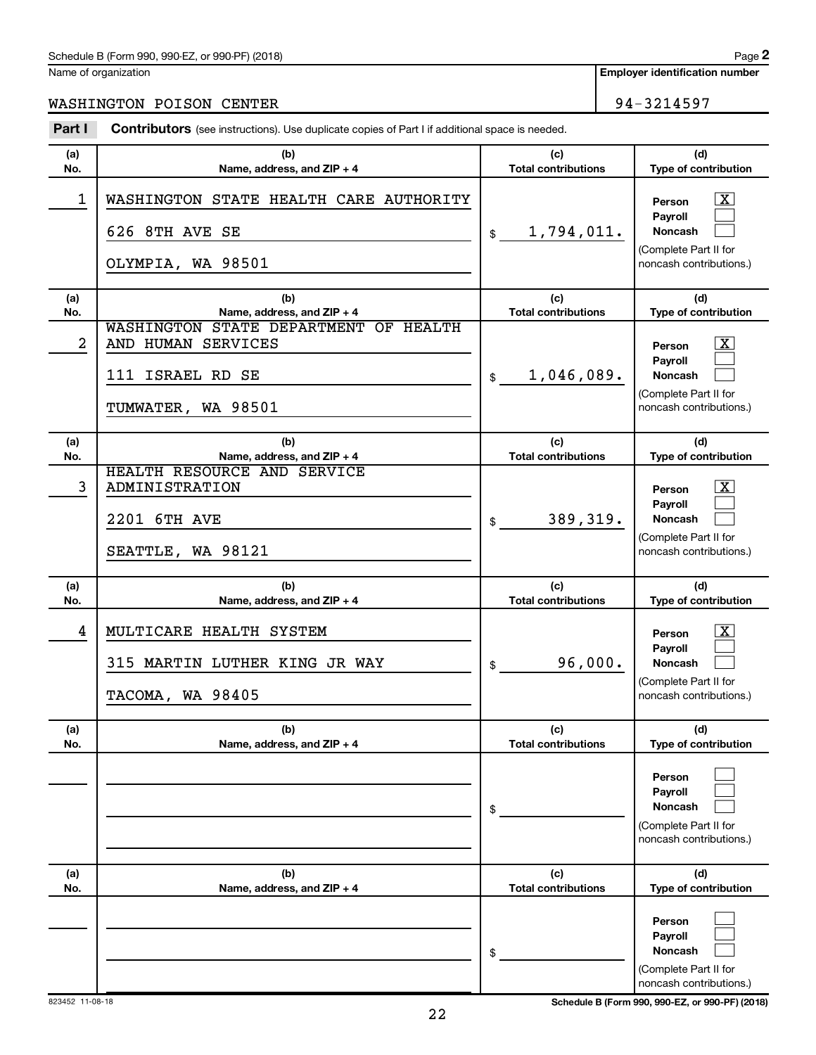Schedule B (Form 990, 990-EZ, or 990-PF) (2018)

Name of organization: WASHINGTON POISON CENTER

Employer identification number: 94-3214597

## Part I Contributors (see instructions). Use duplicate copies of Part I if additional space is needed.

| (a) No. | (b) Name, address, and ZIP + 4 | (c) Total contributions | (d) Type of contribution |
|---|---|---|---|
| 1 | WASHINGTON STATE HEALTH CARE AUTHORITY<br>626 8TH AVE SE<br>OLYMPIA, WA 98501 | $ 1,794,011. | Person [X]<br>Payroll [ ]<br>Noncash [ ]<br>(Complete Part II for noncash contributions.) |
| 2 | WASHINGTON STATE DEPARTMENT OF HEALTH AND HUMAN SERVICES<br>111 ISRAEL RD SE<br>TUMWATER, WA 98501 | $ 1,046,089. | Person [X]<br>Payroll [ ]<br>Noncash [ ]<br>(Complete Part II for noncash contributions.) |
| 3 | HEALTH RESOURCE AND SERVICE ADMINISTRATION<br>2201 6TH AVE<br>SEATTLE, WA 98121 | $ 389,319. | Person [X]<br>Payroll [ ]<br>Noncash [ ]<br>(Complete Part II for noncash contributions.) |
| 4 | MULTICARE HEALTH SYSTEM<br>315 MARTIN LUTHER KING JR WAY<br>TACOMA, WA 98405 | $ 96,000. | Person [X]<br>Payroll [ ]<br>Noncash [ ]<br>(Complete Part II for noncash contributions.) |
| | | $ | Person [ ]<br>Payroll [ ]<br>Noncash [ ]<br>(Complete Part II for noncash contributions.) |
| | | $ | Person [ ]<br>Payroll [ ]<br>Noncash [ ]<br>(Complete Part II for noncash contributions.) |

823452 11-08-18

Schedule B (Form 990, 990-EZ, or 990-PF) (2018)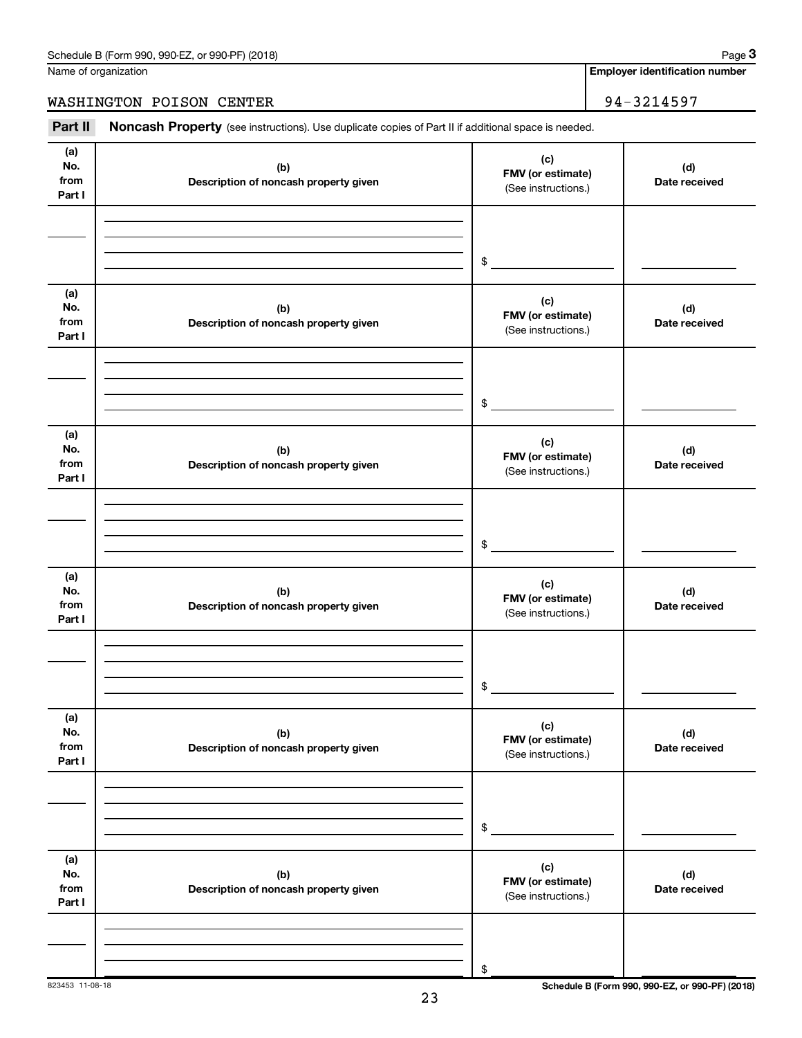Schedule B (Form 990, 990-EZ, or 990-PF) (2018) Page **3**

Name of organization: WASHINGTON POISON CENTER

**Employer identification number**: 94-3214597

**Part II** **Noncash Property** (see instructions). Use duplicate copies of Part II if additional space is needed.

| (a) No. from Part I | (b) Description of noncash property given | (c) FMV (or estimate) (See instructions.) | (d) Date received |
|---|---|---|---|
| | | $ | |

| (a) No. from Part I | (b) Description of noncash property given | (c) FMV (or estimate) (See instructions.) | (d) Date received |
|---|---|---|---|
| | | $ | |

| (a) No. from Part I | (b) Description of noncash property given | (c) FMV (or estimate) (See instructions.) | (d) Date received |
|---|---|---|---|
| | | $ | |

| (a) No. from Part I | (b) Description of noncash property given | (c) FMV (or estimate) (See instructions.) | (d) Date received |
|---|---|---|---|
| | | $ | |

| (a) No. from Part I | (b) Description of noncash property given | (c) FMV (or estimate) (See instructions.) | (d) Date received |
|---|---|---|---|
| | | $ | |

| (a) No. from Part I | (b) Description of noncash property given | (c) FMV (or estimate) (See instructions.) | (d) Date received |
|---|---|---|---|
| | | $ | |

823453 11-08-18

**Schedule B (Form 990, 990-EZ, or 990-PF) (2018)**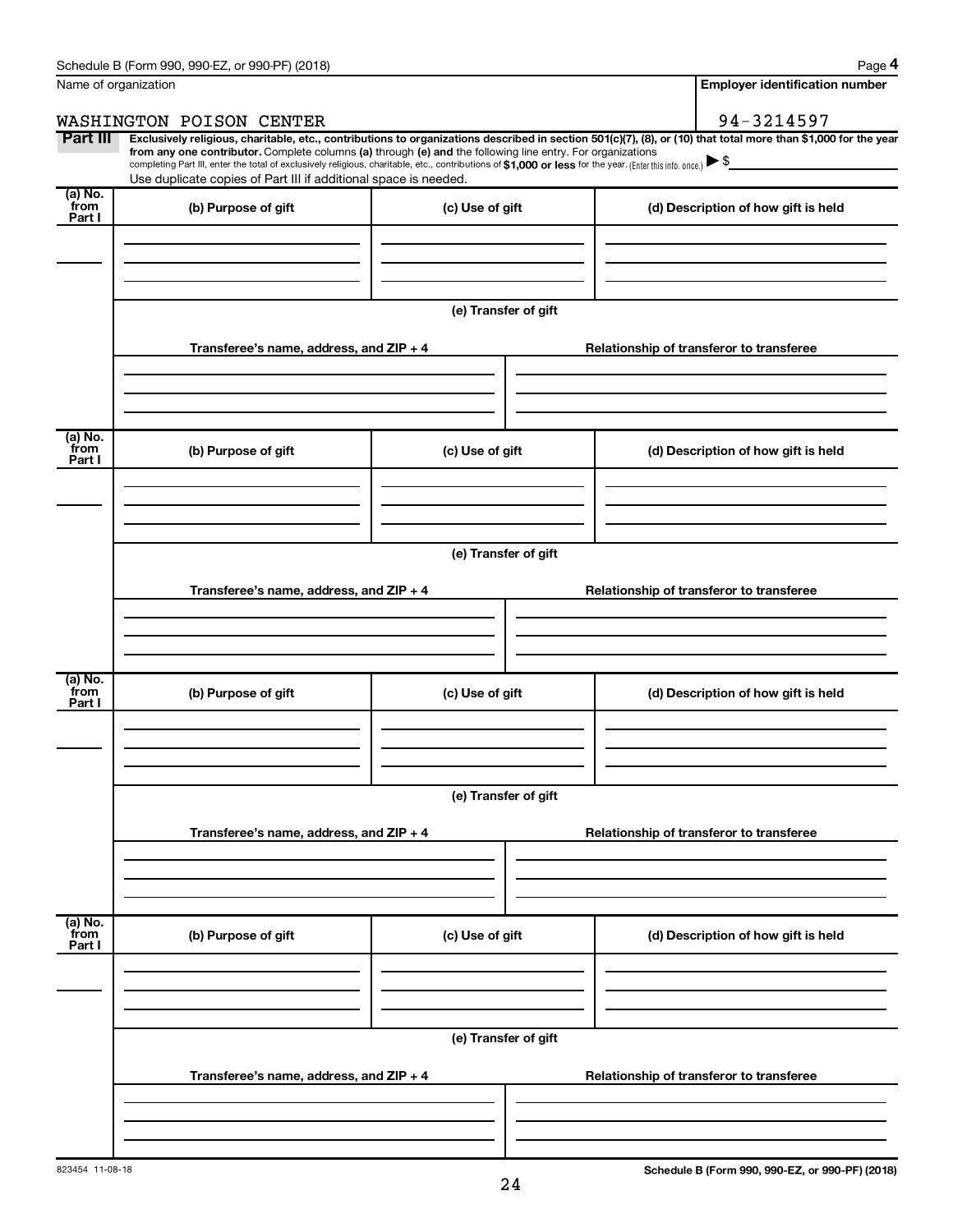Schedule B (Form 990, 990-EZ, or 990-PF) (2018)

Name of organization: WASHINGTON POISON CENTER

**Employer identification number**: 94-3214597

**Part III** **Exclusively religious, charitable, etc., contributions to organizations described in section 501(c)(7), (8), or (10) that total more than $1,000 for the year from any one contributor.** Complete columns **(a)** through **(e)** and the following line entry. For organizations completing Part III, enter the total of exclusively religious, charitable, etc., contributions of **$1,000 or less** for the year. (Enter this info. once.) ▶ $

Use duplicate copies of Part III if additional space is needed.

| (a) No. from Part I | (b) Purpose of gift | (c) Use of gift | (d) Description of how gift is held |
|---|---|---|---|
| | | | |

**(e) Transfer of gift**

| Transferee's name, address, and ZIP + 4 | Relationship of transferor to transferee |
|---|---|
| | |

| (a) No. from Part I | (b) Purpose of gift | (c) Use of gift | (d) Description of how gift is held |
|---|---|---|---|
| | | | |

**(e) Transfer of gift**

| Transferee's name, address, and ZIP + 4 | Relationship of transferor to transferee |
|---|---|
| | |

| (a) No. from Part I | (b) Purpose of gift | (c) Use of gift | (d) Description of how gift is held |
|---|---|---|---|
| | | | |

**(e) Transfer of gift**

| Transferee's name, address, and ZIP + 4 | Relationship of transferor to transferee |
|---|---|
| | |

| (a) No. from Part I | (b) Purpose of gift | (c) Use of gift | (d) Description of how gift is held |
|---|---|---|---|
| | | | |

**(e) Transfer of gift**

| Transferee's name, address, and ZIP + 4 | Relationship of transferor to transferee |
|---|---|
| | |

823454 11-08-18

**Schedule B (Form 990, 990-EZ, or 990-PF) (2018)**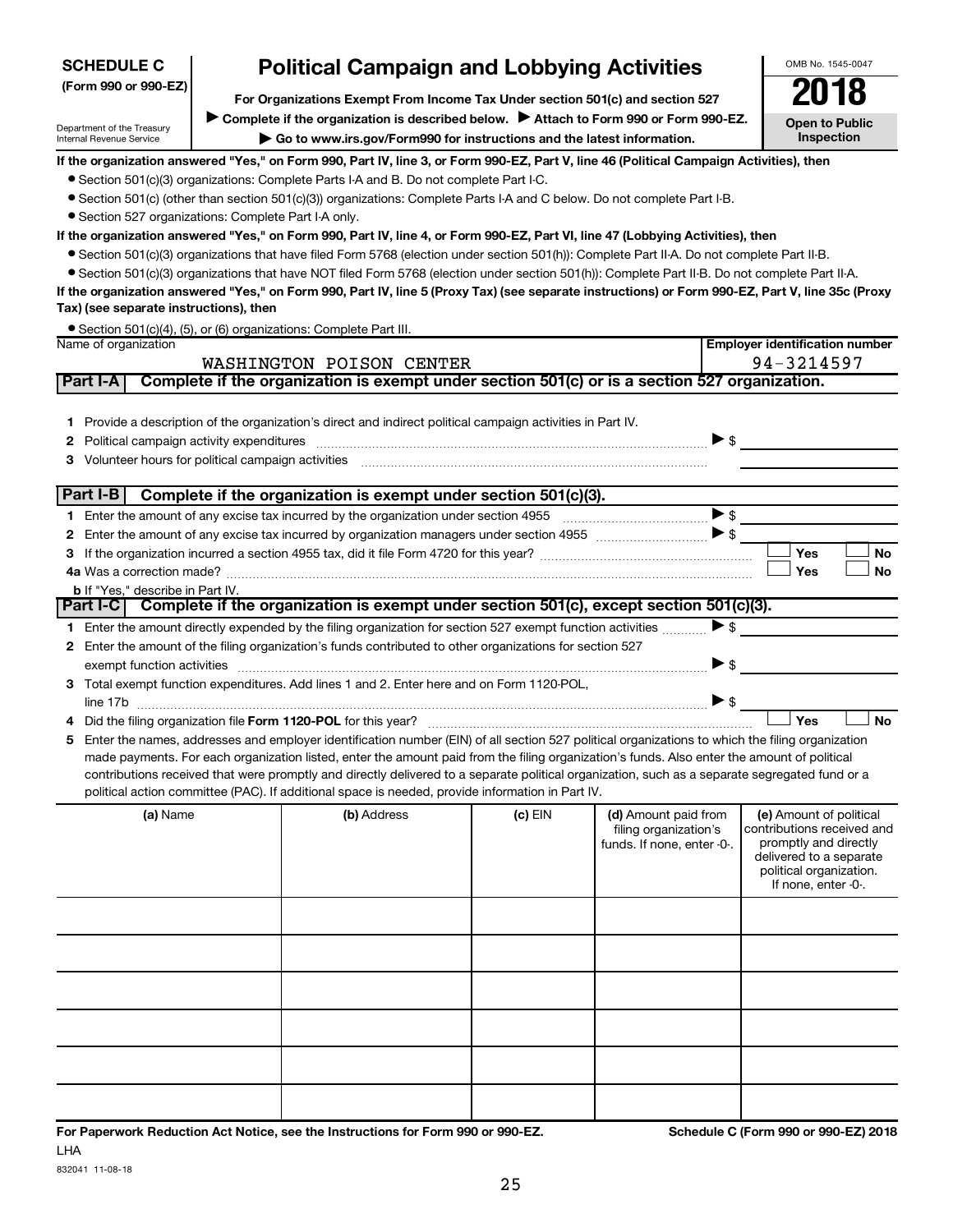**SCHEDULE C**
**(Form 990 or 990-EZ)**

Department of the Treasury
Internal Revenue Service

# Political Campaign and Lobbying Activities

**For Organizations Exempt From Income Tax Under section 501(c) and section 527**

▶ **Complete if the organization is described below.** ▶ **Attach to Form 990 or Form 990-EZ.**

▶ **Go to www.irs.gov/Form990 for instructions and the latest information.**

OMB No. 1545-0047

**2018**

**Open to Public Inspection**

**If the organization answered "Yes," on Form 990, Part IV, line 3, or Form 990-EZ, Part V, line 46 (Political Campaign Activities), then**

- Section 501(c)(3) organizations: Complete Parts I-A and B. Do not complete Part I-C.
- Section 501(c) (other than section 501(c)(3)) organizations: Complete Parts I-A and C below. Do not complete Part I-B.
- Section 527 organizations: Complete Part I-A only.

**If the organization answered "Yes," on Form 990, Part IV, line 4, or Form 990-EZ, Part VI, line 47 (Lobbying Activities), then**

- Section 501(c)(3) organizations that have filed Form 5768 (election under section 501(h)): Complete Part II-A. Do not complete Part II-B.
- Section 501(c)(3) organizations that have NOT filed Form 5768 (election under section 501(h)): Complete Part II-B. Do not complete Part II-A.

**If the organization answered "Yes," on Form 990, Part IV, line 5 (Proxy Tax) (see separate instructions) or Form 990-EZ, Part V, line 35c (Proxy Tax) (see separate instructions), then**

- Section 501(c)(4), (5), or (6) organizations: Complete Part III.

| Name of organization | Employer identification number |
|---|---|
| WASHINGTON POISON CENTER | 94-3214597 |

## Part I-A Complete if the organization is exempt under section 501(c) or is a section 527 organization.

1. Provide a description of the organization's direct and indirect political campaign activities in Part IV.
2. Political campaign activity expenditures ▶ $
3. Volunteer hours for political campaign activities

## Part I-B Complete if the organization is exempt under section 501(c)(3).

1. Enter the amount of any excise tax incurred by the organization under section 4955 ▶ $
2. Enter the amount of any excise tax incurred by organization managers under section 4955 ▶ $
3. If the organization incurred a section 4955 tax, did it file Form 4720 for this year? ☐ Yes ☐ No

4a. Was a correction made? ☐ Yes ☐ No

b. If "Yes," describe in Part IV.

## Part I-C Complete if the organization is exempt under section 501(c), except section 501(c)(3).

1. Enter the amount directly expended by the filing organization for section 527 exempt function activities ▶ $
2. Enter the amount of the filing organization's funds contributed to other organizations for section 527 exempt function activities ▶ $
3. Total exempt function expenditures. Add lines 1 and 2. Enter here and on Form 1120-POL, line 17b ▶ $
4. Did the filing organization file **Form 1120-POL** for this year? ☐ Yes ☐ No
5. Enter the names, addresses and employer identification number (EIN) of all section 527 political organizations to which the filing organization made payments. For each organization listed, enter the amount paid from the filing organization's funds. Also enter the amount of political contributions received that were promptly and directly delivered to a separate political organization, such as a separate segregated fund or a political action committee (PAC). If additional space is needed, provide information in Part IV.

| (a) Name | (b) Address | (c) EIN | (d) Amount paid from filing organization's funds. If none, enter -0-. | (e) Amount of political contributions received and promptly and directly delivered to a separate political organization. If none, enter -0-. |
|---|---|---|---|---|
| | | | | |
| | | | | |
| | | | | |
| | | | | |
| | | | | |
| | | | | |

**For Paperwork Reduction Act Notice, see the Instructions for Form 990 or 990-EZ.** **Schedule C (Form 990 or 990-EZ) 2018**

LHA

832041 11-08-18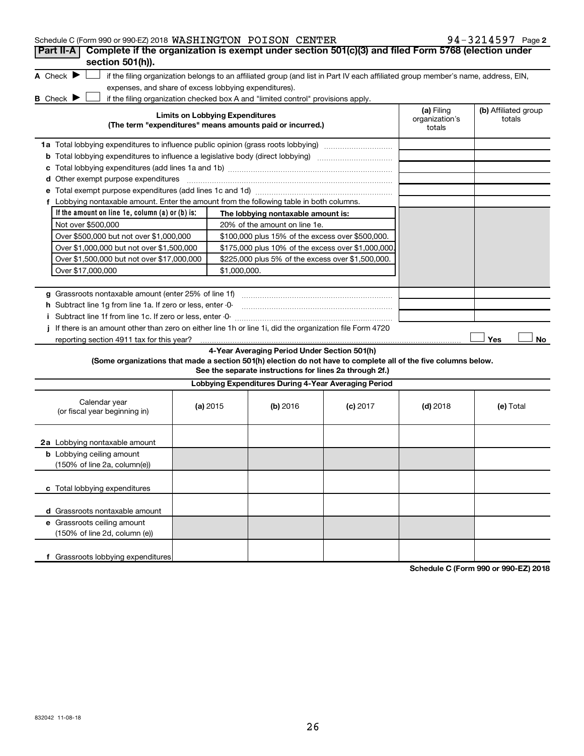Schedule C (Form 990 or 990-EZ) 2018 WASHINGTON POISON CENTER 94-3214597 Page 2

## Part II-A Complete if the organization is exempt under section 501(c)(3) and filed Form 5768 (election under section 501(h)).

A Check ☐ if the filing organization belongs to an affiliated group (and list in Part IV each affiliated group member's name, address, EIN, expenses, and share of excess lobbying expenditures).

B Check ☐ if the filing organization checked box A and "limited control" provisions apply.

| Limits on Lobbying Expenditures (The term "expenditures" means amounts paid or incurred.) | (a) Filing organization's totals | (b) Affiliated group totals |
|---|---|---|
| 1a Total lobbying expenditures to influence public opinion (grass roots lobbying) | | |
| b Total lobbying expenditures to influence a legislative body (direct lobbying) | | |
| c Total lobbying expenditures (add lines 1a and 1b) | | |
| d Other exempt purpose expenditures | | |
| e Total exempt purpose expenditures (add lines 1c and 1d) | | |
| f Lobbying nontaxable amount. Enter the amount from the following table in both columns. | | |

| If the amount on line 1e, column (a) or (b) is: | The lobbying nontaxable amount is: |
|---|---|
| Not over $500,000 | 20% of the amount on line 1e. |
| Over $500,000 but not over $1,000,000 | $100,000 plus 15% of the excess over $500,000. |
| Over $1,000,000 but not over $1,500,000 | $175,000 plus 10% of the excess over $1,000,000. |
| Over $1,500,000 but not over $17,000,000 | $225,000 plus 5% of the excess over $1,500,000. |
| Over $17,000,000 | $1,000,000. |

| | (a) Filing organization's totals | (b) Affiliated group totals |
|---|---|---|
| g Grassroots nontaxable amount (enter 25% of line 1f) | | |
| h Subtract line 1g from line 1a. If zero or less, enter -0- | | |
| i Subtract line 1f from line 1c. If zero or less, enter -0- | | |

j If there is an amount other than zero on either line 1h or line 1i, did the organization file Form 4720 reporting section 4911 tax for this year? ☐ Yes ☐ No

### 4-Year Averaging Period Under Section 501(h)

**(Some organizations that made a section 501(h) election do not have to complete all of the five columns below. See the separate instructions for lines 2a through 2f.)**

| Lobbying Expenditures During 4-Year Averaging Period | | | | | |
|---|---|---|---|---|---|
| Calendar year (or fiscal year beginning in) | (a) 2015 | (b) 2016 | (c) 2017 | (d) 2018 | (e) Total |
| 2a Lobbying nontaxable amount | | | | | |
| b Lobbying ceiling amount (150% of line 2a, column(e)) | | | | | |
| c Total lobbying expenditures | | | | | |
| d Grassroots nontaxable amount | | | | | |
| e Grassroots ceiling amount (150% of line 2d, column (e)) | | | | | |
| f Grassroots lobbying expenditures | | | | | |

Schedule C (Form 990 or 990-EZ) 2018

832042 11-08-18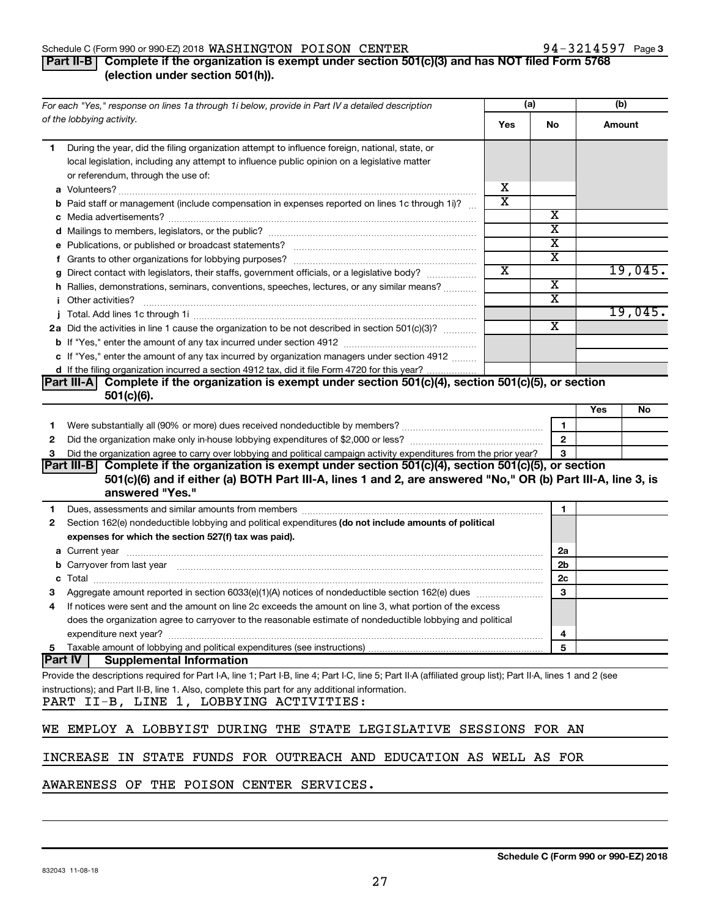Schedule C (Form 990 or 990-EZ) 2018 WASHINGTON POISON CENTER 94-3214597 Page 3

**Part II-B** **Complete if the organization is exempt under section 501(c)(3) and has NOT filed Form 5768 (election under section 501(h)).**

| *For each "Yes," response on lines 1a through 1i below, provide in Part IV a detailed description of the lobbying activity.* | (a) Yes | (a) No | (b) Amount |
|---|---|---|---|
| **1** During the year, did the filing organization attempt to influence foreign, national, state, or local legislation, including any attempt to influence public opinion on a legislative matter or referendum, through the use of: | | | |
| **a** Volunteers? | X | | |
| **b** Paid staff or management (include compensation in expenses reported on lines 1c through 1i)? | X | | |
| **c** Media advertisements? | | X | |
| **d** Mailings to members, legislators, or the public? | | X | |
| **e** Publications, or published or broadcast statements? | | X | |
| **f** Grants to other organizations for lobbying purposes? | | X | |
| **g** Direct contact with legislators, their staffs, government officials, or a legislative body? | X | | 19,045. |
| **h** Rallies, demonstrations, seminars, conventions, speeches, lectures, or any similar means? | | X | |
| **i** Other activities? | | X | |
| **j** Total. Add lines 1c through 1i | | | 19,045. |
| **2a** Did the activities in line 1 cause the organization to be not described in section 501(c)(3)? | | X | |
| **b** If "Yes," enter the amount of any tax incurred under section 4912 | | | |
| **c** If "Yes," enter the amount of any tax incurred by organization managers under section 4912 | | | |
| **d** If the filing organization incurred a section 4912 tax, did it file Form 4720 for this year? | | | |

**Part III-A** **Complete if the organization is exempt under section 501(c)(4), section 501(c)(5), or section 501(c)(6).**

| | | | Yes | No |
|---|---|---|---|---|
| **1** | Were substantially all (90% or more) dues received nondeductible by members? | 1 | | |
| **2** | Did the organization make only in-house lobbying expenditures of $2,000 or less? | 2 | | |
| **3** | Did the organization agree to carry over lobbying and political campaign activity expenditures from the prior year? | 3 | | |

**Part III-B** **Complete if the organization is exempt under section 501(c)(4), section 501(c)(5), or section 501(c)(6) and if either (a) BOTH Part III-A, lines 1 and 2, are answered "No," OR (b) Part III-A, line 3, is answered "Yes."**

| | | | |
|---|---|---|---|
| **1** | Dues, assessments and similar amounts from members | 1 | |
| **2** | Section 162(e) nondeductible lobbying and political expenditures **(do not include amounts of political expenses for which the section 527(f) tax was paid).** | | |
| **a** | Current year | 2a | |
| **b** | Carryover from last year | 2b | |
| **c** | Total | 2c | |
| **3** | Aggregate amount reported in section 6033(e)(1)(A) notices of nondeductible section 162(e) dues | 3 | |
| **4** | If notices were sent and the amount on line 2c exceeds the amount on line 3, what portion of the excess does the organization agree to carryover to the reasonable estimate of nondeductible lobbying and political expenditure next year? | 4 | |
| **5** | Taxable amount of lobbying and political expenditures (see instructions) | 5 | |

**Part IV** **Supplemental Information**

Provide the descriptions required for Part I-A, line 1; Part I-B, line 4; Part I-C, line 5; Part II-A (affiliated group list); Part II-A, lines 1 and 2 (see instructions); and Part II-B, line 1. Also, complete this part for any additional information.

PART II-B, LINE 1, LOBBYING ACTIVITIES:

WE EMPLOY A LOBBYIST DURING THE STATE LEGISLATIVE SESSIONS FOR AN INCREASE IN STATE FUNDS FOR OUTREACH AND EDUCATION AS WELL AS FOR AWARENESS OF THE POISON CENTER SERVICES.

832043 11-08-18

**Schedule C (Form 990 or 990-EZ) 2018**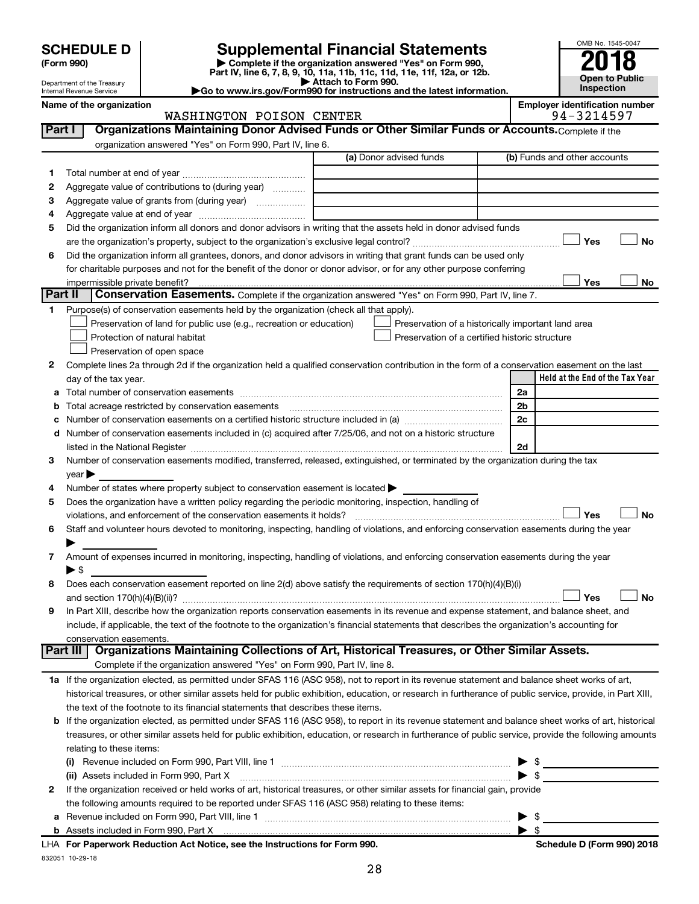# SCHEDULE D (Form 990)

Department of the Treasury
Internal Revenue Service

# Supplemental Financial Statements

▶ Complete if the organization answered "Yes" on Form 990, Part IV, line 6, 7, 8, 9, 10, 11a, 11b, 11c, 11d, 11e, 11f, 12a, or 12b.
▶ Attach to Form 990.
▶Go to www.irs.gov/Form990 for instructions and the latest information.

OMB No. 1545-0047

**2018**

**Open to Public Inspection**

**Name of the organization**
WASHINGTON POISON CENTER

**Employer identification number**
94-3214597

## Part I — Organizations Maintaining Donor Advised Funds or Other Similar Funds or Accounts.

Complete if the organization answered "Yes" on Form 990, Part IV, line 6.

| | | (a) Donor advised funds | (b) Funds and other accounts |
|---|---|---|---|
| 1 | Total number at end of year | | |
| 2 | Aggregate value of contributions to (during year) | | |
| 3 | Aggregate value of grants from (during year) | | |
| 4 | Aggregate value at end of year | | |

5 Did the organization inform all donors and donor advisors in writing that the assets held in donor advised funds are the organization's property, subject to the organization's exclusive legal control? ☐ Yes ☐ No

6 Did the organization inform all grantees, donors, and donor advisors in writing that grant funds can be used only for charitable purposes and not for the benefit of the donor or donor advisor, or for any other purpose conferring impermissible private benefit? ☐ Yes ☐ No

## Part II — Conservation Easements.

Complete if the organization answered "Yes" on Form 990, Part IV, line 7.

1 Purpose(s) of conservation easements held by the organization (check all that apply).

- ☐ Preservation of land for public use (e.g., recreation or education)
- ☐ Protection of natural habitat
- ☐ Preservation of open space
- ☐ Preservation of a historically important land area
- ☐ Preservation of a certified historic structure

2 Complete lines 2a through 2d if the organization held a qualified conservation contribution in the form of a conservation easement on the last day of the tax year.

| | | | Held at the End of the Tax Year |
|---|---|---|---|
| a | Total number of conservation easements | 2a | |
| b | Total acreage restricted by conservation easements | 2b | |
| c | Number of conservation easements on a certified historic structure included in (a) | 2c | |
| d | Number of conservation easements included in (c) acquired after 7/25/06, and not on a historic structure listed in the National Register | 2d | |

3 Number of conservation easements modified, transferred, released, extinguished, or terminated by the organization during the tax year ▶

4 Number of states where property subject to conservation easement is located ▶

5 Does the organization have a written policy regarding the periodic monitoring, inspection, handling of violations, and enforcement of the conservation easements it holds? ☐ Yes ☐ No

6 Staff and volunteer hours devoted to monitoring, inspecting, handling of violations, and enforcing conservation easements during the year ▶

7 Amount of expenses incurred in monitoring, inspecting, handling of violations, and enforcing conservation easements during the year ▶ $

8 Does each conservation easement reported on line 2(d) above satisfy the requirements of section 170(h)(4)(B)(i) and section 170(h)(4)(B)(ii)? ☐ Yes ☐ No

9 In Part XIII, describe how the organization reports conservation easements in its revenue and expense statement, and balance sheet, and include, if applicable, the text of the footnote to the organization's financial statements that describes the organization's accounting for conservation easements.

## Part III — Organizations Maintaining Collections of Art, Historical Treasures, or Other Similar Assets.

Complete if the organization answered "Yes" on Form 990, Part IV, line 8.

1a If the organization elected, as permitted under SFAS 116 (ASC 958), not to report in its revenue statement and balance sheet works of art, historical treasures, or other similar assets held for public exhibition, education, or research in furtherance of public service, provide, in Part XIII, the text of the footnote to its financial statements that describes these items.

b If the organization elected, as permitted under SFAS 116 (ASC 958), to report in its revenue statement and balance sheet works of art, historical treasures, or other similar assets held for public exhibition, education, or research in furtherance of public service, provide the following amounts relating to these items:

(i) Revenue included on Form 990, Part VIII, line 1 ▶ $

(ii) Assets included in Form 990, Part X ▶ $

2 If the organization received or held works of art, historical treasures, or other similar assets for financial gain, provide the following amounts required to be reported under SFAS 116 (ASC 958) relating to these items:

a Revenue included on Form 990, Part VIII, line 1 ▶ $

b Assets included in Form 990, Part X ▶ $

LHA For Paperwork Reduction Act Notice, see the Instructions for Form 990. Schedule D (Form 990) 2018

832051 10-29-18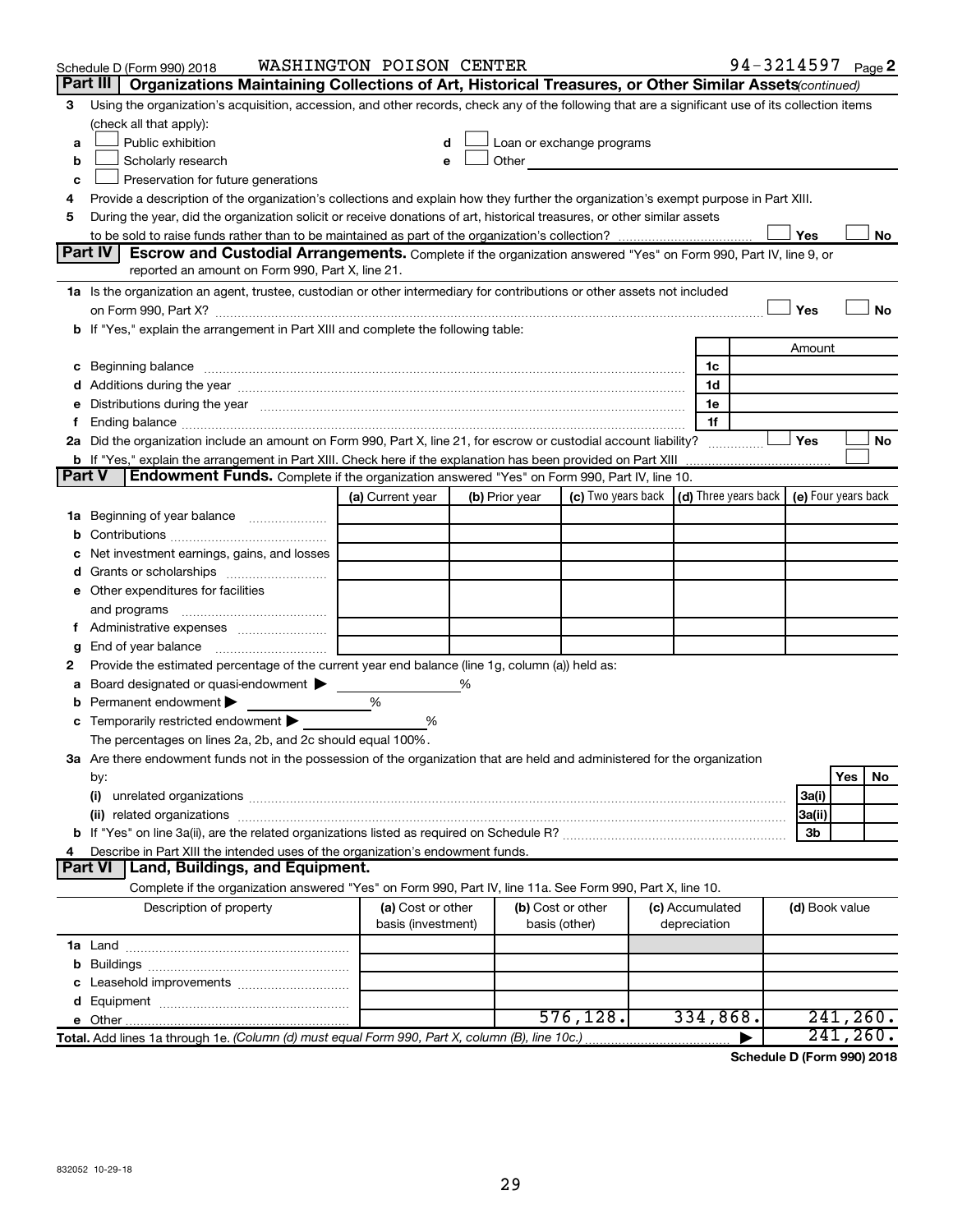Schedule D (Form 990) 2018 WASHINGTON POISON CENTER 94-3214597 Page 2

**Part III** **Organizations Maintaining Collections of Art, Historical Treasures, or Other Similar Assets** *(continued)*

3 Using the organization's acquisition, accession, and other records, check any of the following that are a significant use of its collection items (check all that apply):

a ☐ Public exhibition
b ☐ Scholarly research
c ☐ Preservation for future generations
d ☐ Loan or exchange programs
e ☐ Other

4 Provide a description of the organization's collections and explain how they further the organization's exempt purpose in Part XIII.

5 During the year, did the organization solicit or receive donations of art, historical treasures, or other similar assets to be sold to raise funds rather than to be maintained as part of the organization's collection? ☐ Yes ☐ No

**Part IV** **Escrow and Custodial Arrangements.** Complete if the organization answered "Yes" on Form 990, Part IV, line 9, or reported an amount on Form 990, Part X, line 21.

1a Is the organization an agent, trustee, custodian or other intermediary for contributions or other assets not included on Form 990, Part X? ☐ Yes ☐ No

b If "Yes," explain the arrangement in Part XIII and complete the following table:

| | | Amount |
|---|---|---|
| c Beginning balance | 1c | |
| d Additions during the year | 1d | |
| e Distributions during the year | 1e | |
| f Ending balance | 1f | |

2a Did the organization include an amount on Form 990, Part X, line 21, for escrow or custodial account liability? ☐ Yes ☐ No

b If "Yes," explain the arrangement in Part XIII. Check here if the explanation has been provided on Part XIII ☐

**Part V** **Endowment Funds.** Complete if the organization answered "Yes" on Form 990, Part IV, line 10.

| | (a) Current year | (b) Prior year | (c) Two years back | (d) Three years back | (e) Four years back |
|---|---|---|---|---|---|
| 1a Beginning of year balance | | | | | |
| b Contributions | | | | | |
| c Net investment earnings, gains, and losses | | | | | |
| d Grants or scholarships | | | | | |
| e Other expenditures for facilities and programs | | | | | |
| f Administrative expenses | | | | | |
| g End of year balance | | | | | |

2 Provide the estimated percentage of the current year end balance (line 1g, column (a)) held as:

a Board designated or quasi-endowment ▶ %
b Permanent endowment ▶ %
c Temporarily restricted endowment ▶ %

The percentages on lines 2a, 2b, and 2c should equal 100%.

3a Are there endowment funds not in the possession of the organization that are held and administered for the organization by:

| | | Yes | No |
|---|---|---|---|
| (i) unrelated organizations | 3a(i) | | |
| (ii) related organizations | 3a(ii) | | |
| b If "Yes" on line 3a(ii), are the related organizations listed as required on Schedule R? | 3b | | |

4 Describe in Part XIII the intended uses of the organization's endowment funds.

**Part VI** **Land, Buildings, and Equipment.**

Complete if the organization answered "Yes" on Form 990, Part IV, line 11a. See Form 990, Part X, line 10.

| Description of property | (a) Cost or other basis (investment) | (b) Cost or other basis (other) | (c) Accumulated depreciation | (d) Book value |
|---|---|---|---|---|
| 1a Land | | | | |
| b Buildings | | | | |
| c Leasehold improvements | | | | |
| d Equipment | | | | |
| e Other | | 576,128. | 334,868. | 241,260. |
| **Total.** Add lines 1a through 1e. *(Column (d) must equal Form 990, Part X, column (B), line 10c.)* ▶ | | | | 241,260. |

**Schedule D (Form 990) 2018**

832052 10-29-18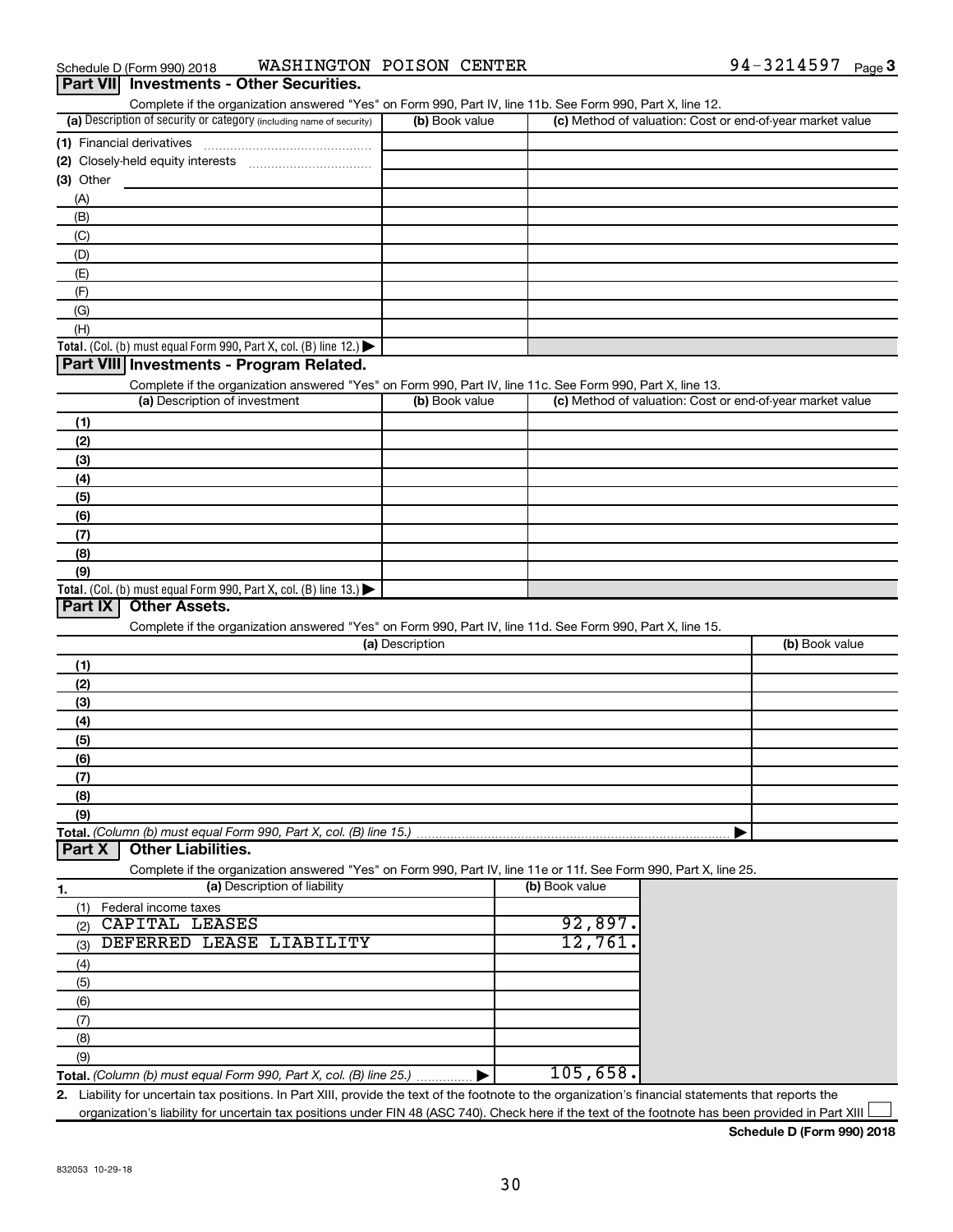Schedule D (Form 990) 2018 WASHINGTON POISON CENTER 94-3214597 Page 3

## Part VII Investments - Other Securities.

Complete if the organization answered "Yes" on Form 990, Part IV, line 11b. See Form 990, Part X, line 12.

| (a) Description of security or category (including name of security) | (b) Book value | (c) Method of valuation: Cost or end-of-year market value |
|---|---|---|
| (1) Financial derivatives | | |
| (2) Closely-held equity interests | | |
| (3) Other | | |
| (A) | | |
| (B) | | |
| (C) | | |
| (D) | | |
| (E) | | |
| (F) | | |
| (G) | | |
| (H) | | |
| **Total.** (Col. (b) must equal Form 990, Part X, col. (B) line 12.) ▶ | | |

## Part VIII Investments - Program Related.

Complete if the organization answered "Yes" on Form 990, Part IV, line 11c. See Form 990, Part X, line 13.

| (a) Description of investment | (b) Book value | (c) Method of valuation: Cost or end-of-year market value |
|---|---|---|
| (1) | | |
| (2) | | |
| (3) | | |
| (4) | | |
| (5) | | |
| (6) | | |
| (7) | | |
| (8) | | |
| (9) | | |
| **Total.** (Col. (b) must equal Form 990, Part X, col. (B) line 13.) ▶ | | |

## Part IX Other Assets.

Complete if the organization answered "Yes" on Form 990, Part IV, line 11d. See Form 990, Part X, line 15.

| (a) Description | (b) Book value |
|---|---|
| (1) | |
| (2) | |
| (3) | |
| (4) | |
| (5) | |
| (6) | |
| (7) | |
| (8) | |
| (9) | |
| **Total.** *(Column (b) must equal Form 990, Part X, col. (B) line 15.)* ▶ | |

## Part X Other Liabilities.

Complete if the organization answered "Yes" on Form 990, Part IV, line 11e or 11f. See Form 990, Part X, line 25.

| 1. (a) Description of liability | (b) Book value |
|---|---|
| (1) Federal income taxes | |
| (2) CAPITAL LEASES | 92,897. |
| (3) DEFERRED LEASE LIABILITY | 12,761. |
| (4) | |
| (5) | |
| (6) | |
| (7) | |
| (8) | |
| (9) | |
| **Total.** *(Column (b) must equal Form 990, Part X, col. (B) line 25.)* ▶ | 105,658. |

2. Liability for uncertain tax positions. In Part XIII, provide the text of the footnote to the organization's financial statements that reports the organization's liability for uncertain tax positions under FIN 48 (ASC 740). Check here if the text of the footnote has been provided in Part XIII ☐

**Schedule D (Form 990) 2018**

832053 10-29-18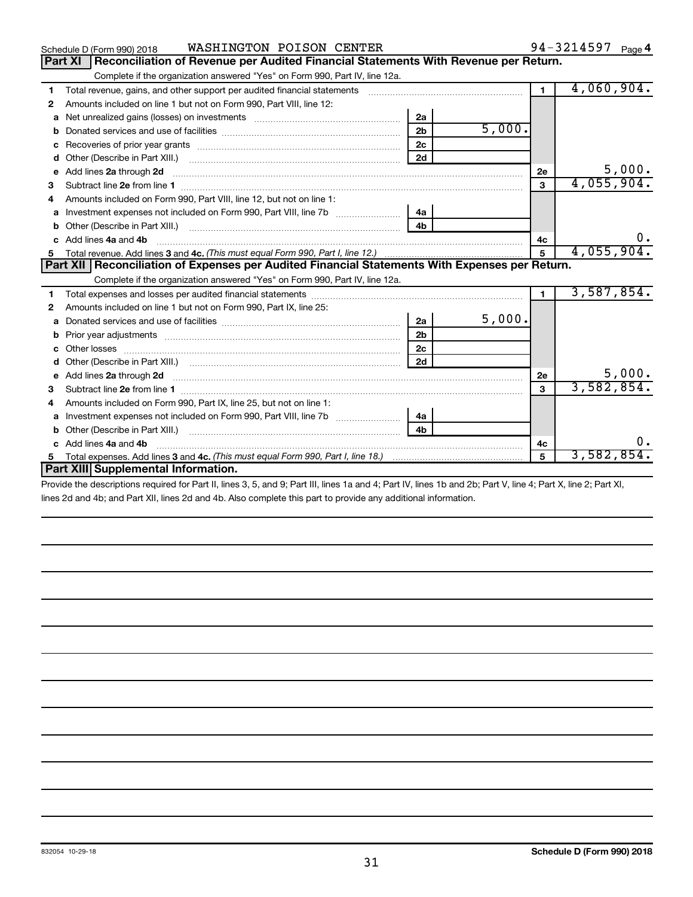Schedule D (Form 990) 2018 WASHINGTON POISON CENTER 94-3214597 Page 4

**Part XI | Reconciliation of Revenue per Audited Financial Statements With Revenue per Return.**

Complete if the organization answered "Yes" on Form 990, Part IV, line 12a.

| | | | | | |
|---|---|---|---|---|---|
| 1 | Total revenue, gains, and other support per audited financial statements | | | 1 | 4,060,904. |
| 2 | Amounts included on line 1 but not on Form 990, Part VIII, line 12: | | | | |
| a | Net unrealized gains (losses) on investments | 2a | | | |
| b | Donated services and use of facilities | 2b | 5,000. | | |
| c | Recoveries of prior year grants | 2c | | | |
| d | Other (Describe in Part XIII.) | 2d | | | |
| e | Add lines 2a through 2d | | | 2e | 5,000. |
| 3 | Subtract line 2e from line 1 | | | 3 | 4,055,904. |
| 4 | Amounts included on Form 990, Part VIII, line 12, but not on line 1: | | | | |
| a | Investment expenses not included on Form 990, Part VIII, line 7b | 4a | | | |
| b | Other (Describe in Part XIII.) | 4b | | | |
| c | Add lines 4a and 4b | | | 4c | 0. |
| 5 | Total revenue. Add lines 3 and 4c. *(This must equal Form 990, Part I, line 12.)* | | | 5 | 4,055,904. |

**Part XII | Reconciliation of Expenses per Audited Financial Statements With Expenses per Return.**

Complete if the organization answered "Yes" on Form 990, Part IV, line 12a.

| | | | | | |
|---|---|---|---|---|---|
| 1 | Total expenses and losses per audited financial statements | | | 1 | 3,587,854. |
| 2 | Amounts included on line 1 but not on Form 990, Part IX, line 25: | | | | |
| a | Donated services and use of facilities | 2a | 5,000. | | |
| b | Prior year adjustments | 2b | | | |
| c | Other losses | 2c | | | |
| d | Other (Describe in Part XIII.) | 2d | | | |
| e | Add lines 2a through 2d | | | 2e | 5,000. |
| 3 | Subtract line 2e from line 1 | | | 3 | 3,582,854. |
| 4 | Amounts included on Form 990, Part IX, line 25, but not on line 1: | | | | |
| a | Investment expenses not included on Form 990, Part VIII, line 7b | 4a | | | |
| b | Other (Describe in Part XIII.) | 4b | | | |
| c | Add lines 4a and 4b | | | 4c | 0. |
| 5 | Total expenses. Add lines 3 and 4c. *(This must equal Form 990, Part I, line 18.)* | | | 5 | 3,582,854. |

**Part XIII | Supplemental Information.**

Provide the descriptions required for Part II, lines 3, 5, and 9; Part III, lines 1a and 4; Part IV, lines 1b and 2b; Part V, line 4; Part X, line 2; Part XI, lines 2d and 4b; and Part XII, lines 2d and 4b. Also complete this part to provide any additional information.

832054 10-29-18 **Schedule D (Form 990) 2018**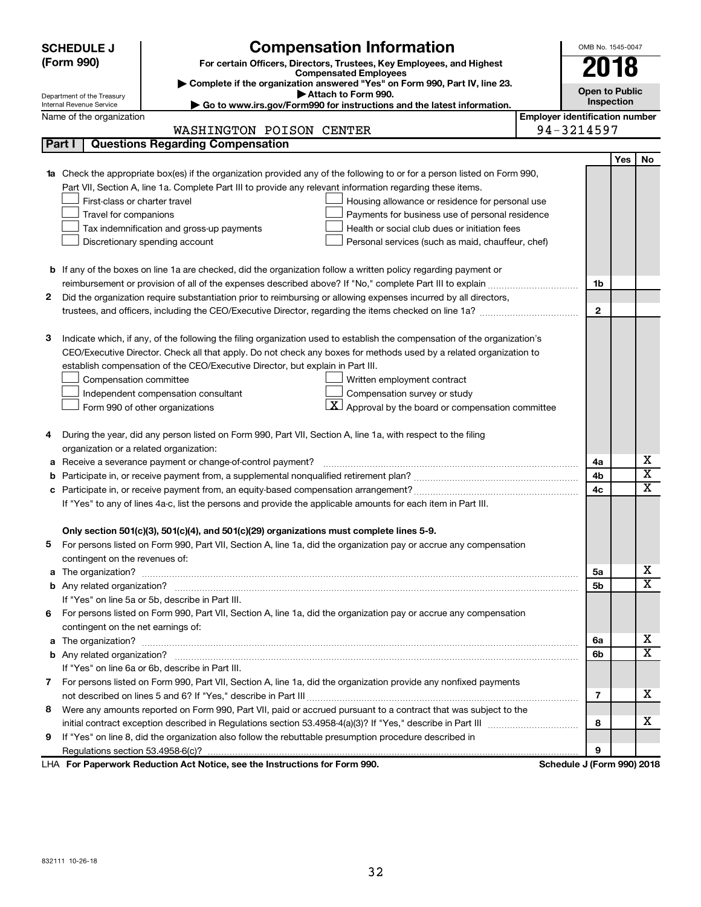**SCHEDULE J (Form 990)**

Department of the Treasury
Internal Revenue Service

# Compensation Information

**For certain Officers, Directors, Trustees, Key Employees, and Highest Compensated Employees**

▶ Complete if the organization answered "Yes" on Form 990, Part IV, line 23.

▶ Attach to Form 990.

▶ Go to www.irs.gov/Form990 for instructions and the latest information.

OMB No. 1545-0047

**2018**

**Open to Public Inspection**

Name of the organization: WASHINGTON POISON CENTER

Employer identification number: 94-3214597

## Part I | Questions Regarding Compensation

| | | | Yes | No |
|---|---|---|---|---|
| **1a** | Check the appropriate box(es) if the organization provided any of the following to or for a person listed on Form 990, Part VII, Section A, line 1a. Complete Part III to provide any relevant information regarding these items.<br>☐ First-class or charter travel ☐ Housing allowance or residence for personal use<br>☐ Travel for companions ☐ Payments for business use of personal residence<br>☐ Tax indemnification and gross-up payments ☐ Health or social club dues or initiation fees<br>☐ Discretionary spending account ☐ Personal services (such as maid, chauffeur, chef) | | | |
| **b** | If any of the boxes on line 1a are checked, did the organization follow a written policy regarding payment or reimbursement or provision of all of the expenses described above? If "No," complete Part III to explain | 1b | | |
| **2** | Did the organization require substantiation prior to reimbursing or allowing expenses incurred by all directors, trustees, and officers, including the CEO/Executive Director, regarding the items checked on line 1a? | 2 | | |
| **3** | Indicate which, if any, of the following the filing organization used to establish the compensation of the organization's CEO/Executive Director. Check all that apply. Do not check any boxes for methods used by a related organization to establish compensation of the CEO/Executive Director, but explain in Part III.<br>☐ Compensation committee ☐ Written employment contract<br>☐ Independent compensation consultant ☐ Compensation survey or study<br>☐ Form 990 of other organizations ☒ Approval by the board or compensation committee | | | |
| **4** | During the year, did any person listed on Form 990, Part VII, Section A, line 1a, with respect to the filing organization or a related organization: | | | |
| **a** | Receive a severance payment or change-of-control payment? | 4a | | X |
| **b** | Participate in, or receive payment from, a supplemental nonqualified retirement plan? | 4b | | X |
| **c** | Participate in, or receive payment from, an equity-based compensation arrangement? | 4c | | X |
| | If "Yes" to any of lines 4a-c, list the persons and provide the applicable amounts for each item in Part III. | | | |
| | **Only section 501(c)(3), 501(c)(4), and 501(c)(29) organizations must complete lines 5-9.** | | | |
| **5** | For persons listed on Form 990, Part VII, Section A, line 1a, did the organization pay or accrue any compensation contingent on the revenues of: | | | |
| **a** | The organization? | 5a | | X |
| **b** | Any related organization? | 5b | | X |
| | If "Yes" on line 5a or 5b, describe in Part III. | | | |
| **6** | For persons listed on Form 990, Part VII, Section A, line 1a, did the organization pay or accrue any compensation contingent on the net earnings of: | | | |
| **a** | The organization? | 6a | | X |
| **b** | Any related organization? | 6b | | X |
| | If "Yes" on line 6a or 6b, describe in Part III. | | | |
| **7** | For persons listed on Form 990, Part VII, Section A, line 1a, did the organization provide any nonfixed payments not described on lines 5 and 6? If "Yes," describe in Part III | 7 | | X |
| **8** | Were any amounts reported on Form 990, Part VII, paid or accrued pursuant to a contract that was subject to the initial contract exception described in Regulations section 53.4958-4(a)(3)? If "Yes," describe in Part III | 8 | | X |
| **9** | If "Yes" on line 8, did the organization also follow the rebuttable presumption procedure described in Regulations section 53.4958-6(c)? | 9 | | |

LHA **For Paperwork Reduction Act Notice, see the Instructions for Form 990.** **Schedule J (Form 990) 2018**

832111 10-26-18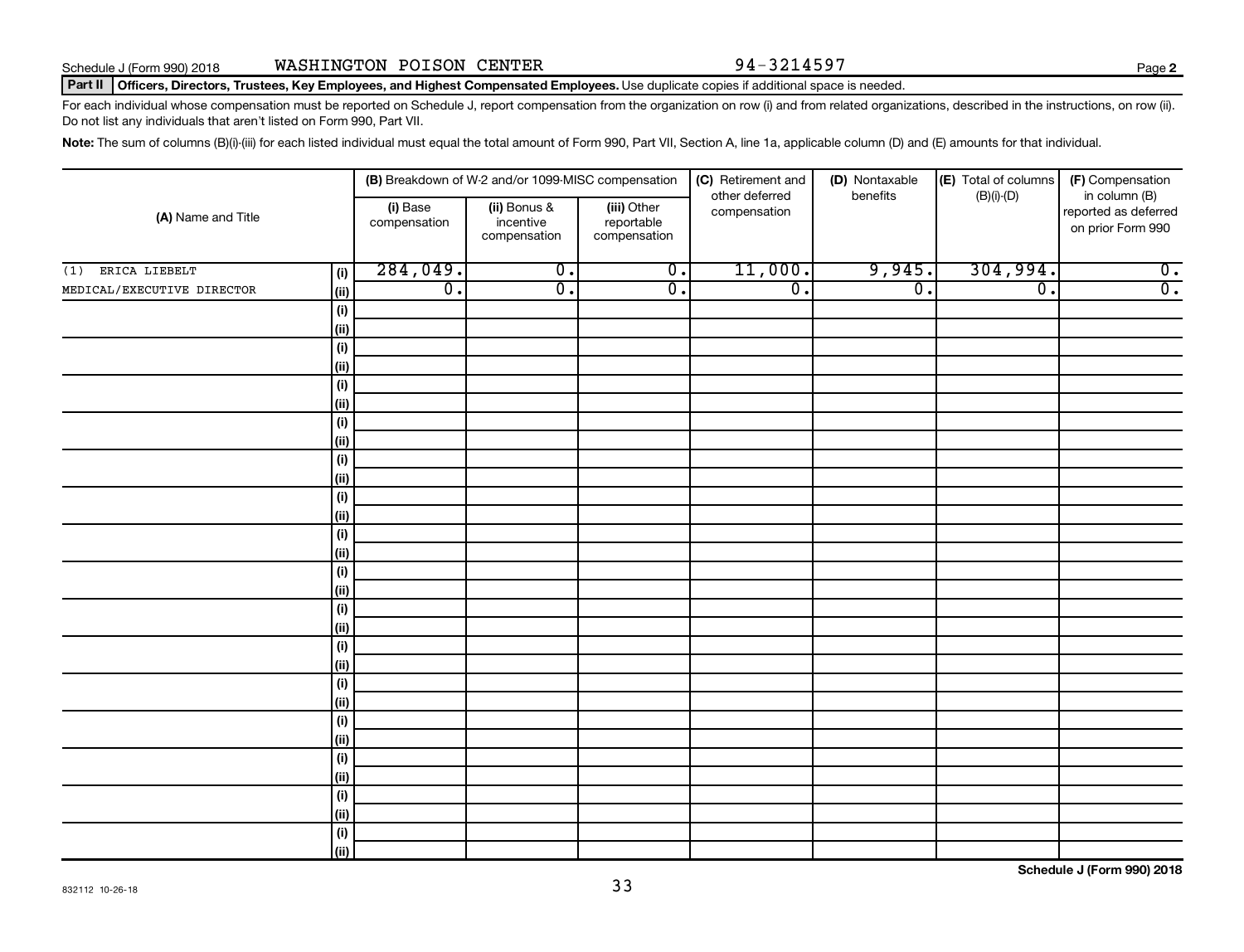Schedule J (Form 990) 2018 WASHINGTON POISON CENTER 94-3214597 Page 2

**Part II** **Officers, Directors, Trustees, Key Employees, and Highest Compensated Employees.** Use duplicate copies if additional space is needed.

For each individual whose compensation must be reported on Schedule J, report compensation from the organization on row (i) and from related organizations, described in the instructions, on row (ii). Do not list any individuals that aren't listed on Form 990, Part VII.

**Note:** The sum of columns (B)(i)-(iii) for each listed individual must equal the total amount of Form 990, Part VII, Section A, line 1a, applicable column (D) and (E) amounts for that individual.

| (A) Name and Title | | (B) Breakdown of W-2 and/or 1099-MISC compensation | | | (C) Retirement and other deferred compensation | (D) Nontaxable benefits | (E) Total of columns (B)(i)-(D) | (F) Compensation in column (B) reported as deferred on prior Form 990 |
|---|---|---|---|---|---|---|---|---|
| | | (i) Base compensation | (ii) Bonus & incentive compensation | (iii) Other reportable compensation | | | | |
| (1) ERICA LIEBELT | (i) | 284,049. | 0. | 0. | 11,000. | 9,945. | 304,994. | 0. |
| MEDICAL/EXECUTIVE DIRECTOR | (ii) | 0. | 0. | 0. | 0. | 0. | 0. | 0. |
| | (i) | | | | | | | |
| | (ii) | | | | | | | |
| | (i) | | | | | | | |
| | (ii) | | | | | | | |
| | (i) | | | | | | | |
| | (ii) | | | | | | | |
| | (i) | | | | | | | |
| | (ii) | | | | | | | |
| | (i) | | | | | | | |
| | (ii) | | | | | | | |
| | (i) | | | | | | | |
| | (ii) | | | | | | | |
| | (i) | | | | | | | |
| | (ii) | | | | | | | |
| | (i) | | | | | | | |
| | (ii) | | | | | | | |
| | (i) | | | | | | | |
| | (ii) | | | | | | | |
| | (i) | | | | | | | |
| | (ii) | | | | | | | |
| | (i) | | | | | | | |
| | (ii) | | | | | | | |
| | (i) | | | | | | | |
| | (ii) | | | | | | | |
| | (i) | | | | | | | |
| | (ii) | | | | | | | |
| | (i) | | | | | | | |
| | (ii) | | | | | | | |
| | (i) | | | | | | | |
| | (ii) | | | | | | | |

832112 10-26-18

**Schedule J (Form 990) 2018**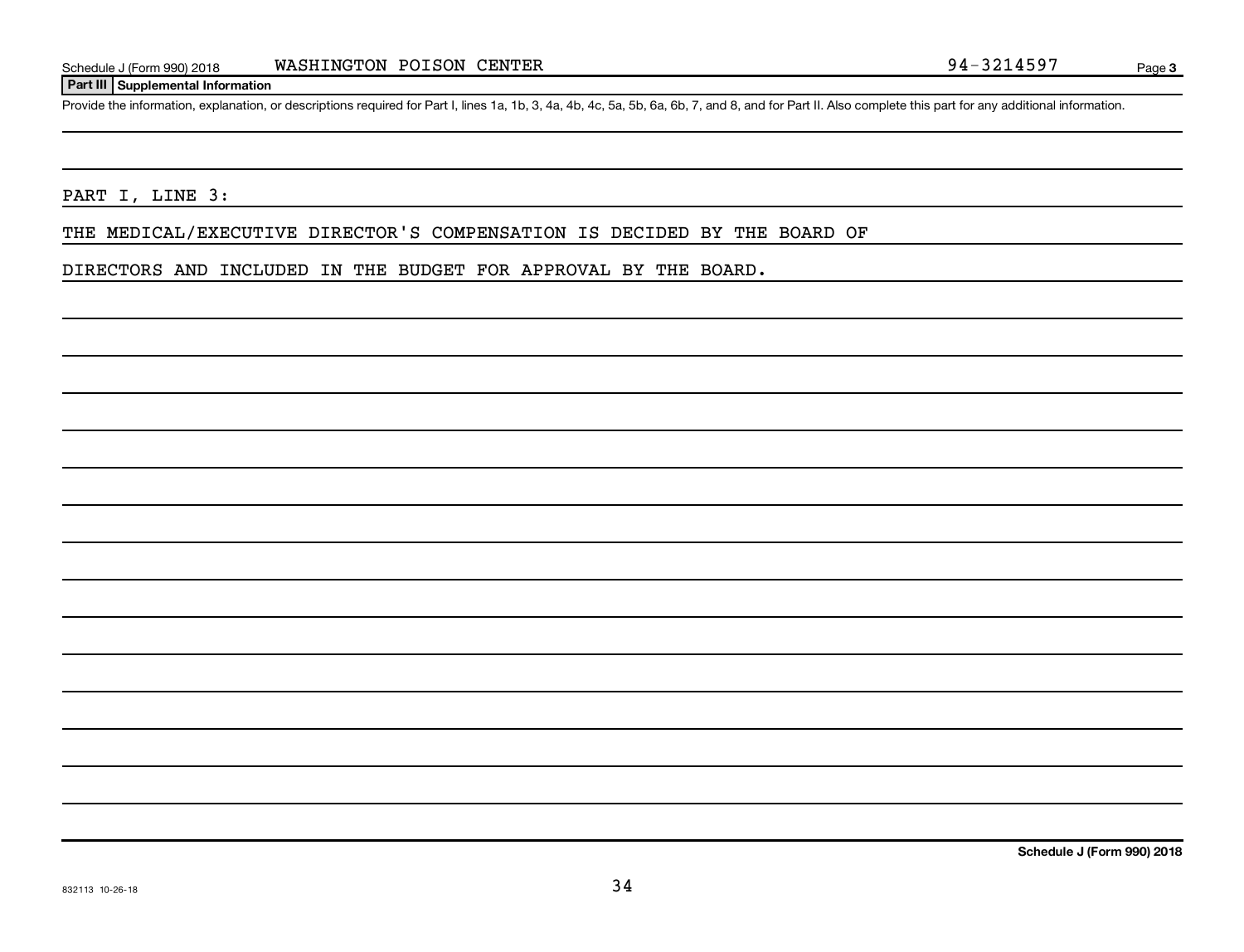Schedule J (Form 990) 2018 WASHINGTON POISON CENTER 94-3214597 Page **3**

**Part III | Supplemental Information**

Provide the information, explanation, or descriptions required for Part I, lines 1a, 1b, 3, 4a, 4b, 4c, 5a, 5b, 6a, 6b, 7, and 8, and for Part II. Also complete this part for any additional information.

PART I, LINE 3:

THE MEDICAL/EXECUTIVE DIRECTOR'S COMPENSATION IS DECIDED BY THE BOARD OF DIRECTORS AND INCLUDED IN THE BUDGET FOR APPROVAL BY THE BOARD.

**Schedule J (Form 990) 2018**

832113 10-26-18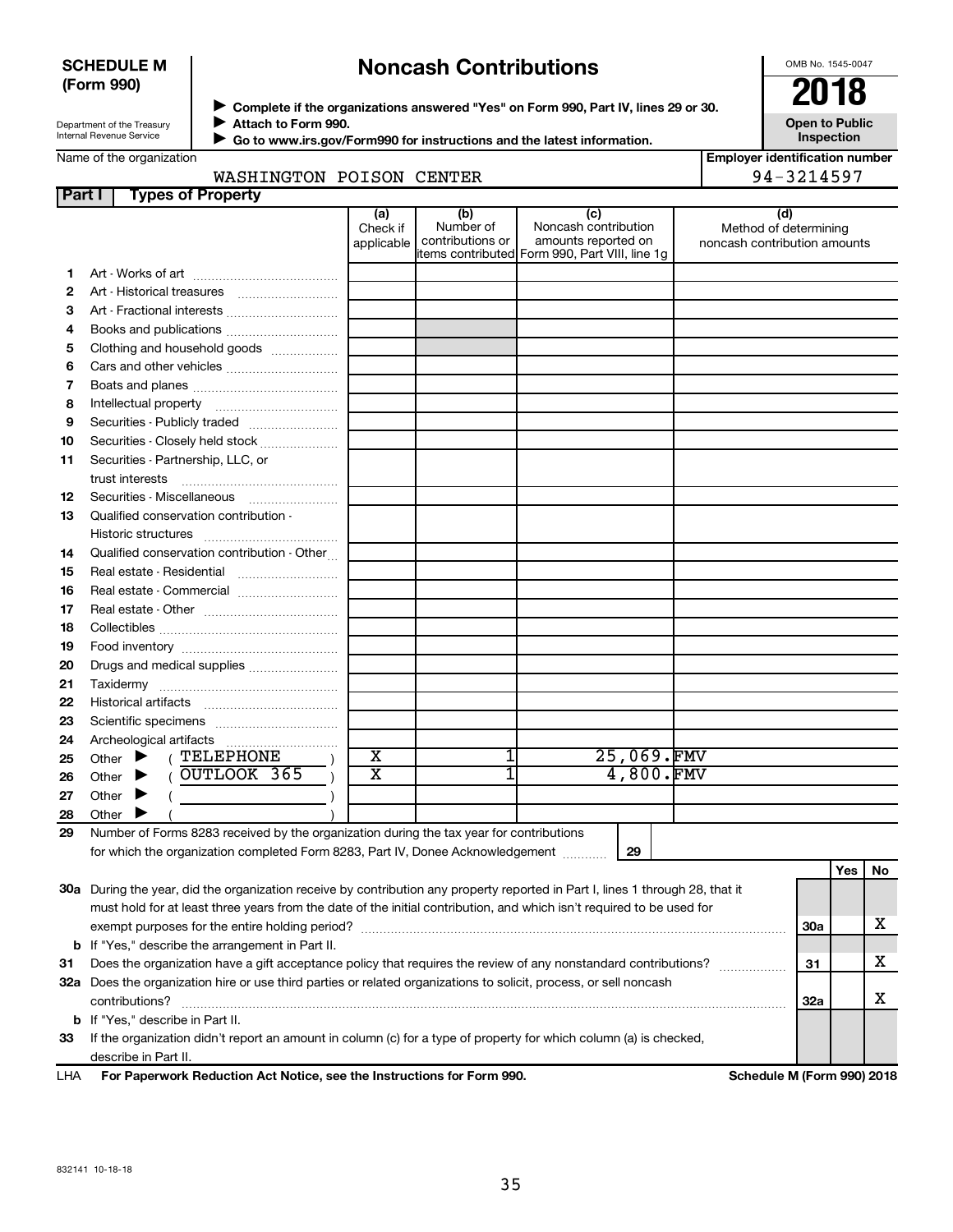**SCHEDULE M (Form 990)**

Department of the Treasury
Internal Revenue Service

# Noncash Contributions

▶ Complete if the organizations answered "Yes" on Form 990, Part IV, lines 29 or 30.
▶ Attach to Form 990.
▶ Go to www.irs.gov/Form990 for instructions and the latest information.

OMB No. 1545-0047

**2018**

**Open to Public Inspection**

Name of the organization: WASHINGTON POISON CENTER

Employer identification number: 94-3214597

## Part I Types of Property

| | | (a) Check if applicable | (b) Number of contributions or items contributed | (c) Noncash contribution amounts reported on Form 990, Part VIII, line 1g | (d) Method of determining noncash contribution amounts |
|---|---|---|---|---|---|
| 1 | Art - Works of art | | | | |
| 2 | Art - Historical treasures | | | | |
| 3 | Art - Fractional interests | | | | |
| 4 | Books and publications | | | | |
| 5 | Clothing and household goods | | | | |
| 6 | Cars and other vehicles | | | | |
| 7 | Boats and planes | | | | |
| 8 | Intellectual property | | | | |
| 9 | Securities - Publicly traded | | | | |
| 10 | Securities - Closely held stock | | | | |
| 11 | Securities - Partnership, LLC, or trust interests | | | | |
| 12 | Securities - Miscellaneous | | | | |
| 13 | Qualified conservation contribution - Historic structures | | | | |
| 14 | Qualified conservation contribution - Other | | | | |
| 15 | Real estate - Residential | | | | |
| 16 | Real estate - Commercial | | | | |
| 17 | Real estate - Other | | | | |
| 18 | Collectibles | | | | |
| 19 | Food inventory | | | | |
| 20 | Drugs and medical supplies | | | | |
| 21 | Taxidermy | | | | |
| 22 | Historical artifacts | | | | |
| 23 | Scientific specimens | | | | |
| 24 | Archeological artifacts | | | | |
| 25 | Other ▶ ( TELEPHONE ) | X | 1 | 25,069. | FMV |
| 26 | Other ▶ ( OUTLOOK 365 ) | X | 1 | 4,800. | FMV |
| 27 | Other ▶ ( ) | | | | |
| 28 | Other ▶ ( ) | | | | |

29 Number of Forms 8283 received by the organization during the tax year for contributions for which the organization completed Form 8283, Part IV, Donee Acknowledgement ..... **29**

| | | | Yes | No |
|---|---|---|---|---|
| 30a | During the year, did the organization receive by contribution any property reported in Part I, lines 1 through 28, that it must hold for at least three years from the date of the initial contribution, and which isn't required to be used for exempt purposes for the entire holding period? | 30a | | X |
| b | If "Yes," describe the arrangement in Part II. | | | |
| 31 | Does the organization have a gift acceptance policy that requires the review of any nonstandard contributions? | 31 | | X |
| 32a | Does the organization hire or use third parties or related organizations to solicit, process, or sell noncash contributions? | 32a | | X |
| b | If "Yes," describe in Part II. | | | |
| 33 | If the organization didn't report an amount in column (c) for a type of property for which column (a) is checked, describe in Part II. | | | |

LHA **For Paperwork Reduction Act Notice, see the Instructions for Form 990.** **Schedule M (Form 990) 2018**

832141 10-18-18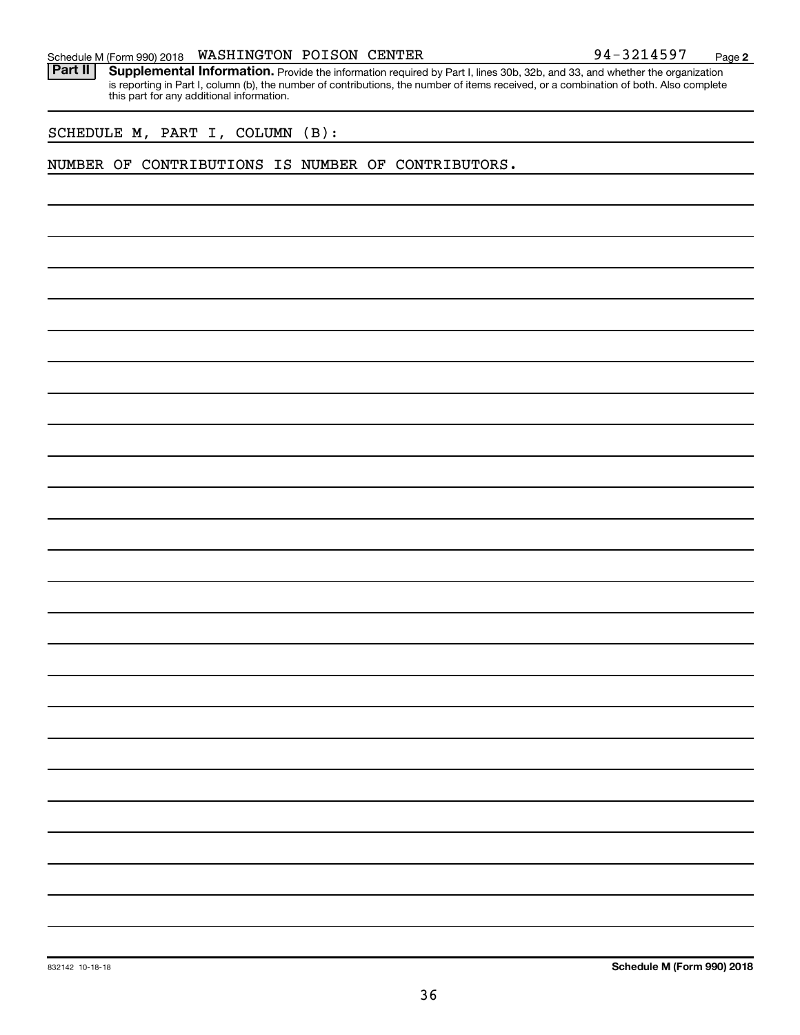Schedule M (Form 990) 2018 WASHINGTON POISON CENTER 94-3214597 Page 2

**Part II** **Supplemental Information.** Provide the information required by Part I, lines 30b, 32b, and 33, and whether the organization is reporting in Part I, column (b), the number of contributions, the number of items received, or a combination of both. Also complete this part for any additional information.

SCHEDULE M, PART I, COLUMN (B):

NUMBER OF CONTRIBUTIONS IS NUMBER OF CONTRIBUTORS.

832142 10-18-18 **Schedule M (Form 990) 2018**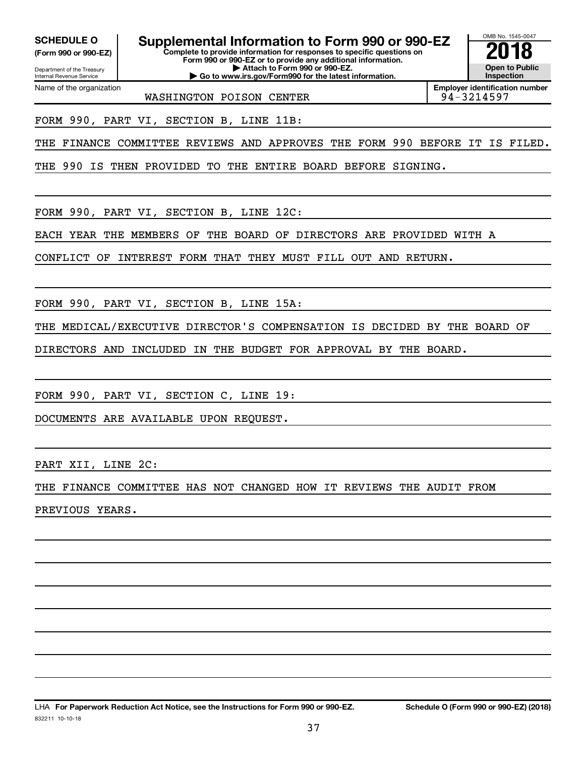**SCHEDULE O**
**(Form 990 or 990-EZ)**

Department of the Treasury
Internal Revenue Service

# Supplemental Information to Form 990 or 990-EZ

**Complete to provide information for responses to specific questions on Form 990 or 990-EZ or to provide any additional information.**
**▶ Attach to Form 990 or 990-EZ.**
**▶ Go to www.irs.gov/Form990 for the latest information.**

OMB No. 1545-0047
**2018**
**Open to Public Inspection**

Name of the organization: WASHINGTON POISON CENTER
**Employer identification number:** 94-3214597

FORM 990, PART VI, SECTION B, LINE 11B:

THE FINANCE COMMITTEE REVIEWS AND APPROVES THE FORM 990 BEFORE IT IS FILED. THE 990 IS THEN PROVIDED TO THE ENTIRE BOARD BEFORE SIGNING.

FORM 990, PART VI, SECTION B, LINE 12C:

EACH YEAR THE MEMBERS OF THE BOARD OF DIRECTORS ARE PROVIDED WITH A CONFLICT OF INTEREST FORM THAT THEY MUST FILL OUT AND RETURN.

FORM 990, PART VI, SECTION B, LINE 15A:

THE MEDICAL/EXECUTIVE DIRECTOR'S COMPENSATION IS DECIDED BY THE BOARD OF DIRECTORS AND INCLUDED IN THE BUDGET FOR APPROVAL BY THE BOARD.

FORM 990, PART VI, SECTION C, LINE 19:

DOCUMENTS ARE AVAILABLE UPON REQUEST.

PART XII, LINE 2C:

THE FINANCE COMMITTEE HAS NOT CHANGED HOW IT REVIEWS THE AUDIT FROM PREVIOUS YEARS.

LHA **For Paperwork Reduction Act Notice, see the Instructions for Form 990 or 990-EZ.** **Schedule O (Form 990 or 990-EZ) (2018)**
832211 10-10-18